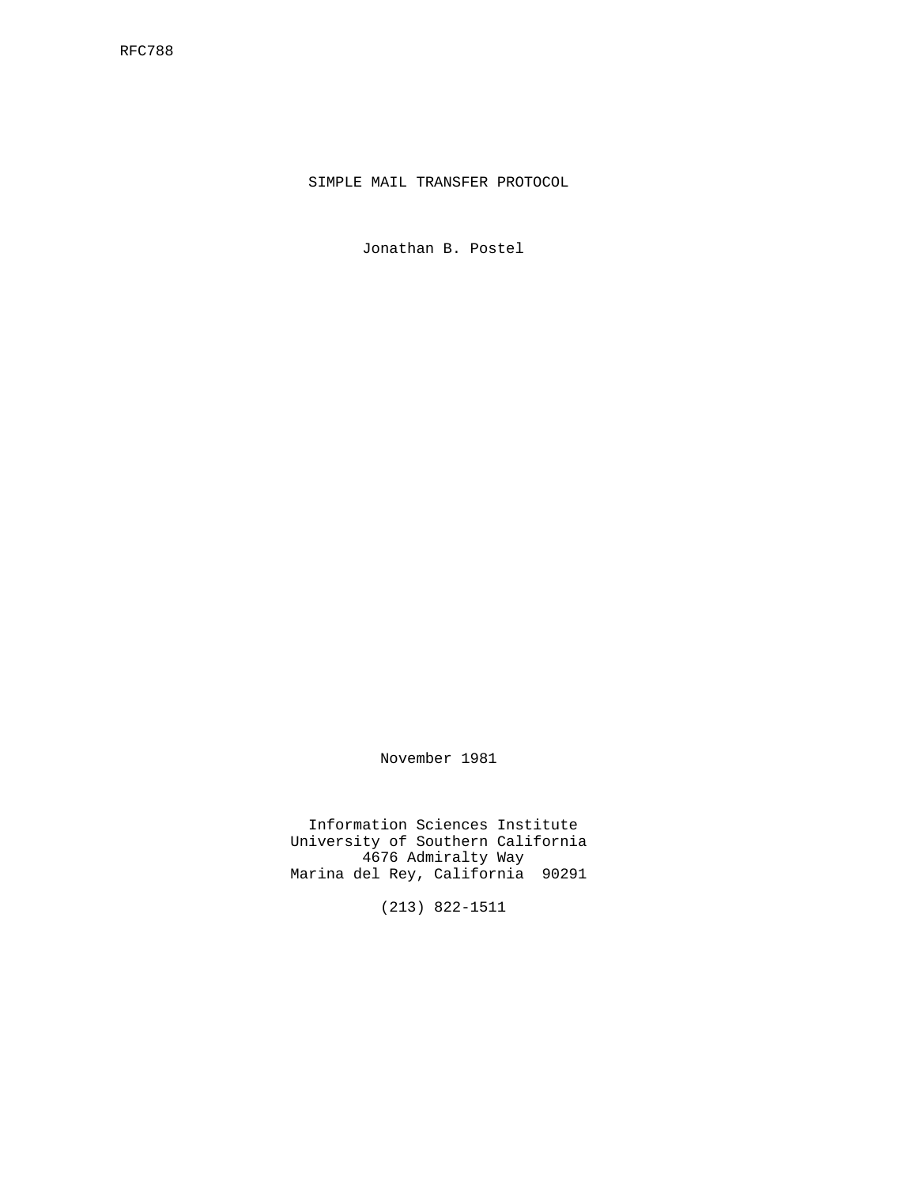RFC788

# SIMPLE MAIL TRANSFER PROTOCOL

Jonathan B. Postel

November 1981

Information Sciences Institute
University of Southern California
4676 Admiralty Way
Marina del Rey, California 90291

(213) 822-1511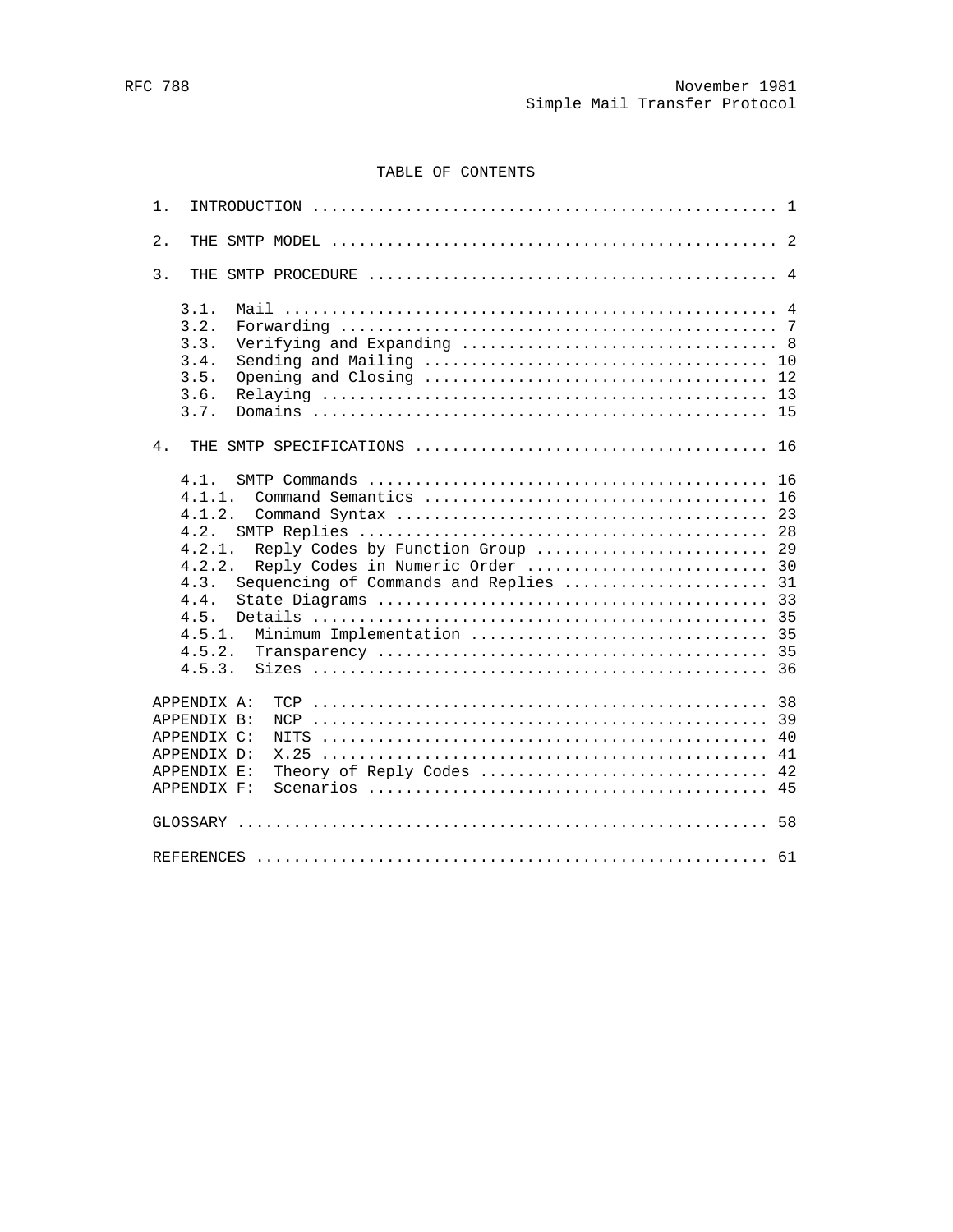# TABLE OF CONTENTS

```
   1.  INTRODUCTION .................................................. 1

   2.  THE SMTP MODEL ................................................ 2

   3.  THE SMTP PROCEDURE ............................................ 4

      3.1.  Mail ..................................................... 4
      3.2.  Forwarding ............................................... 7
      3.3.  Verifying and Expanding .................................. 8
      3.4.  Sending and Mailing ..................................... 10
      3.5.  Opening and Closing ..................................... 12
      3.6.  Relaying ................................................ 13
      3.7.  Domains ................................................. 15

   4.  THE SMTP SPECIFICATIONS ...................................... 16

      4.1.  SMTP Commands ........................................... 16
      4.1.1.  Command Semantics ..................................... 16
      4.1.2.  Command Syntax ........................................ 23
      4.2.  SMTP Replies ............................................ 28
      4.2.1.  Reply Codes by Function Group ......................... 29
      4.2.2.  Reply Codes in Numeric Order .......................... 30
      4.3.  Sequencing of Commands and Replies ...................... 31
      4.4.  State Diagrams .......................................... 33
      4.5.  Details ................................................. 35
      4.5.1.  Minimum Implementation ................................ 35
      4.5.2.  Transparency .......................................... 35
      4.5.3.  Sizes ................................................. 36

   APPENDIX A:  TCP ................................................. 38
   APPENDIX B:  NCP ................................................. 39
   APPENDIX C:  NITS ................................................ 40
   APPENDIX D:  X.25 ................................................ 41
   APPENDIX E:  Theory of Reply Codes ............................... 42
   APPENDIX F:  Scenarios ........................................... 45

   GLOSSARY ......................................................... 58

   REFERENCES ....................................................... 61
```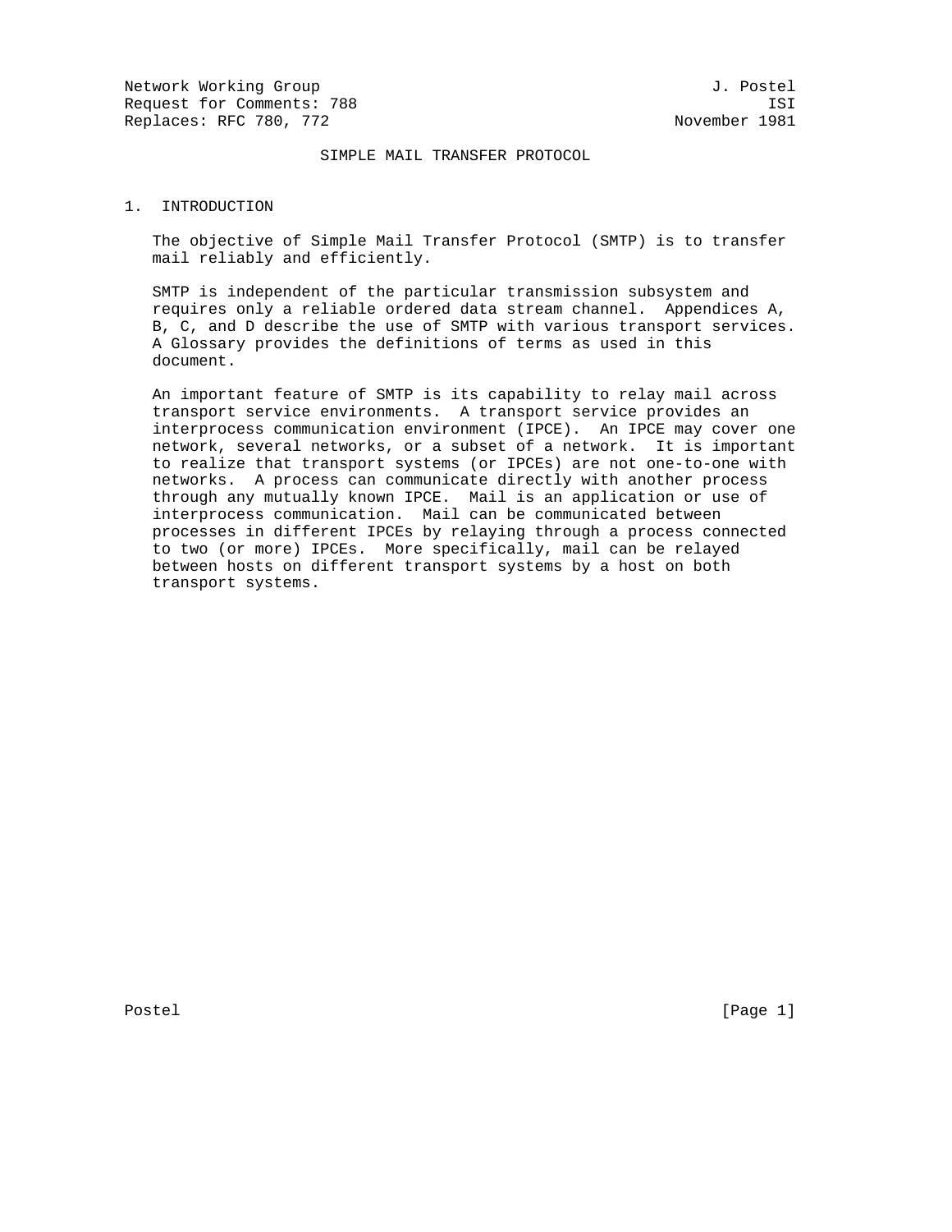Network Working Group J. Postel
Request for Comments: 788 ISI
Replaces: RFC 780, 772 November 1981

# SIMPLE MAIL TRANSFER PROTOCOL

## 1. INTRODUCTION

The objective of Simple Mail Transfer Protocol (SMTP) is to transfer mail reliably and efficiently.

SMTP is independent of the particular transmission subsystem and requires only a reliable ordered data stream channel. Appendices A, B, C, and D describe the use of SMTP with various transport services. A Glossary provides the definitions of terms as used in this document.

An important feature of SMTP is its capability to relay mail across transport service environments. A transport service provides an interprocess communication environment (IPCE). An IPCE may cover one network, several networks, or a subset of a network. It is important to realize that transport systems (or IPCEs) are not one-to-one with networks. A process can communicate directly with another process through any mutually known IPCE. Mail is an application or use of interprocess communication. Mail can be communicated between processes in different IPCEs by relaying through a process connected to two (or more) IPCEs. More specifically, mail can be relayed between hosts on different transport systems by a host on both transport systems.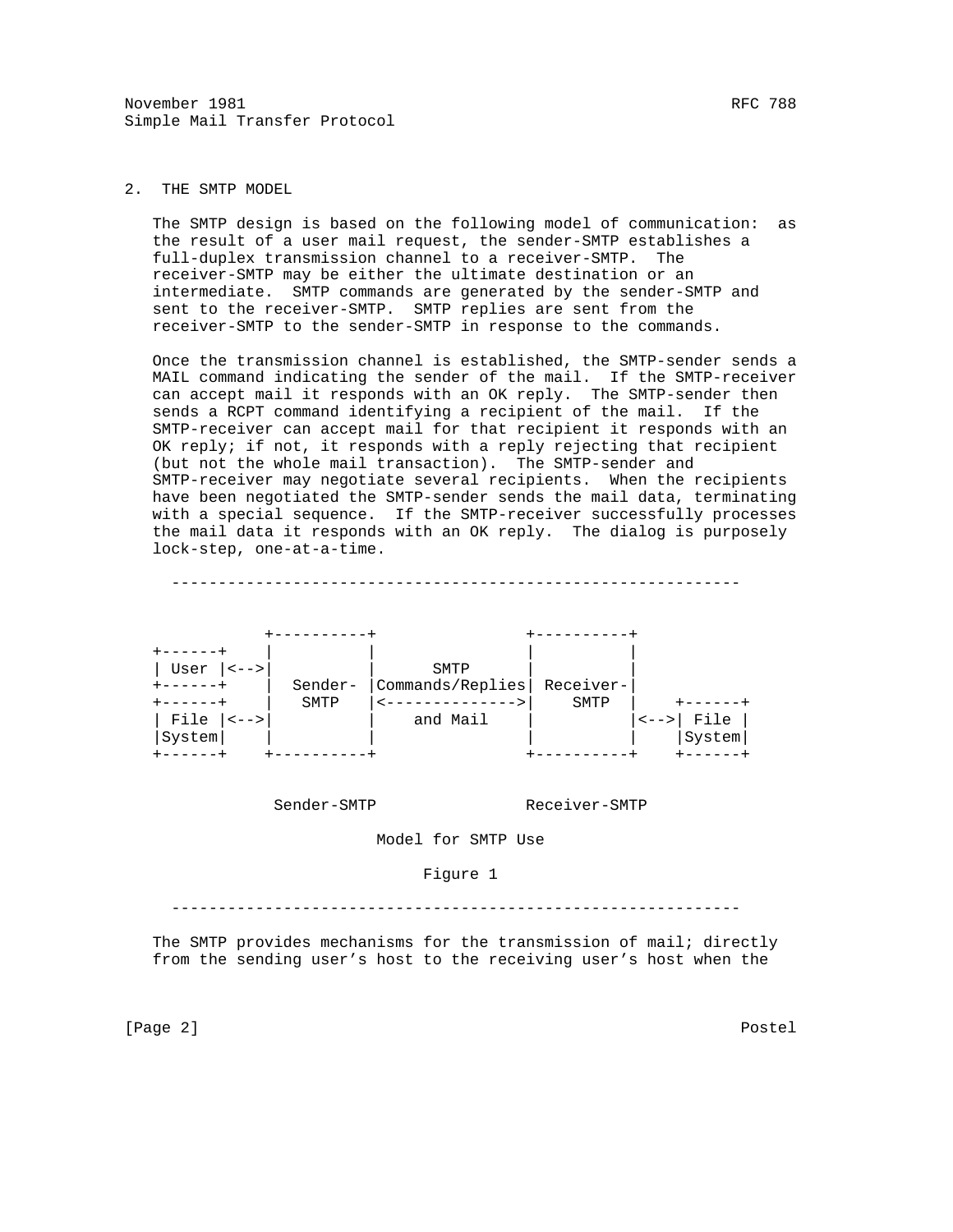## 2. THE SMTP MODEL

The SMTP design is based on the following model of communication: as the result of a user mail request, the sender-SMTP establishes a full-duplex transmission channel to a receiver-SMTP. The receiver-SMTP may be either the ultimate destination or an intermediate. SMTP commands are generated by the sender-SMTP and sent to the receiver-SMTP. SMTP replies are sent from the receiver-SMTP to the sender-SMTP in response to the commands.

Once the transmission channel is established, the SMTP-sender sends a MAIL command indicating the sender of the mail. If the SMTP-receiver can accept mail it responds with an OK reply. The SMTP-sender then sends a RCPT command identifying a recipient of the mail. If the SMTP-receiver can accept mail for that recipient it responds with an OK reply; if not, it responds with a reply rejecting that recipient (but not the whole mail transaction). The SMTP-sender and SMTP-receiver may negotiate several recipients. When the recipients have been negotiated the SMTP-sender sends the mail data, terminating with a special sequence. If the SMTP-receiver successfully processes the mail data it responds with an OK reply. The dialog is purposely lock-step, one-at-a-time.

```
-------------------------------------------------------------


          +----------+                +----------+
+------+  |          |                |          |
| User |<-->|          |      SMTP      |          |
+------+  |  Sender- |Commands/Replies| Receiver-|
+------+  |   SMTP   |<-------------->|    SMTP  |    +------+
| File |<-->|          |    and Mail    |          |<-->| File |
|System|  |          |                |          |    |System|
+------+  +----------+                +----------+    +------+


           Sender-SMTP                Receiver-SMTP

                         Model for SMTP Use

                              Figure 1

-------------------------------------------------------------
```

The SMTP provides mechanisms for the transmission of mail; directly from the sending user's host to the receiving user's host when the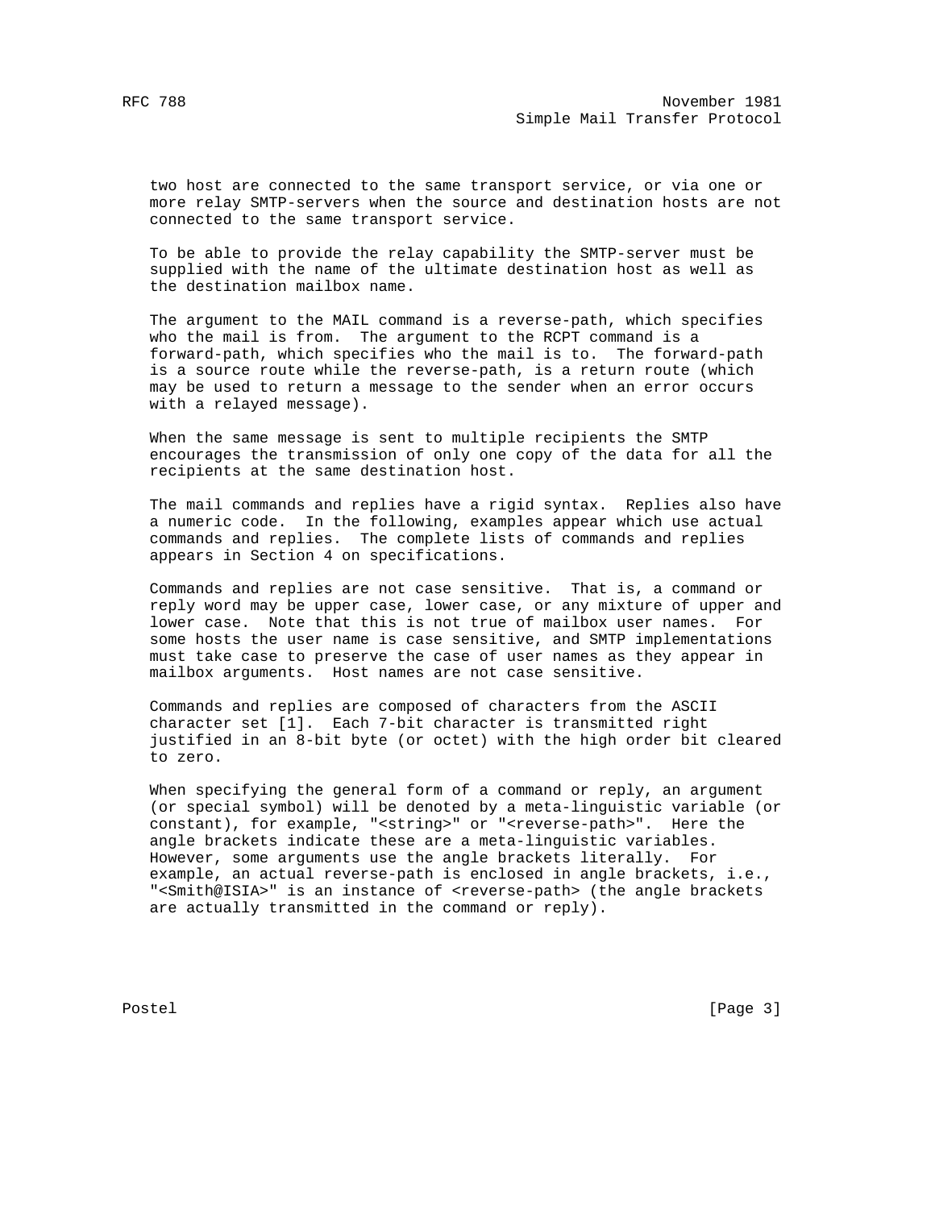two host are connected to the same transport service, or via one or more relay SMTP-servers when the source and destination hosts are not connected to the same transport service.

To be able to provide the relay capability the SMTP-server must be supplied with the name of the ultimate destination host as well as the destination mailbox name.

The argument to the MAIL command is a reverse-path, which specifies who the mail is from. The argument to the RCPT command is a forward-path, which specifies who the mail is to. The forward-path is a source route while the reverse-path, is a return route (which may be used to return a message to the sender when an error occurs with a relayed message).

When the same message is sent to multiple recipients the SMTP encourages the transmission of only one copy of the data for all the recipients at the same destination host.

The mail commands and replies have a rigid syntax. Replies also have a numeric code. In the following, examples appear which use actual commands and replies. The complete lists of commands and replies appears in Section 4 on specifications.

Commands and replies are not case sensitive. That is, a command or reply word may be upper case, lower case, or any mixture of upper and lower case. Note that this is not true of mailbox user names. For some hosts the user name is case sensitive, and SMTP implementations must take case to preserve the case of user names as they appear in mailbox arguments. Host names are not case sensitive.

Commands and replies are composed of characters from the ASCII character set [1]. Each 7-bit character is transmitted right justified in an 8-bit byte (or octet) with the high order bit cleared to zero.

When specifying the general form of a command or reply, an argument (or special symbol) will be denoted by a meta-linguistic variable (or constant), for example, "<string>" or "<reverse-path>". Here the angle brackets indicate these are a meta-linguistic variables. However, some arguments use the angle brackets literally. For example, an actual reverse-path is enclosed in angle brackets, i.e., "<Smith@ISIA>" is an instance of <reverse-path> (the angle brackets are actually transmitted in the command or reply).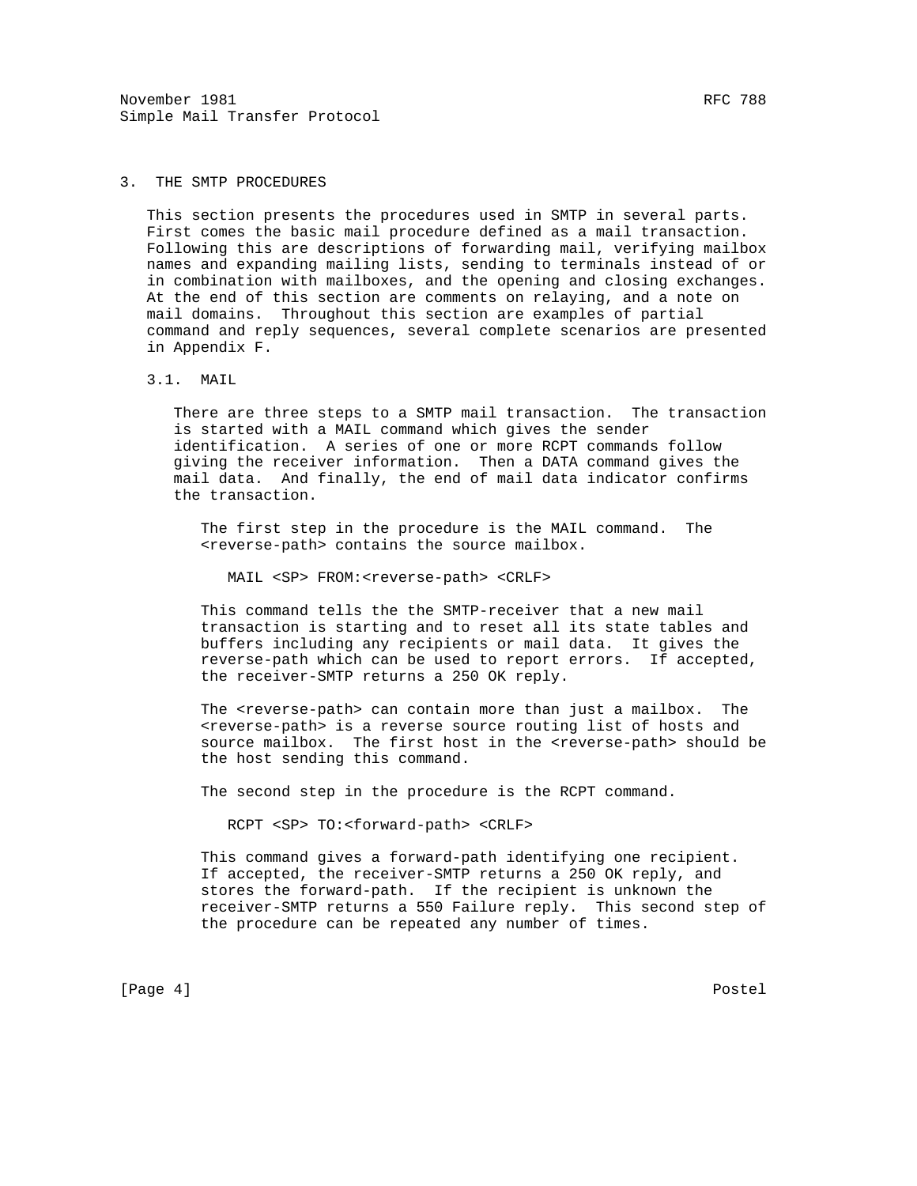## 3. THE SMTP PROCEDURES

This section presents the procedures used in SMTP in several parts. First comes the basic mail procedure defined as a mail transaction. Following this are descriptions of forwarding mail, verifying mailbox names and expanding mailing lists, sending to terminals instead of or in combination with mailboxes, and the opening and closing exchanges. At the end of this section are comments on relaying, and a note on mail domains. Throughout this section are examples of partial command and reply sequences, several complete scenarios are presented in Appendix F.

### 3.1. MAIL

There are three steps to a SMTP mail transaction. The transaction is started with a MAIL command which gives the sender identification. A series of one or more RCPT commands follow giving the receiver information. Then a DATA command gives the mail data. And finally, the end of mail data indicator confirms the transaction.

The first step in the procedure is the MAIL command. The <reverse-path> contains the source mailbox.

```
MAIL <SP> FROM:<reverse-path> <CRLF>
```

This command tells the the SMTP-receiver that a new mail transaction is starting and to reset all its state tables and buffers including any recipients or mail data. It gives the reverse-path which can be used to report errors. If accepted, the receiver-SMTP returns a 250 OK reply.

The <reverse-path> can contain more than just a mailbox. The <reverse-path> is a reverse source routing list of hosts and source mailbox. The first host in the <reverse-path> should be the host sending this command.

The second step in the procedure is the RCPT command.

```
RCPT <SP> TO:<forward-path> <CRLF>
```

This command gives a forward-path identifying one recipient. If accepted, the receiver-SMTP returns a 250 OK reply, and stores the forward-path. If the recipient is unknown the receiver-SMTP returns a 550 Failure reply. This second step of the procedure can be repeated any number of times.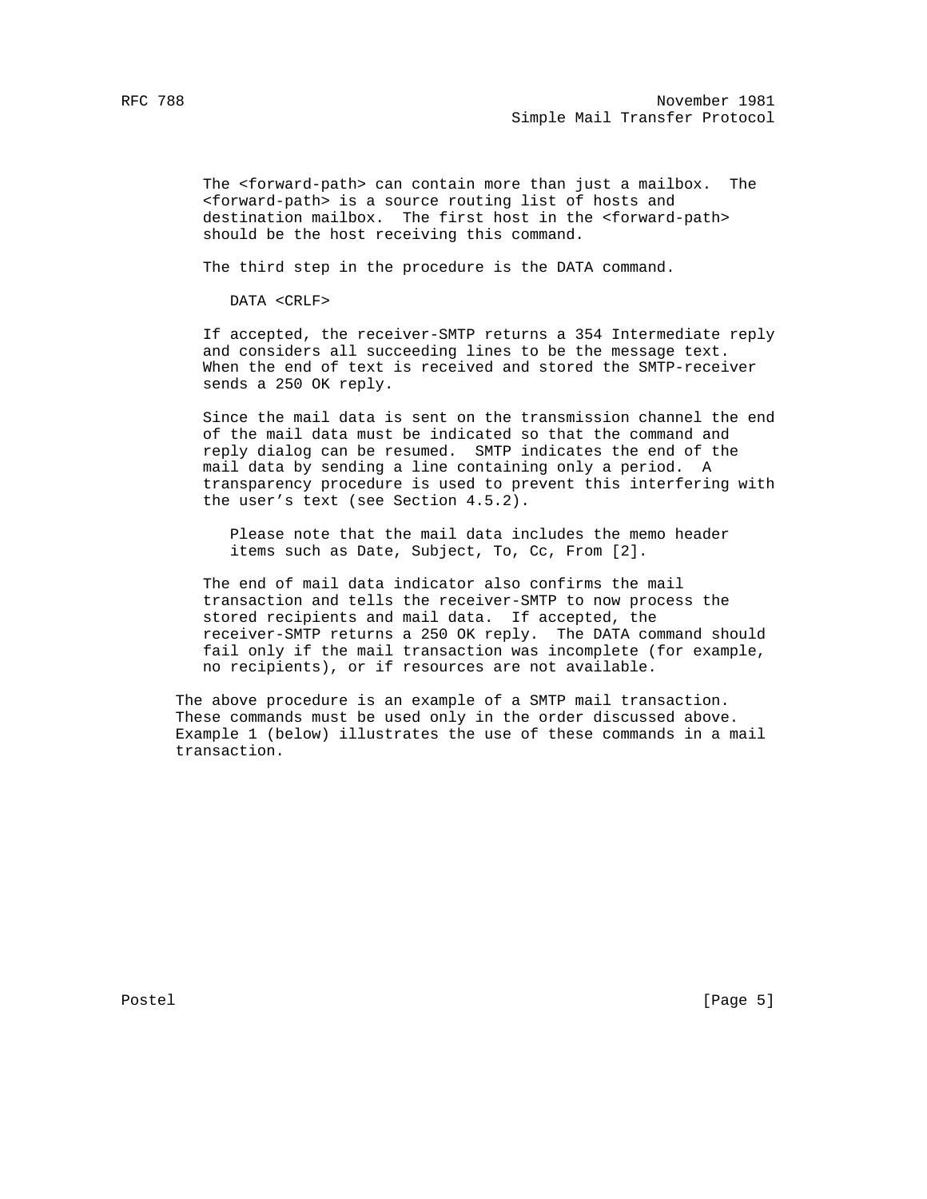The <forward-path> can contain more than just a mailbox. The <forward-path> is a source routing list of hosts and destination mailbox. The first host in the <forward-path> should be the host receiving this command.

The third step in the procedure is the DATA command.

```
DATA <CRLF>
```

If accepted, the receiver-SMTP returns a 354 Intermediate reply and considers all succeeding lines to be the message text. When the end of text is received and stored the SMTP-receiver sends a 250 OK reply.

Since the mail data is sent on the transmission channel the end of the mail data must be indicated so that the command and reply dialog can be resumed. SMTP indicates the end of the mail data by sending a line containing only a period. A transparency procedure is used to prevent this interfering with the user's text (see Section 4.5.2).

> Please note that the mail data includes the memo header items such as Date, Subject, To, Cc, From [2].

The end of mail data indicator also confirms the mail transaction and tells the receiver-SMTP to now process the stored recipients and mail data. If accepted, the receiver-SMTP returns a 250 OK reply. The DATA command should fail only if the mail transaction was incomplete (for example, no recipients), or if resources are not available.

The above procedure is an example of a SMTP mail transaction. These commands must be used only in the order discussed above. Example 1 (below) illustrates the use of these commands in a mail transaction.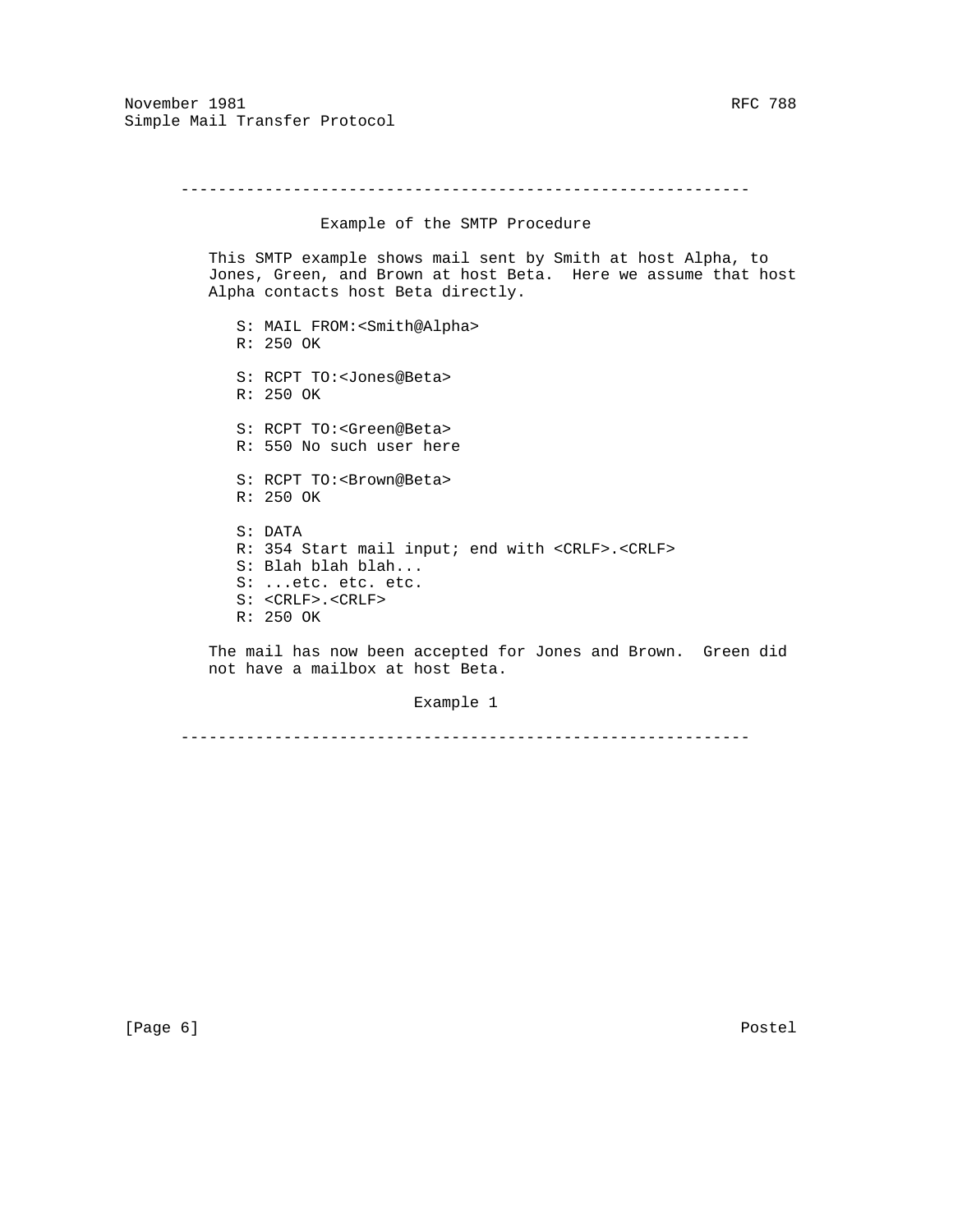---

### Example of the SMTP Procedure

This SMTP example shows mail sent by Smith at host Alpha, to Jones, Green, and Brown at host Beta. Here we assume that host Alpha contacts host Beta directly.

```
S: MAIL FROM:<Smith@Alpha>
R: 250 OK

S: RCPT TO:<Jones@Beta>
R: 250 OK

S: RCPT TO:<Green@Beta>
R: 550 No such user here

S: RCPT TO:<Brown@Beta>
R: 250 OK

S: DATA
R: 354 Start mail input; end with <CRLF>.<CRLF>
S: Blah blah blah...
S: ...etc. etc. etc.
S: <CRLF>.<CRLF>
R: 250 OK
```

The mail has now been accepted for Jones and Brown. Green did not have a mailbox at host Beta.

Example 1

---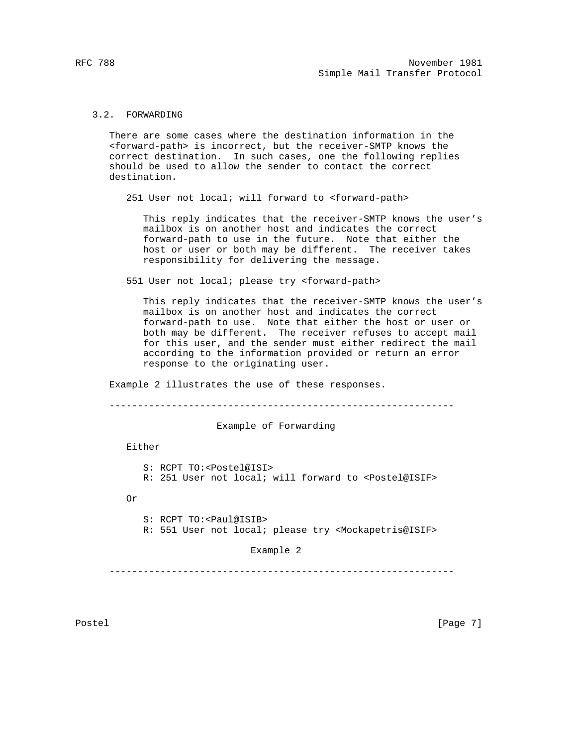### 3.2. FORWARDING

There are some cases where the destination information in the <forward-path> is incorrect, but the receiver-SMTP knows the correct destination. In such cases, one the following replies should be used to allow the sender to contact the correct destination.

251 User not local; will forward to <forward-path>

This reply indicates that the receiver-SMTP knows the user's mailbox is on another host and indicates the correct forward-path to use in the future. Note that either the host or user or both may be different. The receiver takes responsibility for delivering the message.

551 User not local; please try <forward-path>

This reply indicates that the receiver-SMTP knows the user's mailbox is on another host and indicates the correct forward-path to use. Note that either the host or user or both may be different. The receiver refuses to accept mail for this user, and the sender must either redirect the mail according to the information provided or return an error response to the originating user.

Example 2 illustrates the use of these responses.

```
-------------------------------------------------------------

                   Example of Forwarding

   Either

      S: RCPT TO:<Postel@ISI>
      R: 251 User not local; will forward to <Postel@ISIF>

   Or

      S: RCPT TO:<Paul@ISIB>
      R: 551 User not local; please try <Mockapetris@ISIF>

                         Example 2

-------------------------------------------------------------
```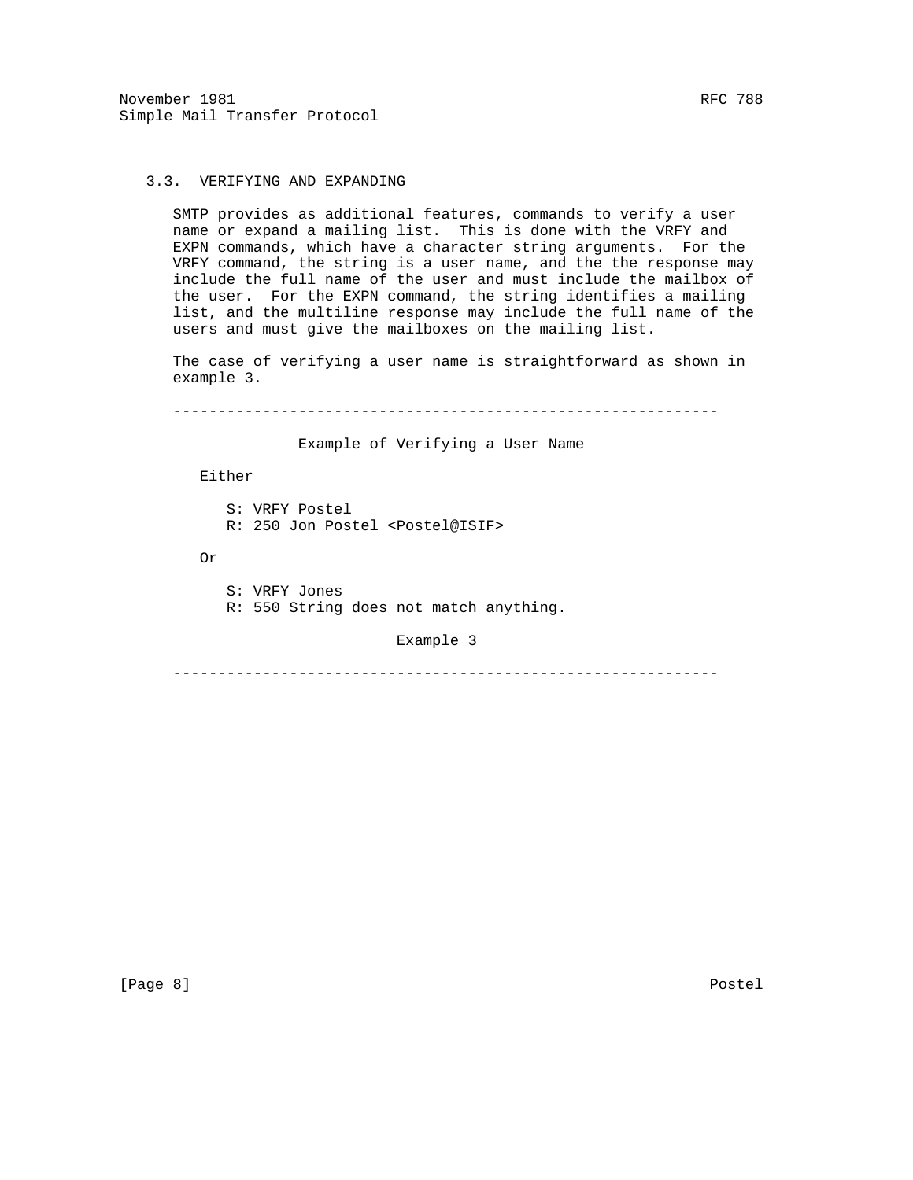### 3.3. VERIFYING AND EXPANDING

SMTP provides as additional features, commands to verify a user name or expand a mailing list. This is done with the VRFY and EXPN commands, which have a character string arguments. For the VRFY command, the string is a user name, and the the response may include the full name of the user and must include the mailbox of the user. For the EXPN command, the string identifies a mailing list, and the multiline response may include the full name of the users and must give the mailboxes on the mailing list.

The case of verifying a user name is straightforward as shown in example 3.

```
-------------------------------------------------------------

              Example of Verifying a User Name

   Either

      S: VRFY Postel
      R: 250 Jon Postel <Postel@ISIF>

   Or

      S: VRFY Jones
      R: 550 String does not match anything.

                         Example 3

-------------------------------------------------------------
```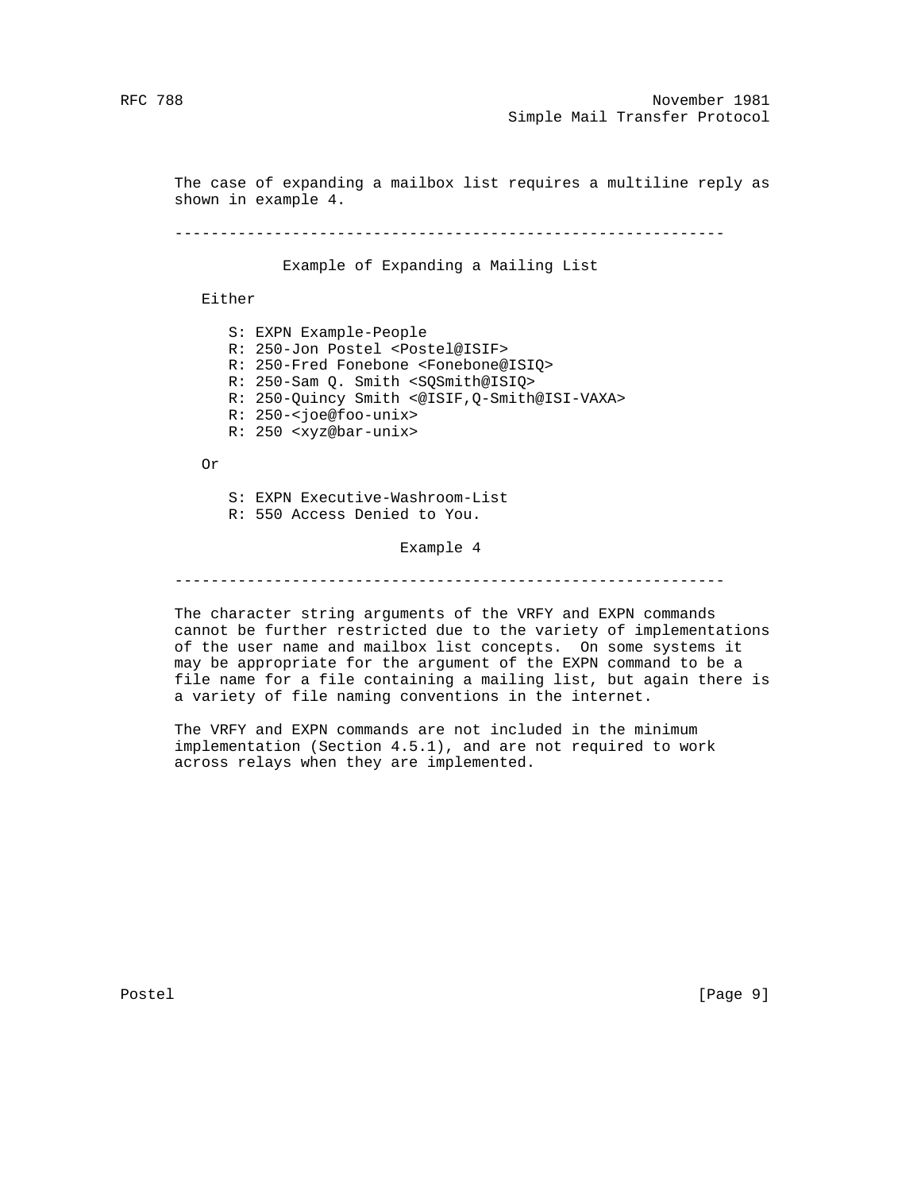The case of expanding a mailbox list requires a multiline reply as shown in example 4.

---

Example of Expanding a Mailing List

Either

```
S: EXPN Example-People
R: 250-Jon Postel <Postel@ISIF>
R: 250-Fred Fonebone <Fonebone@ISIQ>
R: 250-Sam Q. Smith <SQSmith@ISIQ>
R: 250-Quincy Smith <@ISIF,Q-Smith@ISI-VAXA>
R: 250-<joe@foo-unix>
R: 250 <xyz@bar-unix>
```

Or

```
S: EXPN Executive-Washroom-List
R: 550 Access Denied to You.
```

Example 4

---

The character string arguments of the VRFY and EXPN commands cannot be further restricted due to the variety of implementations of the user name and mailbox list concepts. On some systems it may be appropriate for the argument of the EXPN command to be a file name for a file containing a mailing list, but again there is a variety of file naming conventions in the internet.

The VRFY and EXPN commands are not included in the minimum implementation (Section 4.5.1), and are not required to work across relays when they are implemented.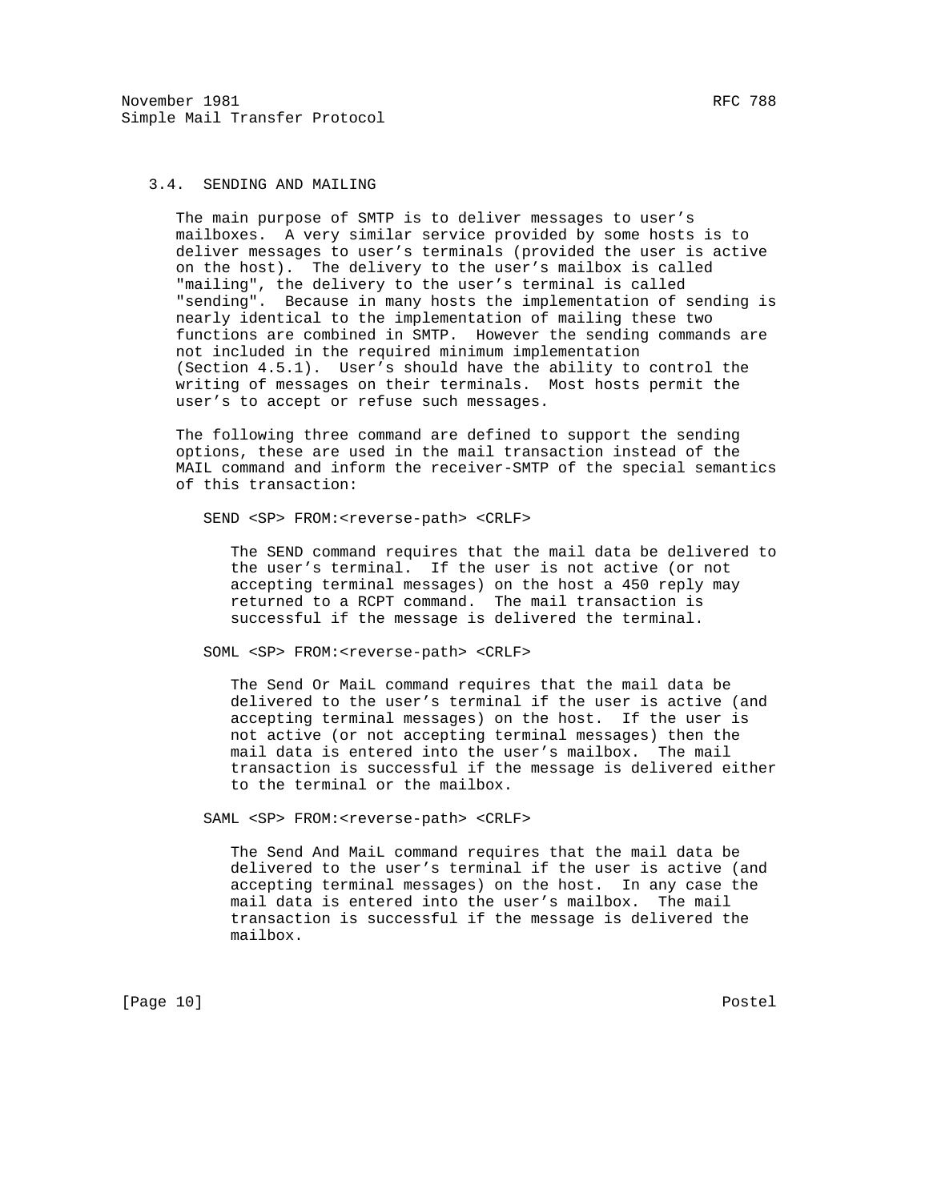### 3.4. SENDING AND MAILING

The main purpose of SMTP is to deliver messages to user's mailboxes. A very similar service provided by some hosts is to deliver messages to user's terminals (provided the user is active on the host). The delivery to the user's mailbox is called "mailing", the delivery to the user's terminal is called "sending". Because in many hosts the implementation of sending is nearly identical to the implementation of mailing these two functions are combined in SMTP. However the sending commands are not included in the required minimum implementation (Section 4.5.1). User's should have the ability to control the writing of messages on their terminals. Most hosts permit the user's to accept or refuse such messages.

The following three command are defined to support the sending options, these are used in the mail transaction instead of the MAIL command and inform the receiver-SMTP of the special semantics of this transaction:

SEND <SP> FROM:<reverse-path> <CRLF>

> The SEND command requires that the mail data be delivered to the user's terminal. If the user is not active (or not accepting terminal messages) on the host a 450 reply may returned to a RCPT command. The mail transaction is successful if the message is delivered the terminal.

SOML <SP> FROM:<reverse-path> <CRLF>

> The Send Or MaiL command requires that the mail data be delivered to the user's terminal if the user is active (and accepting terminal messages) on the host. If the user is not active (or not accepting terminal messages) then the mail data is entered into the user's mailbox. The mail transaction is successful if the message is delivered either to the terminal or the mailbox.

SAML <SP> FROM:<reverse-path> <CRLF>

> The Send And MaiL command requires that the mail data be delivered to the user's terminal if the user is active (and accepting terminal messages) on the host. In any case the mail data is entered into the user's mailbox. The mail transaction is successful if the message is delivered the mailbox.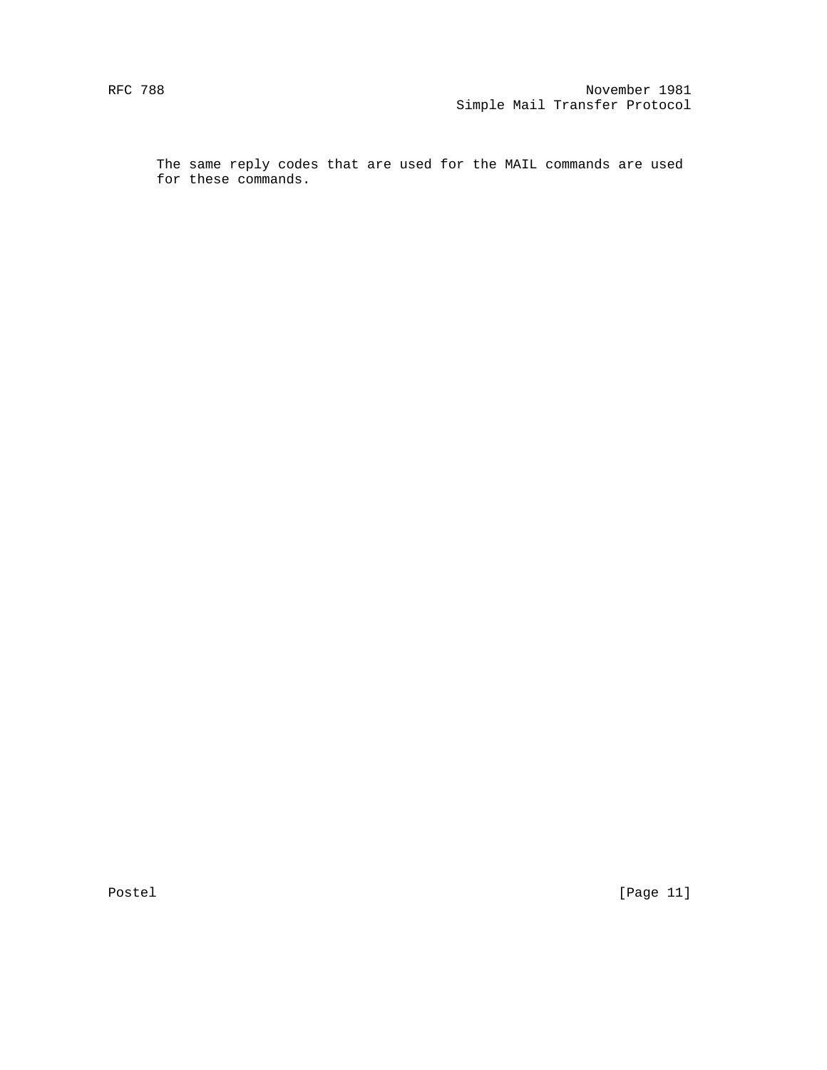The same reply codes that are used for the MAIL commands are used for these commands.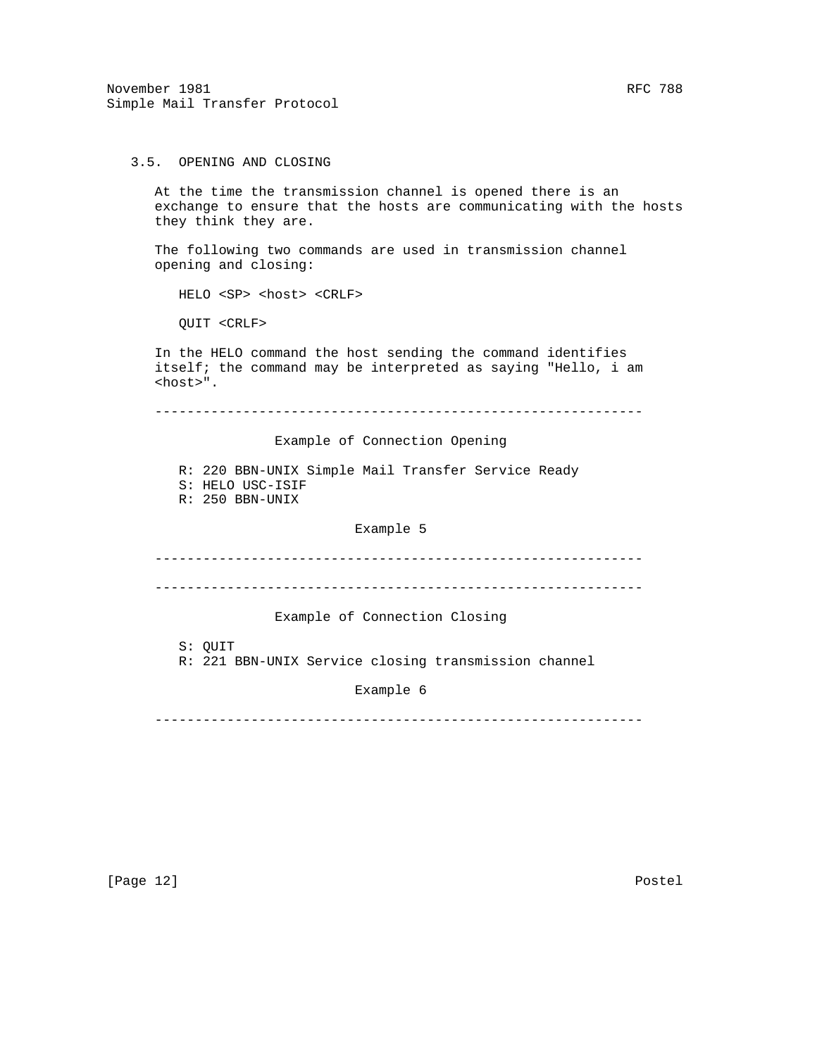### 3.5. OPENING AND CLOSING

At the time the transmission channel is opened there is an exchange to ensure that the hosts are communicating with the hosts they think they are.

The following two commands are used in transmission channel opening and closing:

```
HELO <SP> <host> <CRLF>

QUIT <CRLF>
```

In the HELO command the host sending the command identifies itself; the command may be interpreted as saying "Hello, i am <host>".

---

Example of Connection Opening

```
R: 220 BBN-UNIX Simple Mail Transfer Service Ready
S: HELO USC-ISIF
R: 250 BBN-UNIX
```

Example 5

---

---

Example of Connection Closing

```
S: QUIT
R: 221 BBN-UNIX Service closing transmission channel
```

Example 6

---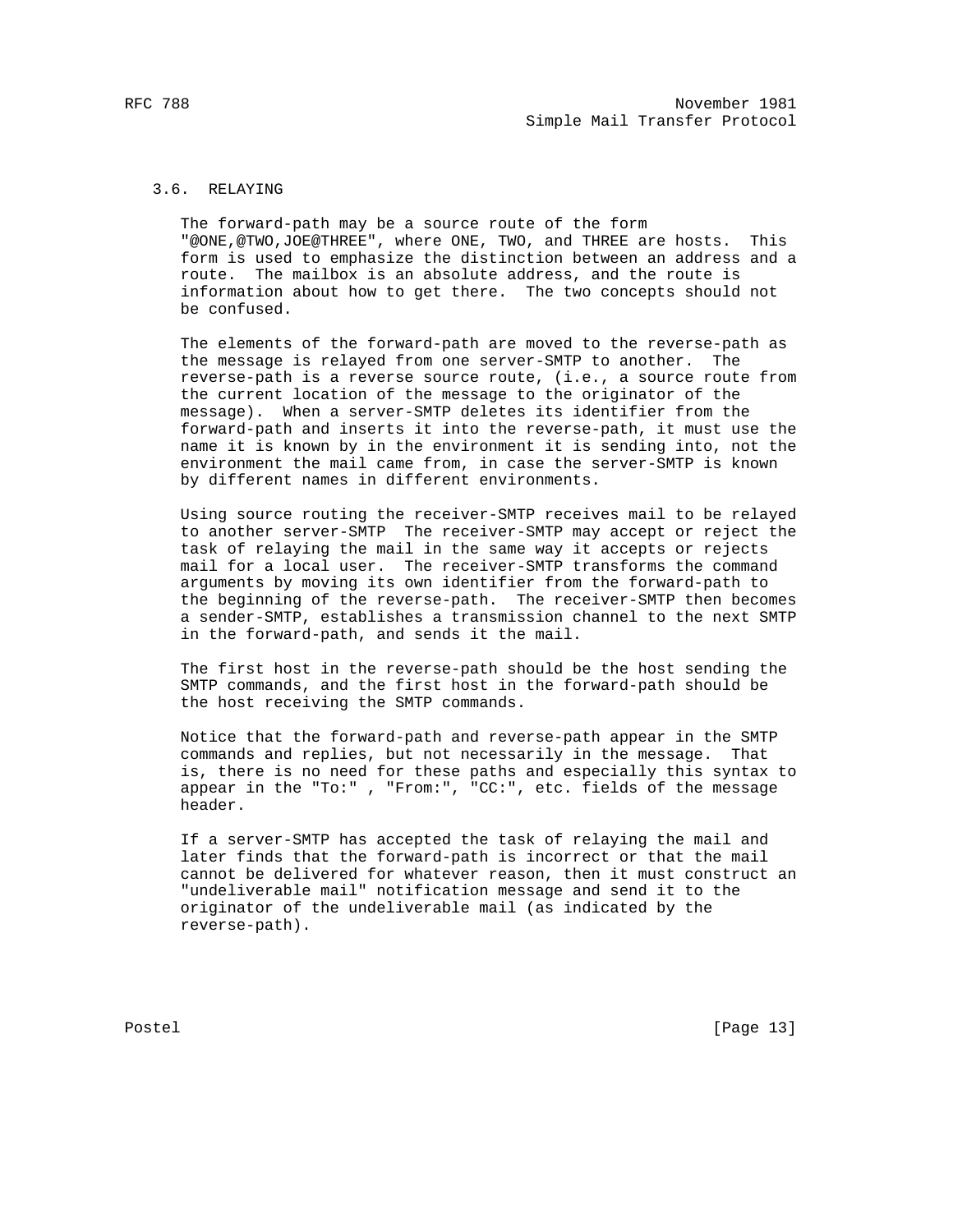### 3.6. RELAYING

The forward-path may be a source route of the form "@ONE,@TWO,JOE@THREE", where ONE, TWO, and THREE are hosts. This form is used to emphasize the distinction between an address and a route. The mailbox is an absolute address, and the route is information about how to get there. The two concepts should not be confused.

The elements of the forward-path are moved to the reverse-path as the message is relayed from one server-SMTP to another. The reverse-path is a reverse source route, (i.e., a source route from the current location of the message to the originator of the message). When a server-SMTP deletes its identifier from the forward-path and inserts it into the reverse-path, it must use the name it is known by in the environment it is sending into, not the environment the mail came from, in case the server-SMTP is known by different names in different environments.

Using source routing the receiver-SMTP receives mail to be relayed to another server-SMTP The receiver-SMTP may accept or reject the task of relaying the mail in the same way it accepts or rejects mail for a local user. The receiver-SMTP transforms the command arguments by moving its own identifier from the forward-path to the beginning of the reverse-path. The receiver-SMTP then becomes a sender-SMTP, establishes a transmission channel to the next SMTP in the forward-path, and sends it the mail.

The first host in the reverse-path should be the host sending the SMTP commands, and the first host in the forward-path should be the host receiving the SMTP commands.

Notice that the forward-path and reverse-path appear in the SMTP commands and replies, but not necessarily in the message. That is, there is no need for these paths and especially this syntax to appear in the "To:" , "From:", "CC:", etc. fields of the message header.

If a server-SMTP has accepted the task of relaying the mail and later finds that the forward-path is incorrect or that the mail cannot be delivered for whatever reason, then it must construct an "undeliverable mail" notification message and send it to the originator of the undeliverable mail (as indicated by the reverse-path).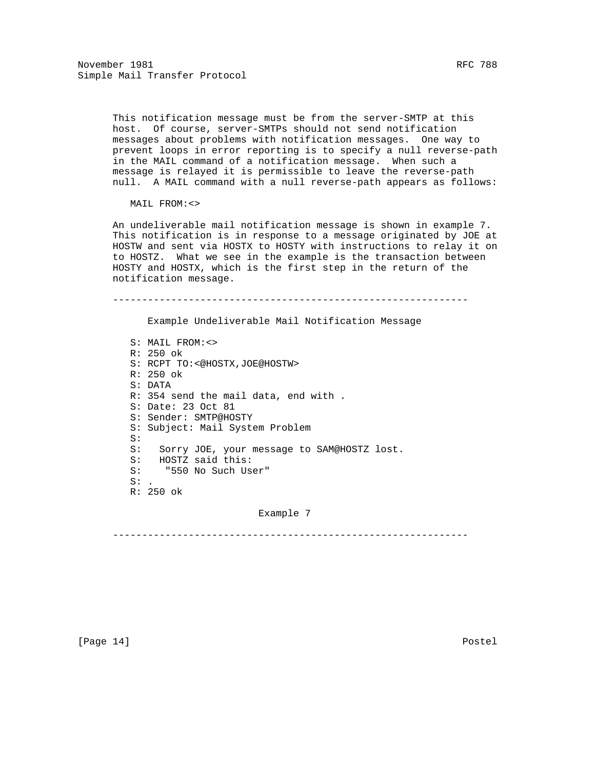This notification message must be from the server-SMTP at this host. Of course, server-SMTPs should not send notification messages about problems with notification messages. One way to prevent loops in error reporting is to specify a null reverse-path in the MAIL command of a notification message. When such a message is relayed it is permissible to leave the reverse-path null. A MAIL command with a null reverse-path appears as follows:

```
MAIL FROM:<>
```

An undeliverable mail notification message is shown in example 7. This notification is in response to a message originated by JOE at HOSTW and sent via HOSTX to HOSTY with instructions to relay it on to HOSTZ. What we see in the example is the transaction between HOSTY and HOSTX, which is the first step in the return of the notification message.

---

Example Undeliverable Mail Notification Message

```
S: MAIL FROM:<>
R: 250 ok
S: RCPT TO:<@HOSTX,JOE@HOSTW>
R: 250 ok
S: DATA
R: 354 send the mail data, end with .
S: Date: 23 Oct 81
S: Sender: SMTP@HOSTY
S: Subject: Mail System Problem
S:
S:   Sorry JOE, your message to SAM@HOSTZ lost.
S:   HOSTZ said this:
S:    "550 No Such User"
S: .
R: 250 ok
```

Example 7

---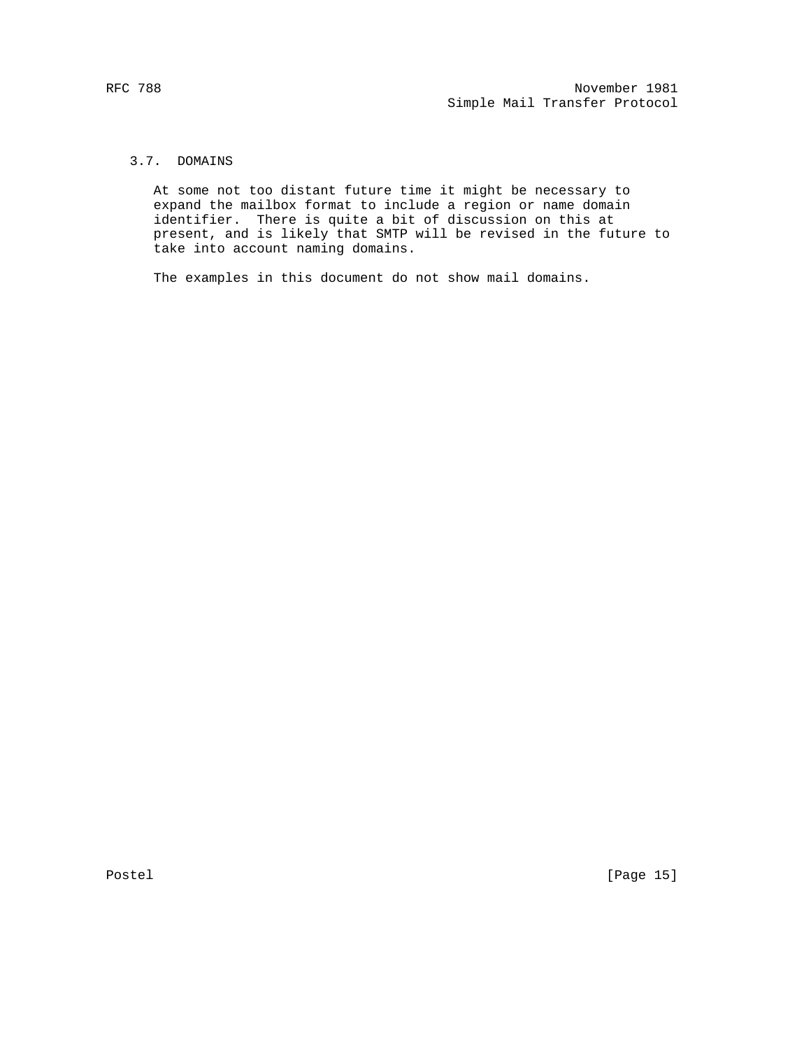### 3.7. DOMAINS

At some not too distant future time it might be necessary to expand the mailbox format to include a region or name domain identifier. There is quite a bit of discussion on this at present, and is likely that SMTP will be revised in the future to take into account naming domains.

The examples in this document do not show mail domains.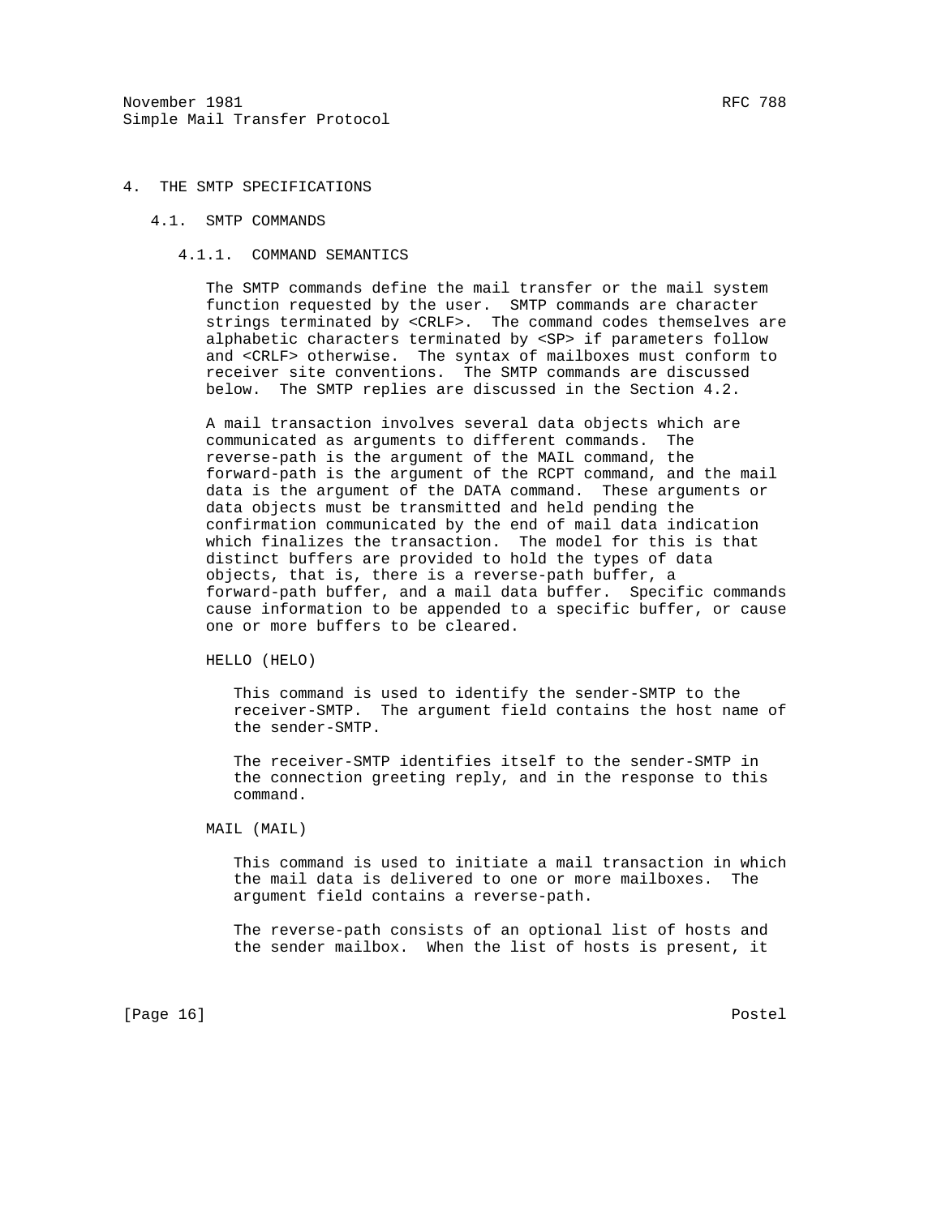# 4. THE SMTP SPECIFICATIONS

## 4.1. SMTP COMMANDS

### 4.1.1. COMMAND SEMANTICS

The SMTP commands define the mail transfer or the mail system function requested by the user. SMTP commands are character strings terminated by <CRLF>. The command codes themselves are alphabetic characters terminated by <SP> if parameters follow and <CRLF> otherwise. The syntax of mailboxes must conform to receiver site conventions. The SMTP commands are discussed below. The SMTP replies are discussed in the Section 4.2.

A mail transaction involves several data objects which are communicated as arguments to different commands. The reverse-path is the argument of the MAIL command, the forward-path is the argument of the RCPT command, and the mail data is the argument of the DATA command. These arguments or data objects must be transmitted and held pending the confirmation communicated by the end of mail data indication which finalizes the transaction. The model for this is that distinct buffers are provided to hold the types of data objects, that is, there is a reverse-path buffer, a forward-path buffer, and a mail data buffer. Specific commands cause information to be appended to a specific buffer, or cause one or more buffers to be cleared.

HELLO (HELO)

This command is used to identify the sender-SMTP to the receiver-SMTP. The argument field contains the host name of the sender-SMTP.

The receiver-SMTP identifies itself to the sender-SMTP in the connection greeting reply, and in the response to this command.

MAIL (MAIL)

This command is used to initiate a mail transaction in which the mail data is delivered to one or more mailboxes. The argument field contains a reverse-path.

The reverse-path consists of an optional list of hosts and the sender mailbox. When the list of hosts is present, it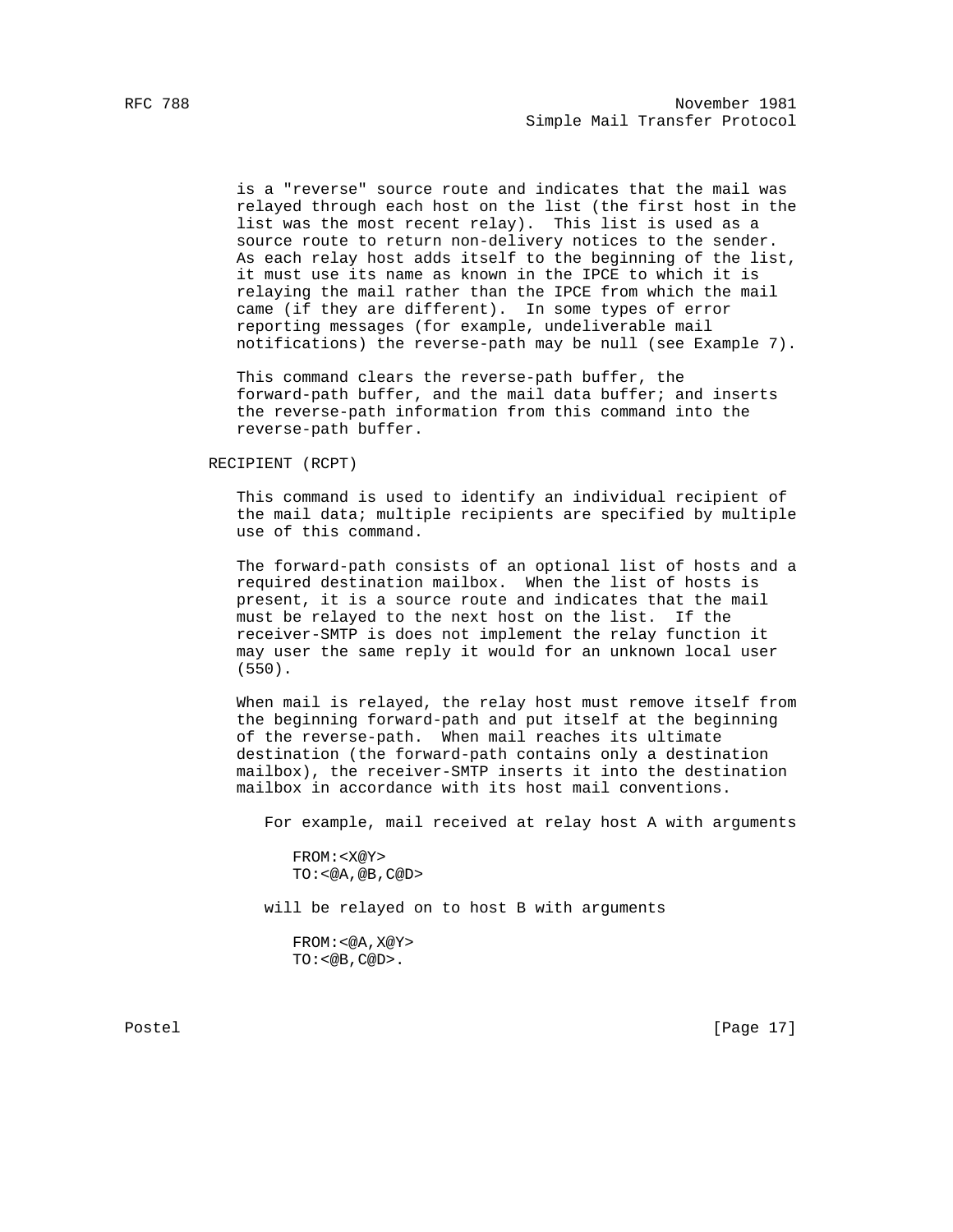is a "reverse" source route and indicates that the mail was relayed through each host on the list (the first host in the list was the most recent relay). This list is used as a source route to return non-delivery notices to the sender. As each relay host adds itself to the beginning of the list, it must use its name as known in the IPCE to which it is relaying the mail rather than the IPCE from which the mail came (if they are different). In some types of error reporting messages (for example, undeliverable mail notifications) the reverse-path may be null (see Example 7).

This command clears the reverse-path buffer, the forward-path buffer, and the mail data buffer; and inserts the reverse-path information from this command into the reverse-path buffer.

RECIPIENT (RCPT)

This command is used to identify an individual recipient of the mail data; multiple recipients are specified by multiple use of this command.

The forward-path consists of an optional list of hosts and a required destination mailbox. When the list of hosts is present, it is a source route and indicates that the mail must be relayed to the next host on the list. If the receiver-SMTP is does not implement the relay function it may user the same reply it would for an unknown local user (550).

When mail is relayed, the relay host must remove itself from the beginning forward-path and put itself at the beginning of the reverse-path. When mail reaches its ultimate destination (the forward-path contains only a destination mailbox), the receiver-SMTP inserts it into the destination mailbox in accordance with its host mail conventions.

For example, mail received at relay host A with arguments

```
FROM:<X@Y>
TO:<@A,@B,C@D>
```

will be relayed on to host B with arguments

```
FROM:<@A,X@Y>
TO:<@B,C@D>.
```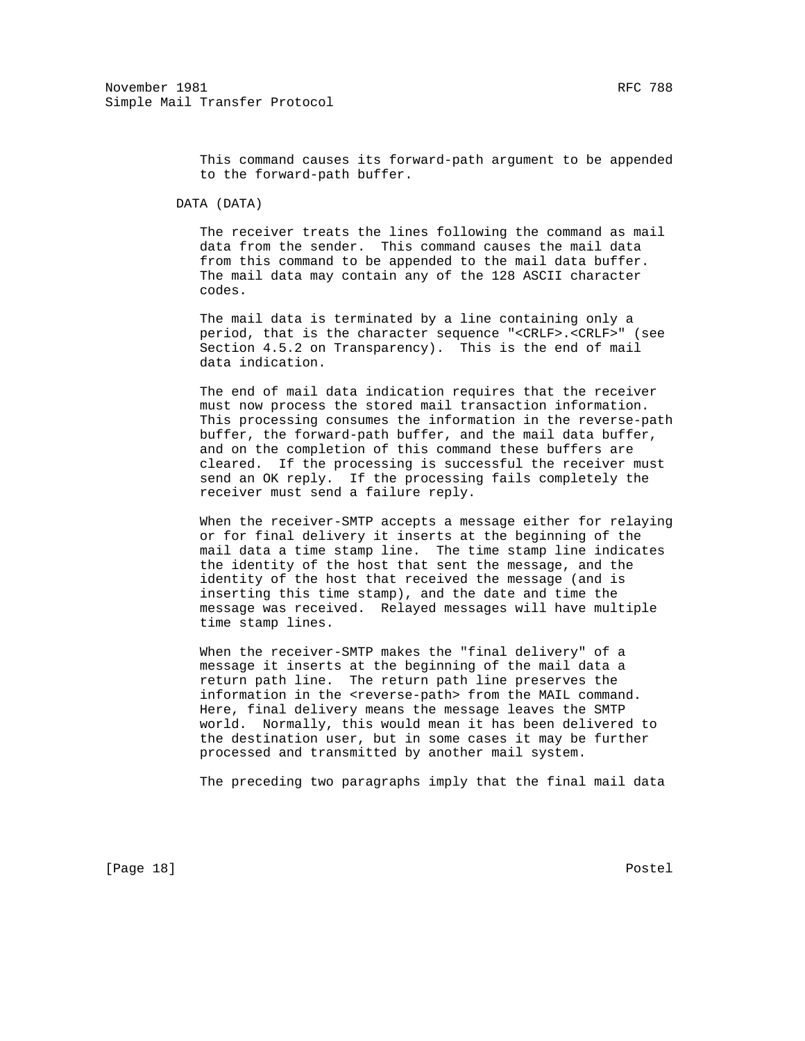This command causes its forward-path argument to be appended to the forward-path buffer.

DATA (DATA)

The receiver treats the lines following the command as mail data from the sender. This command causes the mail data from this command to be appended to the mail data buffer. The mail data may contain any of the 128 ASCII character codes.

The mail data is terminated by a line containing only a period, that is the character sequence "<CRLF>.<CRLF>" (see Section 4.5.2 on Transparency). This is the end of mail data indication.

The end of mail data indication requires that the receiver must now process the stored mail transaction information. This processing consumes the information in the reverse-path buffer, the forward-path buffer, and the mail data buffer, and on the completion of this command these buffers are cleared. If the processing is successful the receiver must send an OK reply. If the processing fails completely the receiver must send a failure reply.

When the receiver-SMTP accepts a message either for relaying or for final delivery it inserts at the beginning of the mail data a time stamp line. The time stamp line indicates the identity of the host that sent the message, and the identity of the host that received the message (and is inserting this time stamp), and the date and time the message was received. Relayed messages will have multiple time stamp lines.

When the receiver-SMTP makes the "final delivery" of a message it inserts at the beginning of the mail data a return path line. The return path line preserves the information in the <reverse-path> from the MAIL command. Here, final delivery means the message leaves the SMTP world. Normally, this would mean it has been delivered to the destination user, but in some cases it may be further processed and transmitted by another mail system.

The preceding two paragraphs imply that the final mail data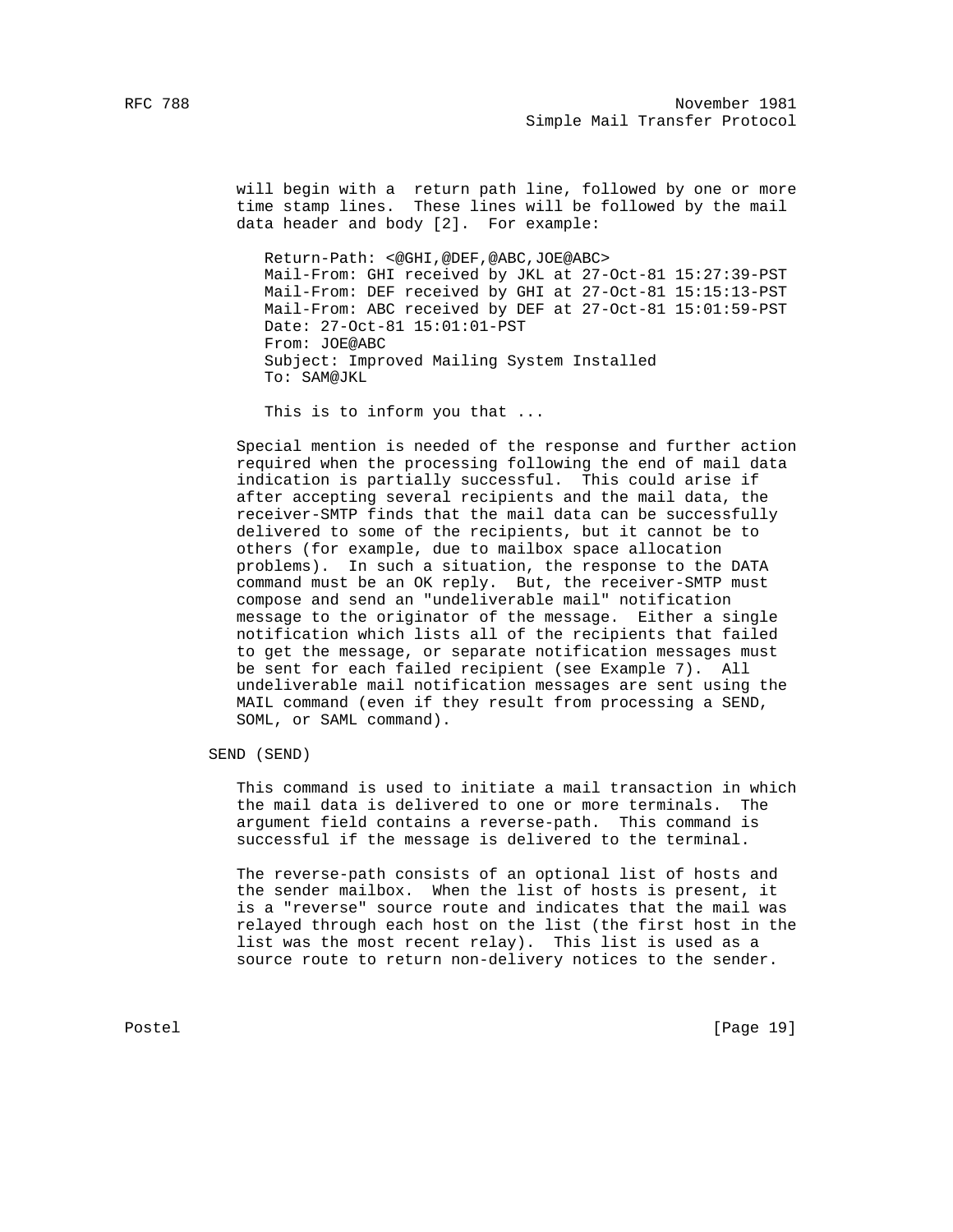will begin with a return path line, followed by one or more time stamp lines. These lines will be followed by the mail data header and body [2]. For example:

```
Return-Path: <@GHI,@DEF,@ABC,JOE@ABC>
Mail-From: GHI received by JKL at 27-Oct-81 15:27:39-PST
Mail-From: DEF received by GHI at 27-Oct-81 15:15:13-PST
Mail-From: ABC received by DEF at 27-Oct-81 15:01:59-PST
Date: 27-Oct-81 15:01:01-PST
From: JOE@ABC
Subject: Improved Mailing System Installed
To: SAM@JKL

This is to inform you that ...
```

Special mention is needed of the response and further action required when the processing following the end of mail data indication is partially successful. This could arise if after accepting several recipients and the mail data, the receiver-SMTP finds that the mail data can be successfully delivered to some of the recipients, but it cannot be to others (for example, due to mailbox space allocation problems). In such a situation, the response to the DATA command must be an OK reply. But, the receiver-SMTP must compose and send an "undeliverable mail" notification message to the originator of the message. Either a single notification which lists all of the recipients that failed to get the message, or separate notification messages must be sent for each failed recipient (see Example 7). All undeliverable mail notification messages are sent using the MAIL command (even if they result from processing a SEND, SOML, or SAML command).

SEND (SEND)

This command is used to initiate a mail transaction in which the mail data is delivered to one or more terminals. The argument field contains a reverse-path. This command is successful if the message is delivered to the terminal.

The reverse-path consists of an optional list of hosts and the sender mailbox. When the list of hosts is present, it is a "reverse" source route and indicates that the mail was relayed through each host on the list (the first host in the list was the most recent relay). This list is used as a source route to return non-delivery notices to the sender.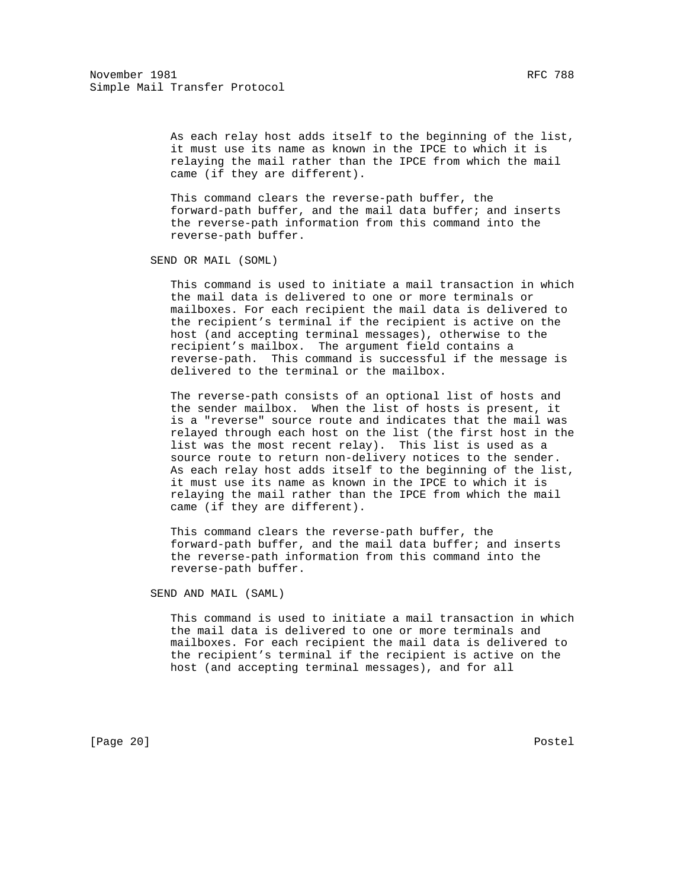As each relay host adds itself to the beginning of the list, it must use its name as known in the IPCE to which it is relaying the mail rather than the IPCE from which the mail came (if they are different).

This command clears the reverse-path buffer, the forward-path buffer, and the mail data buffer; and inserts the reverse-path information from this command into the reverse-path buffer.

SEND OR MAIL (SOML)

This command is used to initiate a mail transaction in which the mail data is delivered to one or more terminals or mailboxes. For each recipient the mail data is delivered to the recipient's terminal if the recipient is active on the host (and accepting terminal messages), otherwise to the recipient's mailbox. The argument field contains a reverse-path. This command is successful if the message is delivered to the terminal or the mailbox.

The reverse-path consists of an optional list of hosts and the sender mailbox. When the list of hosts is present, it is a "reverse" source route and indicates that the mail was relayed through each host on the list (the first host in the list was the most recent relay). This list is used as a source route to return non-delivery notices to the sender. As each relay host adds itself to the beginning of the list, it must use its name as known in the IPCE to which it is relaying the mail rather than the IPCE from which the mail came (if they are different).

This command clears the reverse-path buffer, the forward-path buffer, and the mail data buffer; and inserts the reverse-path information from this command into the reverse-path buffer.

SEND AND MAIL (SAML)

This command is used to initiate a mail transaction in which the mail data is delivered to one or more terminals and mailboxes. For each recipient the mail data is delivered to the recipient's terminal if the recipient is active on the host (and accepting terminal messages), and for all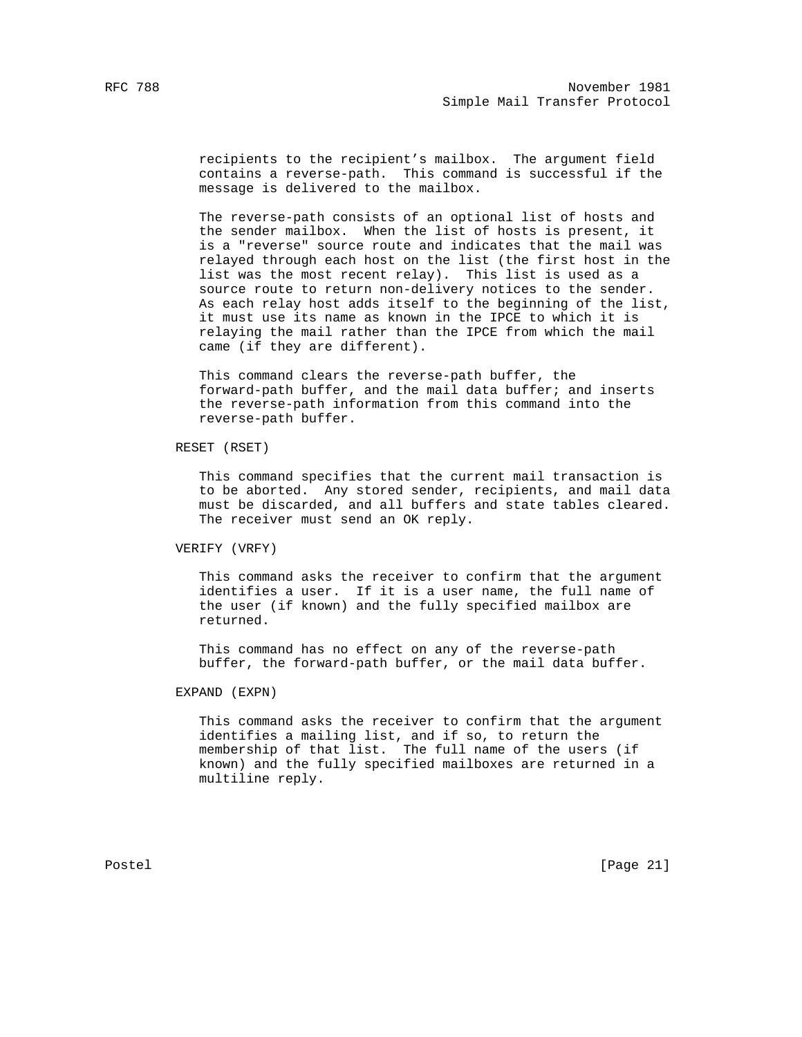recipients to the recipient's mailbox. The argument field contains a reverse-path. This command is successful if the message is delivered to the mailbox.

The reverse-path consists of an optional list of hosts and the sender mailbox. When the list of hosts is present, it is a "reverse" source route and indicates that the mail was relayed through each host on the list (the first host in the list was the most recent relay). This list is used as a source route to return non-delivery notices to the sender. As each relay host adds itself to the beginning of the list, it must use its name as known in the IPCE to which it is relaying the mail rather than the IPCE from which the mail came (if they are different).

This command clears the reverse-path buffer, the forward-path buffer, and the mail data buffer; and inserts the reverse-path information from this command into the reverse-path buffer.

RESET (RSET)

This command specifies that the current mail transaction is to be aborted. Any stored sender, recipients, and mail data must be discarded, and all buffers and state tables cleared. The receiver must send an OK reply.

VERIFY (VRFY)

This command asks the receiver to confirm that the argument identifies a user. If it is a user name, the full name of the user (if known) and the fully specified mailbox are returned.

This command has no effect on any of the reverse-path buffer, the forward-path buffer, or the mail data buffer.

EXPAND (EXPN)

This command asks the receiver to confirm that the argument identifies a mailing list, and if so, to return the membership of that list. The full name of the users (if known) and the fully specified mailboxes are returned in a multiline reply.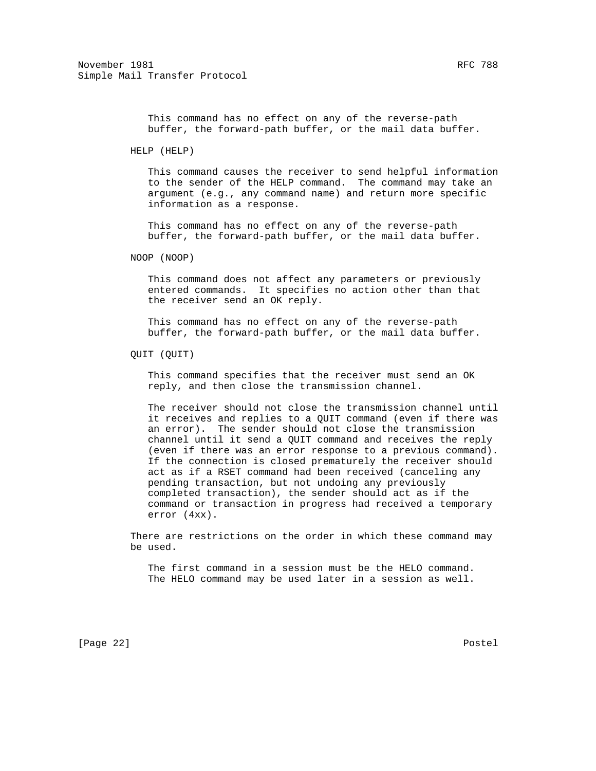This command has no effect on any of the reverse-path buffer, the forward-path buffer, or the mail data buffer.

HELP (HELP)

This command causes the receiver to send helpful information to the sender of the HELP command. The command may take an argument (e.g., any command name) and return more specific information as a response.

This command has no effect on any of the reverse-path buffer, the forward-path buffer, or the mail data buffer.

NOOP (NOOP)

This command does not affect any parameters or previously entered commands. It specifies no action other than that the receiver send an OK reply.

This command has no effect on any of the reverse-path buffer, the forward-path buffer, or the mail data buffer.

QUIT (QUIT)

This command specifies that the receiver must send an OK reply, and then close the transmission channel.

The receiver should not close the transmission channel until it receives and replies to a QUIT command (even if there was an error). The sender should not close the transmission channel until it send a QUIT command and receives the reply (even if there was an error response to a previous command). If the connection is closed prematurely the receiver should act as if a RSET command had been received (canceling any pending transaction, but not undoing any previously completed transaction), the sender should act as if the command or transaction in progress had received a temporary error (4xx).

There are restrictions on the order in which these command may be used.

The first command in a session must be the HELO command. The HELO command may be used later in a session as well.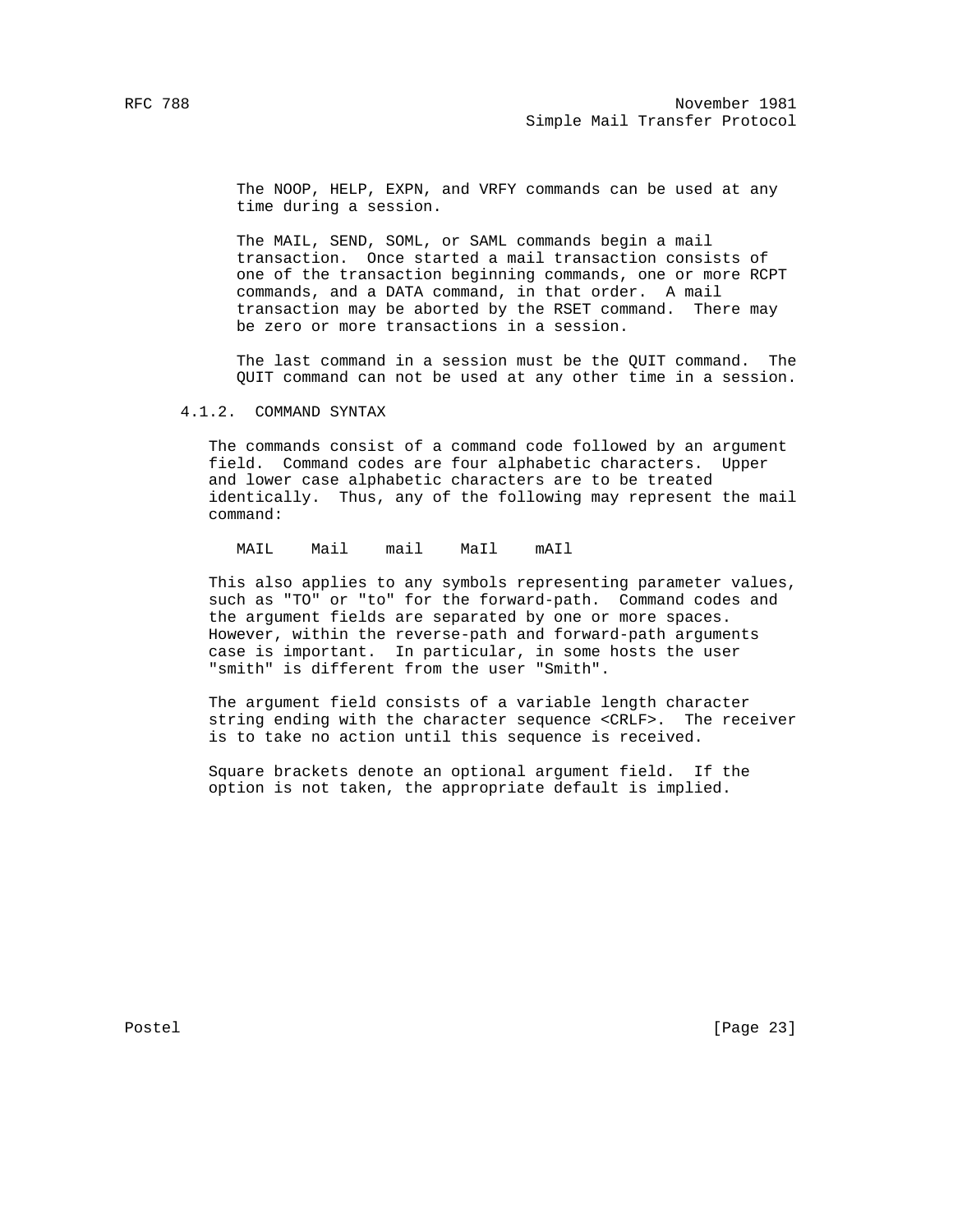The NOOP, HELP, EXPN, and VRFY commands can be used at any time during a session.

The MAIL, SEND, SOML, or SAML commands begin a mail transaction. Once started a mail transaction consists of one of the transaction beginning commands, one or more RCPT commands, and a DATA command, in that order. A mail transaction may be aborted by the RSET command. There may be zero or more transactions in a session.

The last command in a session must be the QUIT command. The QUIT command can not be used at any other time in a session.

### 4.1.2. COMMAND SYNTAX

The commands consist of a command code followed by an argument field. Command codes are four alphabetic characters. Upper and lower case alphabetic characters are to be treated identically. Thus, any of the following may represent the mail command:

```
MAIL    Mail    mail    MaIl    mAIl
```

This also applies to any symbols representing parameter values, such as "TO" or "to" for the forward-path. Command codes and the argument fields are separated by one or more spaces. However, within the reverse-path and forward-path arguments case is important. In particular, in some hosts the user "smith" is different from the user "Smith".

The argument field consists of a variable length character string ending with the character sequence <CRLF>. The receiver is to take no action until this sequence is received.

Square brackets denote an optional argument field. If the option is not taken, the appropriate default is implied.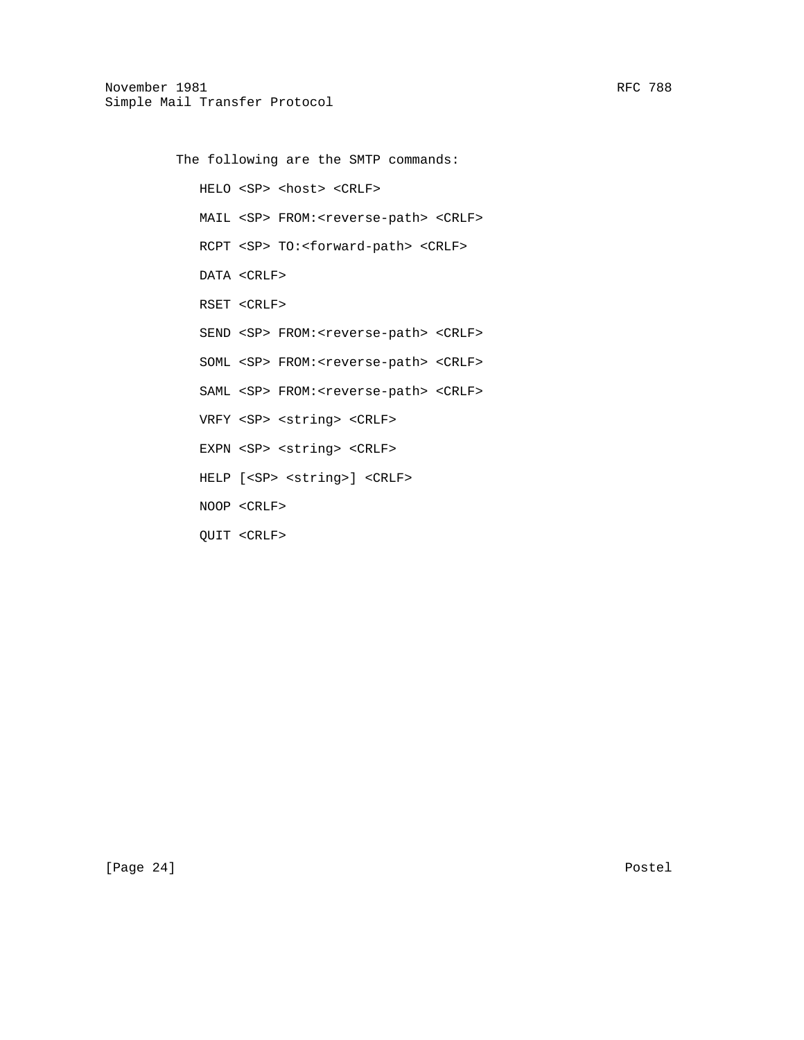The following are the SMTP commands:

```
HELO <SP> <host> <CRLF>

MAIL <SP> FROM:<reverse-path> <CRLF>

RCPT <SP> TO:<forward-path> <CRLF>

DATA <CRLF>

RSET <CRLF>

SEND <SP> FROM:<reverse-path> <CRLF>

SOML <SP> FROM:<reverse-path> <CRLF>

SAML <SP> FROM:<reverse-path> <CRLF>

VRFY <SP> <string> <CRLF>

EXPN <SP> <string> <CRLF>

HELP [<SP> <string>] <CRLF>

NOOP <CRLF>

QUIT <CRLF>
```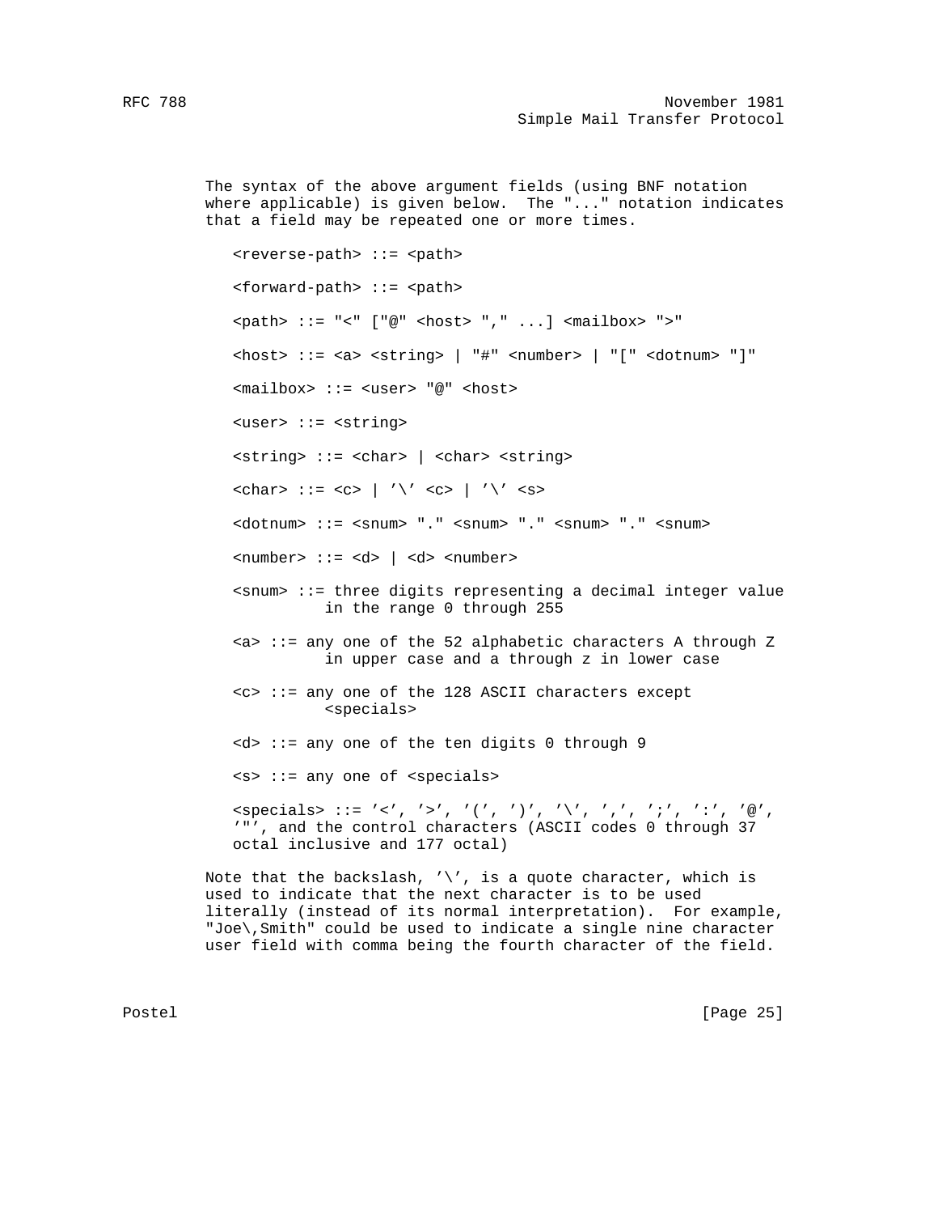The syntax of the above argument fields (using BNF notation where applicable) is given below. The "..." notation indicates that a field may be repeated one or more times.

```
<reverse-path> ::= <path>

<forward-path> ::= <path>

<path> ::= "<" ["@" <host> "," ...] <mailbox> ">"

<host> ::= <a> <string> | "#" <number> | "[" <dotnum> "]"

<mailbox> ::= <user> "@" <host>

<user> ::= <string>

<string> ::= <char> | <char> <string>

<char> ::= <c> | '\' <c> | '\' <s>

<dotnum> ::= <snum> "." <snum> "." <snum> "." <snum>

<number> ::= <d> | <d> <number>

<snum> ::= three digits representing a decimal integer value
          in the range 0 through 255

<a> ::= any one of the 52 alphabetic characters A through Z
          in upper case and a through z in lower case

<c> ::= any one of the 128 ASCII characters except
          <specials>

<d> ::= any one of the ten digits 0 through 9

<s> ::= any one of <specials>

<specials> ::= '<', '>', '(', ')', '\', ',', ';', ':', '@',
'"', and the control characters (ASCII codes 0 through 37
octal inclusive and 177 octal)
```

Note that the backslash, '\', is a quote character, which is used to indicate that the next character is to be used literally (instead of its normal interpretation). For example, "Joe\,Smith" could be used to indicate a single nine character user field with comma being the fourth character of the field.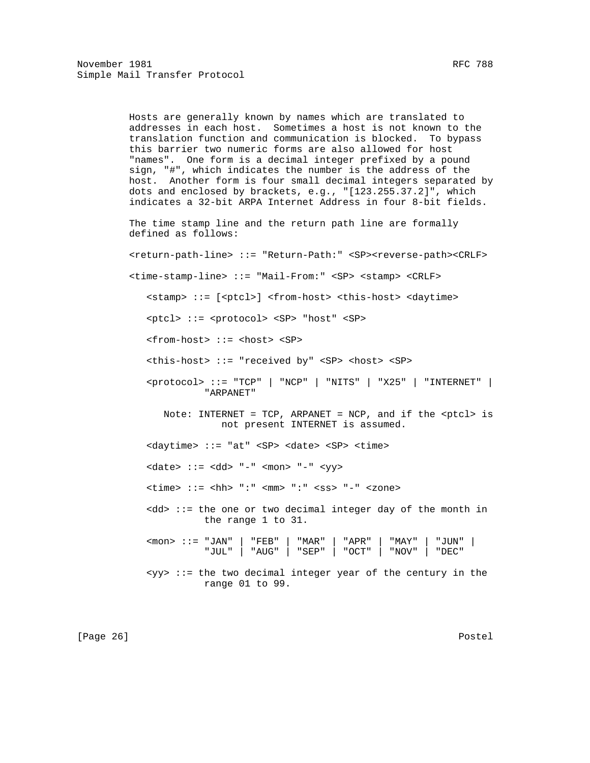Hosts are generally known by names which are translated to addresses in each host. Sometimes a host is not known to the translation function and communication is blocked. To bypass this barrier two numeric forms are also allowed for host "names". One form is a decimal integer prefixed by a pound sign, "#", which indicates the number is the address of the host. Another form is four small decimal integers separated by dots and enclosed by brackets, e.g., "[123.255.37.2]", which indicates a 32-bit ARPA Internet Address in four 8-bit fields.

The time stamp line and the return path line are formally defined as follows:

```
<return-path-line> ::= "Return-Path:" <SP><reverse-path><CRLF>

<time-stamp-line> ::= "Mail-From:" <SP> <stamp> <CRLF>

   <stamp> ::= [<ptcl>] <from-host> <this-host> <daytime>

   <ptcl> ::= <protocol> <SP> "host" <SP>

   <from-host> ::= <host> <SP>

   <this-host> ::= "received by" <SP> <host> <SP>

   <protocol> ::= "TCP" | "NCP" | "NITS" | "X25" | "INTERNET" |
            "ARPANET"

      Note: INTERNET = TCP, ARPANET = NCP, and if the <ptcl> is
               not present INTERNET is assumed.

   <daytime> ::= "at" <SP> <date> <SP> <time>

   <date> ::= <dd> "-" <mon> "-" <yy>

   <time> ::= <hh> ":" <mm> ":" <ss> "-" <zone>

   <dd> ::= the one or two decimal integer day of the month in
            the range 1 to 31.

   <mon> ::= "JAN" | "FEB" | "MAR" | "APR" | "MAY" | "JUN" |
            "JUL" | "AUG" | "SEP" | "OCT" | "NOV" | "DEC"

   <yy> ::= the two decimal integer year of the century in the
            range 01 to 99.
```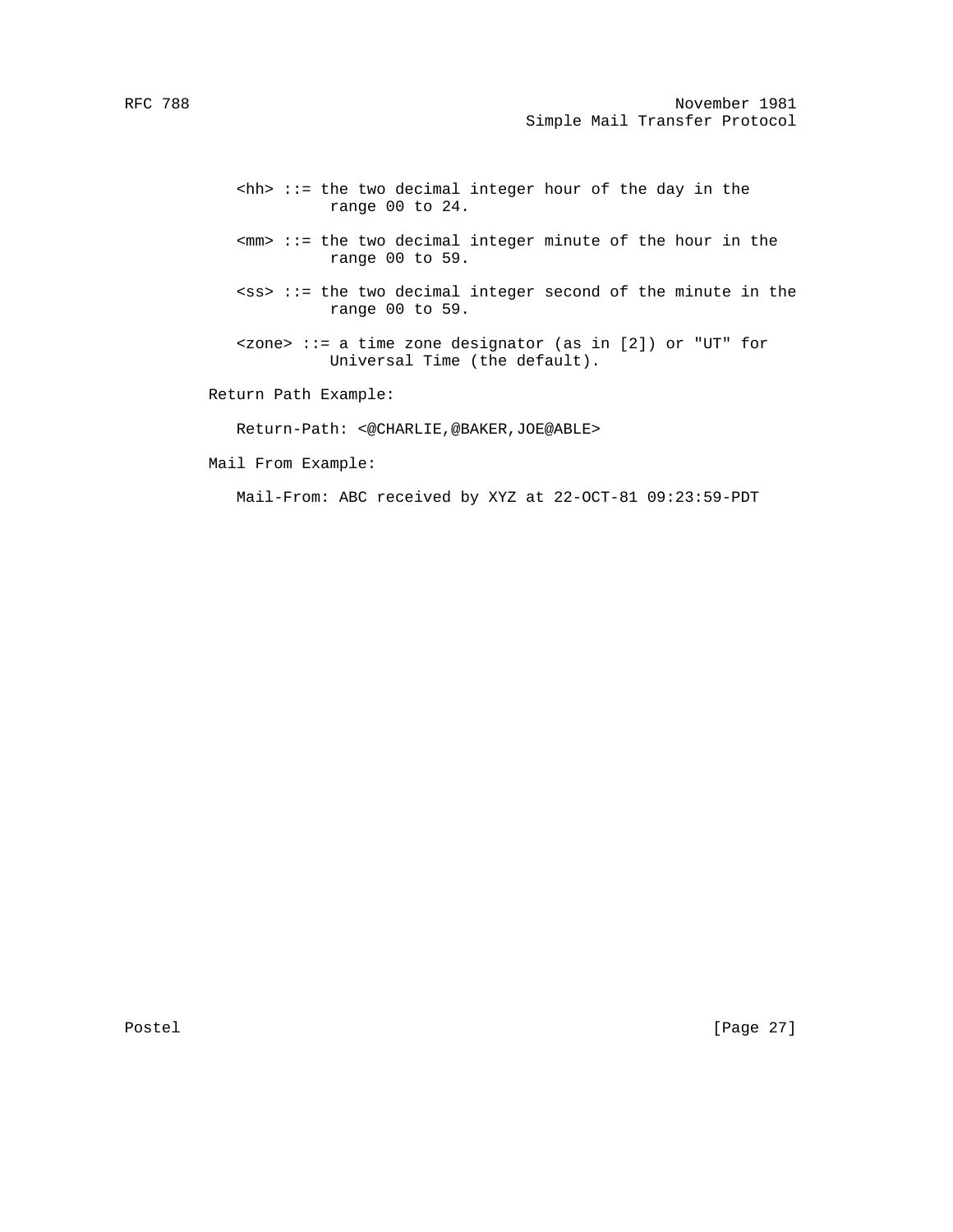<hh> ::= the two decimal integer hour of the day in the range 00 to 24.

<mm> ::= the two decimal integer minute of the hour in the range 00 to 59.

<ss> ::= the two decimal integer second of the minute in the range 00 to 59.

<zone> ::= a time zone designator (as in [2]) or "UT" for Universal Time (the default).

Return Path Example:

```
Return-Path: <@CHARLIE,@BAKER,JOE@ABLE>
```

Mail From Example:

```
Mail-From: ABC received by XYZ at 22-OCT-81 09:23:59-PDT
```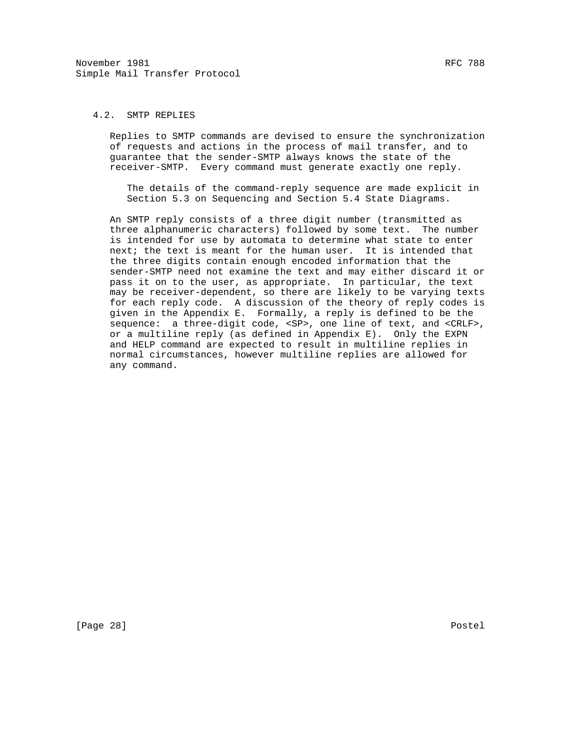### 4.2. SMTP REPLIES

Replies to SMTP commands are devised to ensure the synchronization of requests and actions in the process of mail transfer, and to guarantee that the sender-SMTP always knows the state of the receiver-SMTP. Every command must generate exactly one reply.

The details of the command-reply sequence are made explicit in Section 5.3 on Sequencing and Section 5.4 State Diagrams.

An SMTP reply consists of a three digit number (transmitted as three alphanumeric characters) followed by some text. The number is intended for use by automata to determine what state to enter next; the text is meant for the human user. It is intended that the three digits contain enough encoded information that the sender-SMTP need not examine the text and may either discard it or pass it on to the user, as appropriate. In particular, the text may be receiver-dependent, so there are likely to be varying texts for each reply code. A discussion of the theory of reply codes is given in the Appendix E. Formally, a reply is defined to be the sequence: a three-digit code, <SP>, one line of text, and <CRLF>, or a multiline reply (as defined in Appendix E). Only the EXPN and HELP command are expected to result in multiline replies in normal circumstances, however multiline replies are allowed for any command.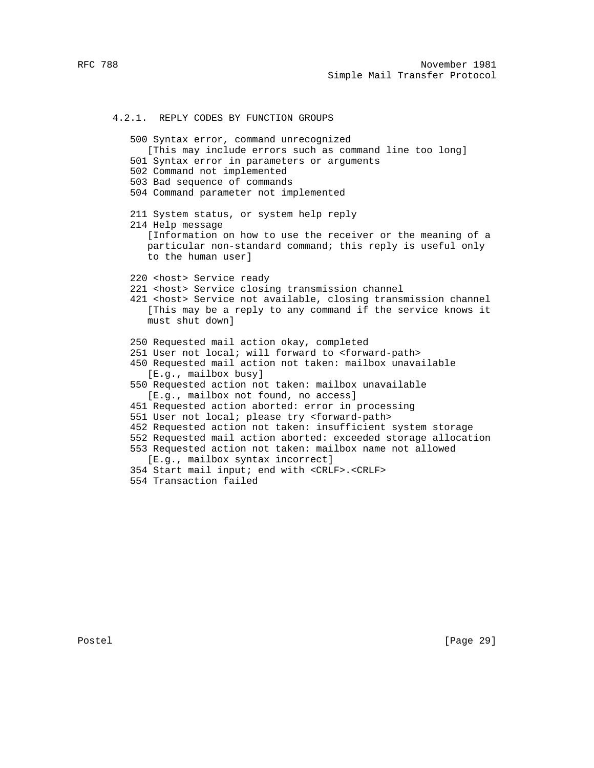### 4.2.1. REPLY CODES BY FUNCTION GROUPS

```
500 Syntax error, command unrecognized
   [This may include errors such as command line too long]
501 Syntax error in parameters or arguments
502 Command not implemented
503 Bad sequence of commands
504 Command parameter not implemented

211 System status, or system help reply
214 Help message
   [Information on how to use the receiver or the meaning of a
   particular non-standard command; this reply is useful only
   to the human user]

220 <host> Service ready
221 <host> Service closing transmission channel
421 <host> Service not available, closing transmission channel
   [This may be a reply to any command if the service knows it
   must shut down]

250 Requested mail action okay, completed
251 User not local; will forward to <forward-path>
450 Requested mail action not taken: mailbox unavailable
   [E.g., mailbox busy]
550 Requested action not taken: mailbox unavailable
   [E.g., mailbox not found, no access]
451 Requested action aborted: error in processing
551 User not local; please try <forward-path>
452 Requested action not taken: insufficient system storage
552 Requested mail action aborted: exceeded storage allocation
553 Requested action not taken: mailbox name not allowed
   [E.g., mailbox syntax incorrect]
354 Start mail input; end with <CRLF>.<CRLF>
554 Transaction failed
```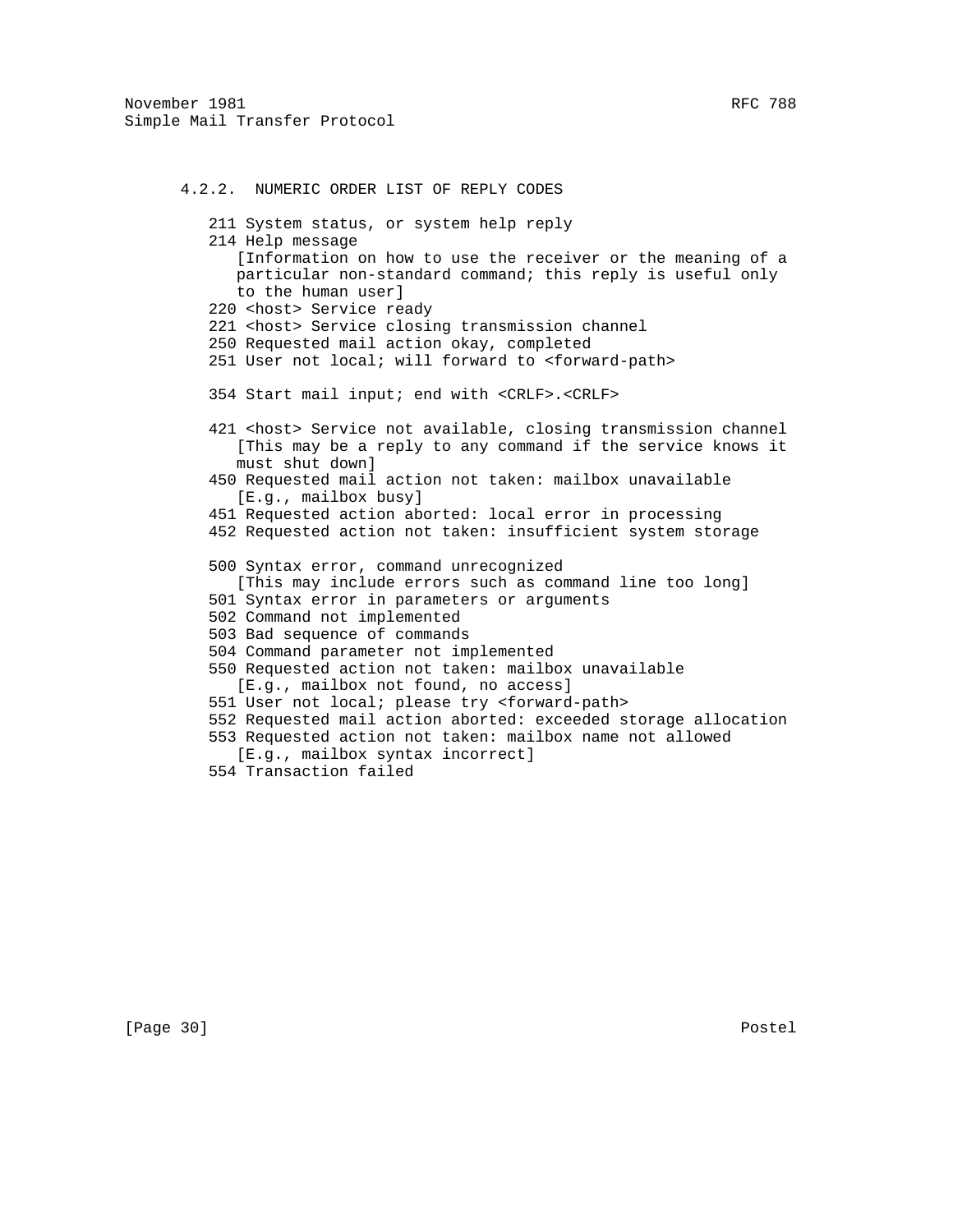### 4.2.2. NUMERIC ORDER LIST OF REPLY CODES

211 System status, or system help reply

214 Help message
   [Information on how to use the receiver or the meaning of a particular non-standard command; this reply is useful only to the human user]

220 <host> Service ready

221 <host> Service closing transmission channel

250 Requested mail action okay, completed

251 User not local; will forward to <forward-path>

354 Start mail input; end with <CRLF>.<CRLF>

421 <host> Service not available, closing transmission channel
   [This may be a reply to any command if the service knows it must shut down]

450 Requested mail action not taken: mailbox unavailable
   [E.g., mailbox busy]

451 Requested action aborted: local error in processing

452 Requested action not taken: insufficient system storage

500 Syntax error, command unrecognized
   [This may include errors such as command line too long]

501 Syntax error in parameters or arguments

502 Command not implemented

503 Bad sequence of commands

504 Command parameter not implemented

550 Requested action not taken: mailbox unavailable
   [E.g., mailbox not found, no access]

551 User not local; please try <forward-path>

552 Requested mail action aborted: exceeded storage allocation

553 Requested action not taken: mailbox name not allowed
   [E.g., mailbox syntax incorrect]

554 Transaction failed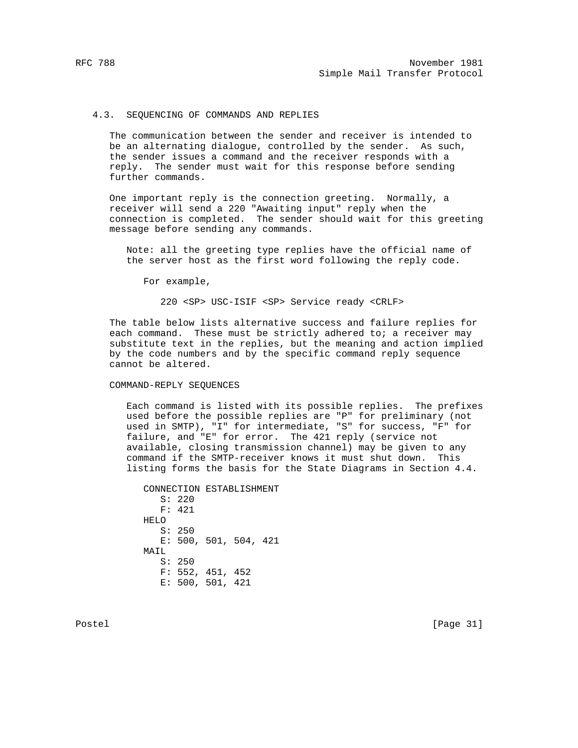### 4.3. SEQUENCING OF COMMANDS AND REPLIES

The communication between the sender and receiver is intended to be an alternating dialogue, controlled by the sender. As such, the sender issues a command and the receiver responds with a reply. The sender must wait for this response before sending further commands.

One important reply is the connection greeting. Normally, a receiver will send a 220 "Awaiting input" reply when the connection is completed. The sender should wait for this greeting message before sending any commands.

Note: all the greeting type replies have the official name of the server host as the first word following the reply code.

For example,

```
220 <SP> USC-ISIF <SP> Service ready <CRLF>
```

The table below lists alternative success and failure replies for each command. These must be strictly adhered to; a receiver may substitute text in the replies, but the meaning and action implied by the code numbers and by the specific command reply sequence cannot be altered.

COMMAND-REPLY SEQUENCES

Each command is listed with its possible replies. The prefixes used before the possible replies are "P" for preliminary (not used in SMTP), "I" for intermediate, "S" for success, "F" for failure, and "E" for error. The 421 reply (service not available, closing transmission channel) may be given to any command if the SMTP-receiver knows it must shut down. This listing forms the basis for the State Diagrams in Section 4.4.

```
CONNECTION ESTABLISHMENT
   S: 220
   F: 421
HELO
   S: 250
   E: 500, 501, 504, 421
MAIL
   S: 250
   F: 552, 451, 452
   E: 500, 501, 421
```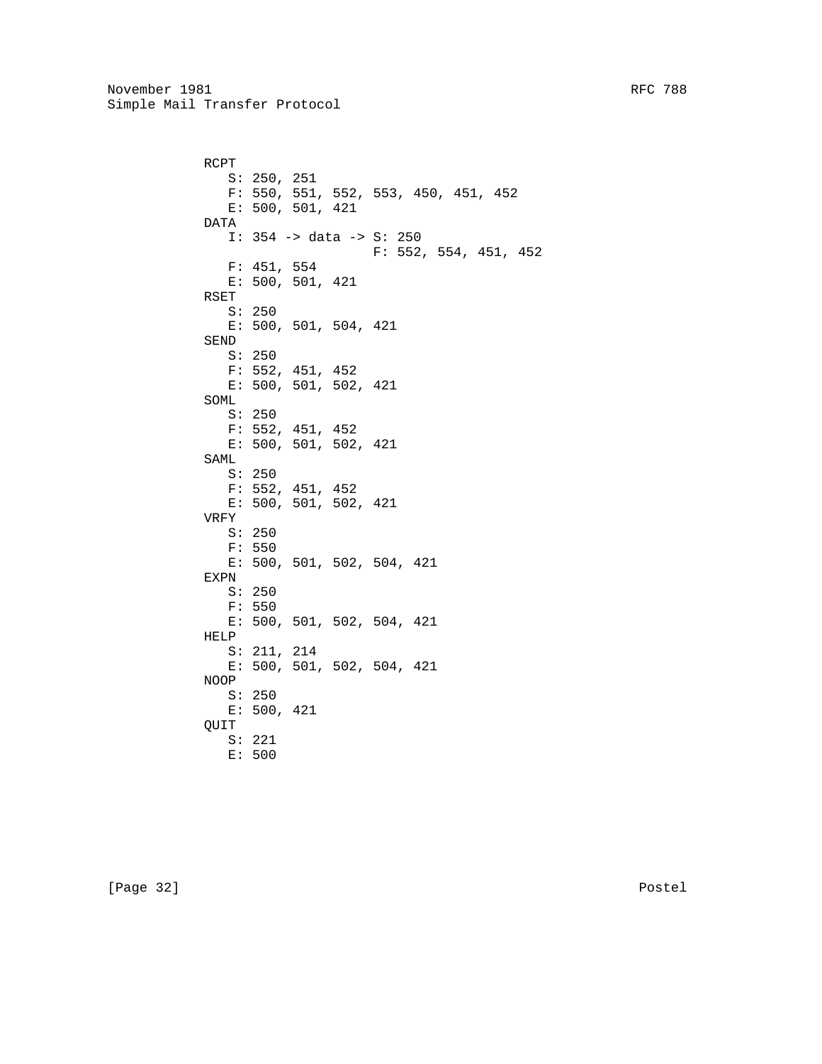```
RCPT
   S: 250, 251
   F: 550, 551, 552, 553, 450, 451, 452
   E: 500, 501, 421
DATA
   I: 354 -> data -> S: 250
                     F: 552, 554, 451, 452
   F: 451, 554
   E: 500, 501, 421
RSET
   S: 250
   E: 500, 501, 504, 421
SEND
   S: 250
   F: 552, 451, 452
   E: 500, 501, 502, 421
SOML
   S: 250
   F: 552, 451, 452
   E: 500, 501, 502, 421
SAML
   S: 250
   F: 552, 451, 452
   E: 500, 501, 502, 421
VRFY
   S: 250
   F: 550
   E: 500, 501, 502, 504, 421
EXPN
   S: 250
   F: 550
   E: 500, 501, 502, 504, 421
HELP
   S: 211, 214
   E: 500, 501, 502, 504, 421
NOOP
   S: 250
   E: 500, 421
QUIT
   S: 221
   E: 500
```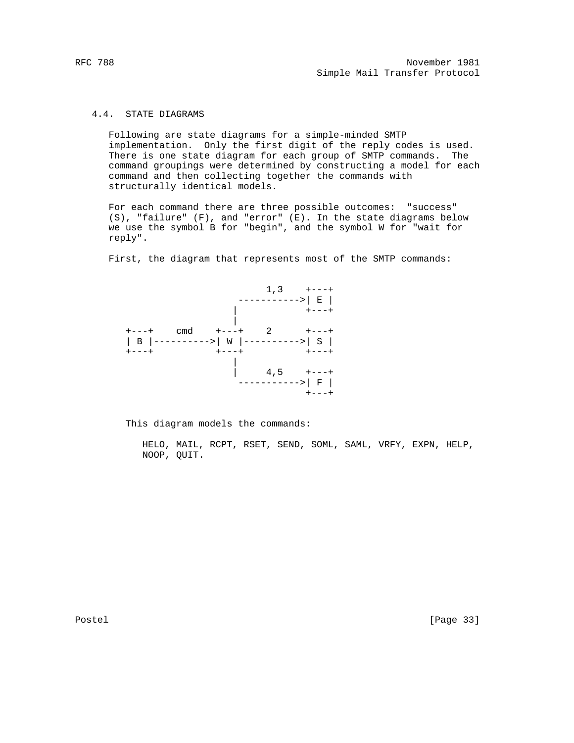### 4.4. STATE DIAGRAMS

Following are state diagrams for a simple-minded SMTP implementation. Only the first digit of the reply codes is used. There is one state diagram for each group of SMTP commands. The command groupings were determined by constructing a model for each command and then collecting together the commands with structurally identical models.

For each command there are three possible outcomes: "success" (S), "failure" (F), and "error" (E). In the state diagrams below we use the symbol B for "begin", and the symbol W for "wait for reply".

First, the diagram that represents most of the SMTP commands:

```
                             1,3    +---+
                        ----------->| E |
                       |            +---+
                       |
    +---+    cmd    +---+    2      +---+
    | B |---------->| W |---------->| S |
    +---+           +---+           +---+
                       |
                       |     4,5    +---+
                        ----------->| F |
                                    +---+
```

This diagram models the commands:

HELO, MAIL, RCPT, RSET, SEND, SOML, SAML, VRFY, EXPN, HELP, NOOP, QUIT.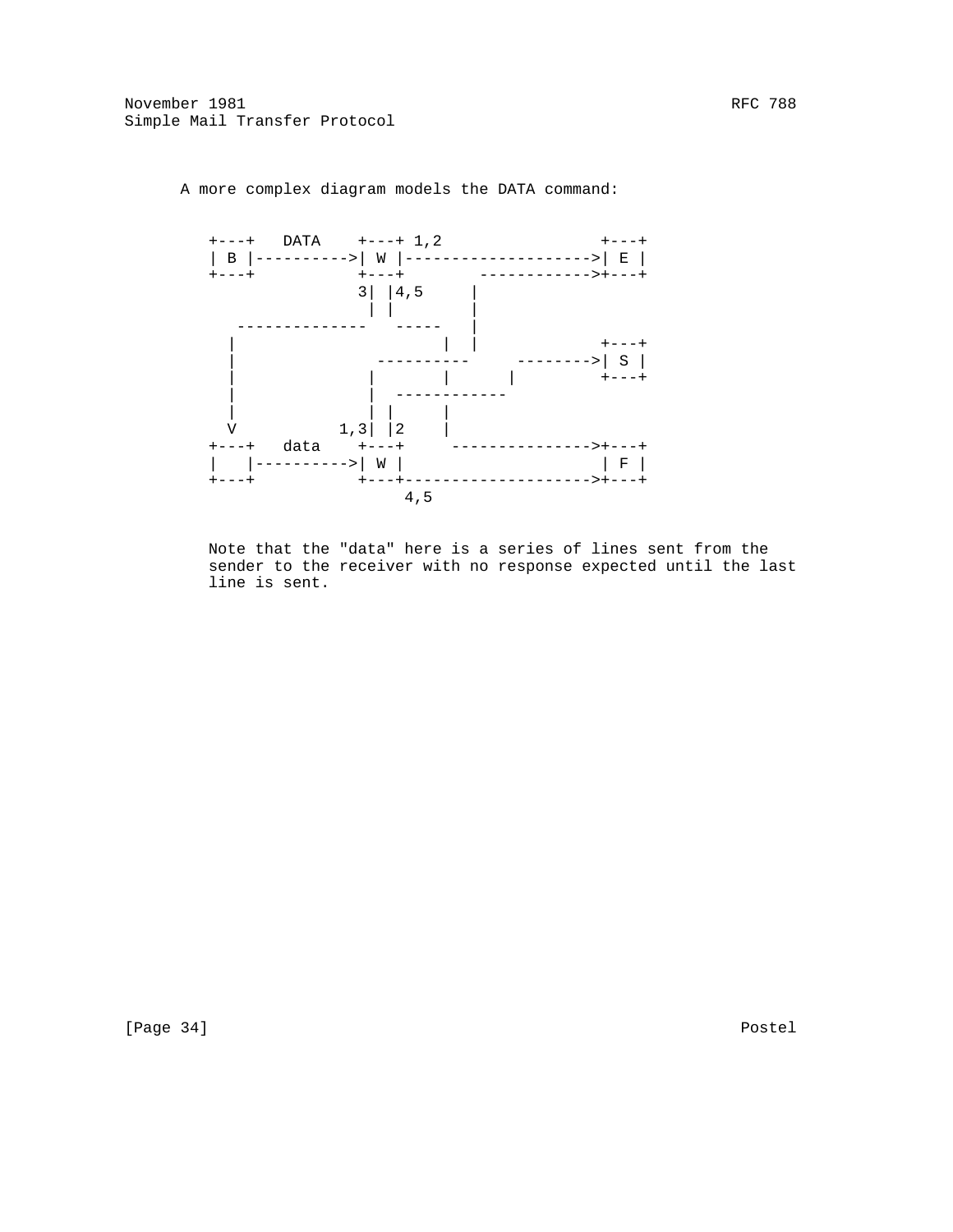A more complex diagram models the DATA command:

```
    +---+   DATA    +---+ 1,2                 +---+
    | B |---------->| W |-------------------->| E |
    +---+           +---+        ------------>+---+
                   3| |4,5     |
                    | |        |
      --------------   -----   |
     |                     |  |             +---+
     |               ----------     -------->| S |
     |              |       |      |         +---+
     |              |  ------------
     |              | |     |
     V           1,3| |2    |
    +---+   data    +---+     --------------->+---+
    |   |---------->| W |                     | F |
    +---+           +---+-------------------->+---+
                         4,5
```

Note that the "data" here is a series of lines sent from the sender to the receiver with no response expected until the last line is sent.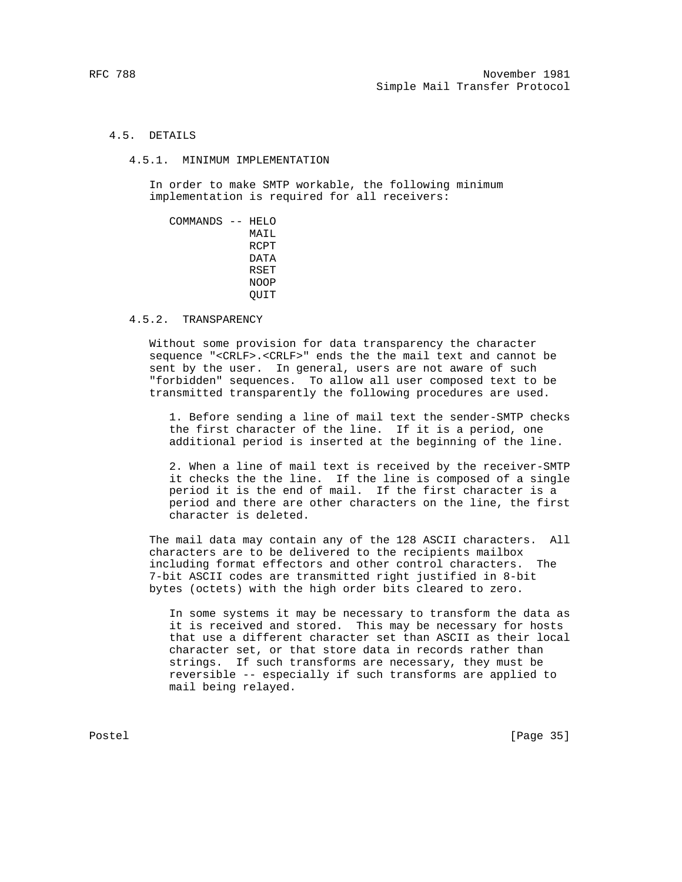### 4.5. DETAILS

#### 4.5.1. MINIMUM IMPLEMENTATION

In order to make SMTP workable, the following minimum implementation is required for all receivers:

```
COMMANDS -- HELO
            MAIL
            RCPT
            DATA
            RSET
            NOOP
            QUIT
```

#### 4.5.2. TRANSPARENCY

Without some provision for data transparency the character sequence "<CRLF>.<CRLF>" ends the the mail text and cannot be sent by the user. In general, users are not aware of such "forbidden" sequences. To allow all user composed text to be transmitted transparently the following procedures are used.

1. Before sending a line of mail text the sender-SMTP checks the first character of the line. If it is a period, one additional period is inserted at the beginning of the line.

2. When a line of mail text is received by the receiver-SMTP it checks the the line. If the line is composed of a single period it is the end of mail. If the first character is a period and there are other characters on the line, the first character is deleted.

The mail data may contain any of the 128 ASCII characters. All characters are to be delivered to the recipients mailbox including format effectors and other control characters. The 7-bit ASCII codes are transmitted right justified in 8-bit bytes (octets) with the high order bits cleared to zero.

In some systems it may be necessary to transform the data as it is received and stored. This may be necessary for hosts that use a different character set than ASCII as their local character set, or that store data in records rather than strings. If such transforms are necessary, they must be reversible -- especially if such transforms are applied to mail being relayed.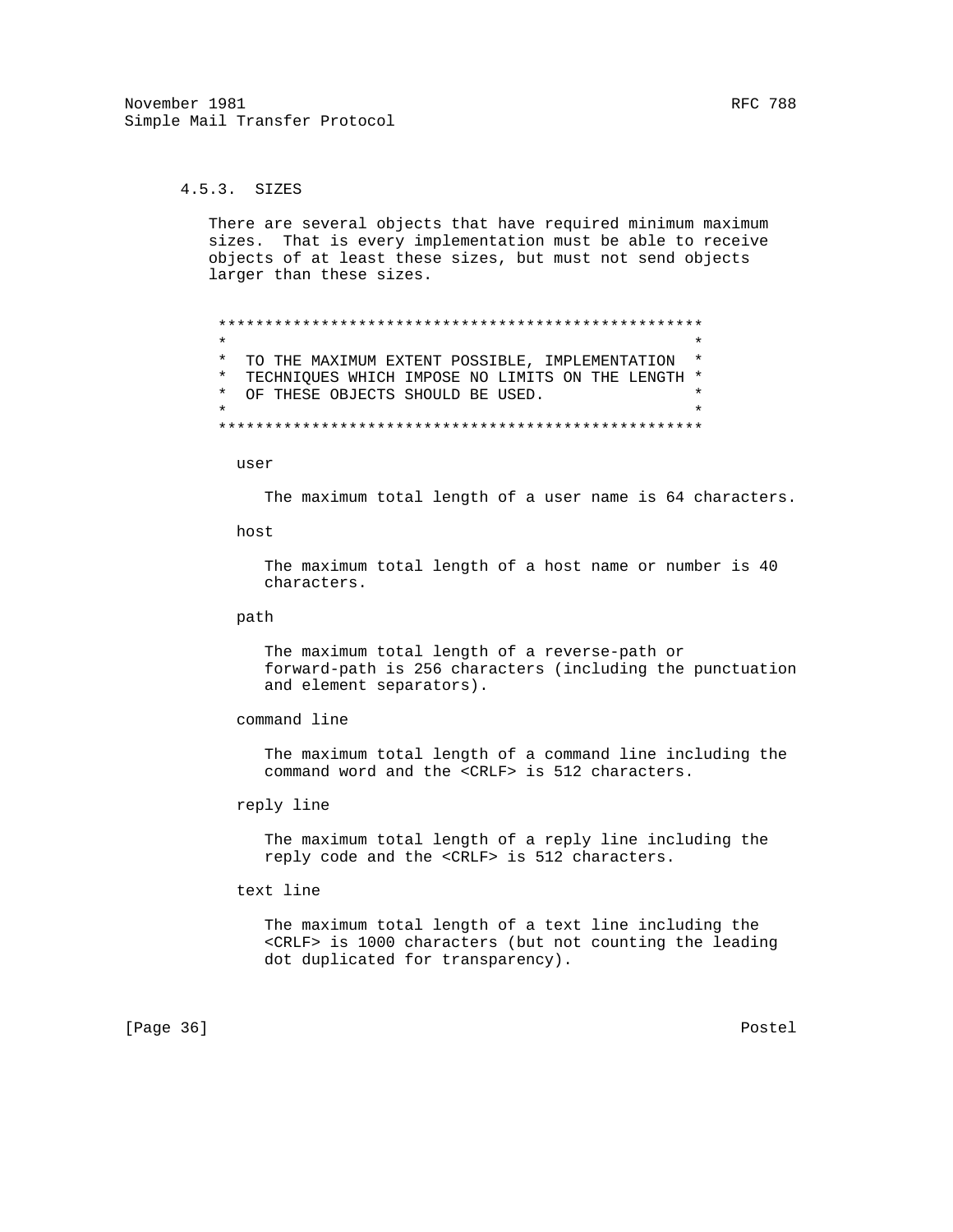#### 4.5.3. SIZES

There are several objects that have required minimum maximum sizes. That is every implementation must be able to receive objects of at least these sizes, but must not send objects larger than these sizes.

```
****************************************************
*                                                  *
*  TO THE MAXIMUM EXTENT POSSIBLE, IMPLEMENTATION  *
*  TECHNIQUES WHICH IMPOSE NO LIMITS ON THE LENGTH *
*  OF THESE OBJECTS SHOULD BE USED.                *
*                                                  *
****************************************************
```

user

The maximum total length of a user name is 64 characters.

host

The maximum total length of a host name or number is 40 characters.

path

The maximum total length of a reverse-path or forward-path is 256 characters (including the punctuation and element separators).

command line

The maximum total length of a command line including the command word and the <CRLF> is 512 characters.

reply line

The maximum total length of a reply line including the reply code and the <CRLF> is 512 characters.

text line

The maximum total length of a text line including the <CRLF> is 1000 characters (but not counting the leading dot duplicated for transparency).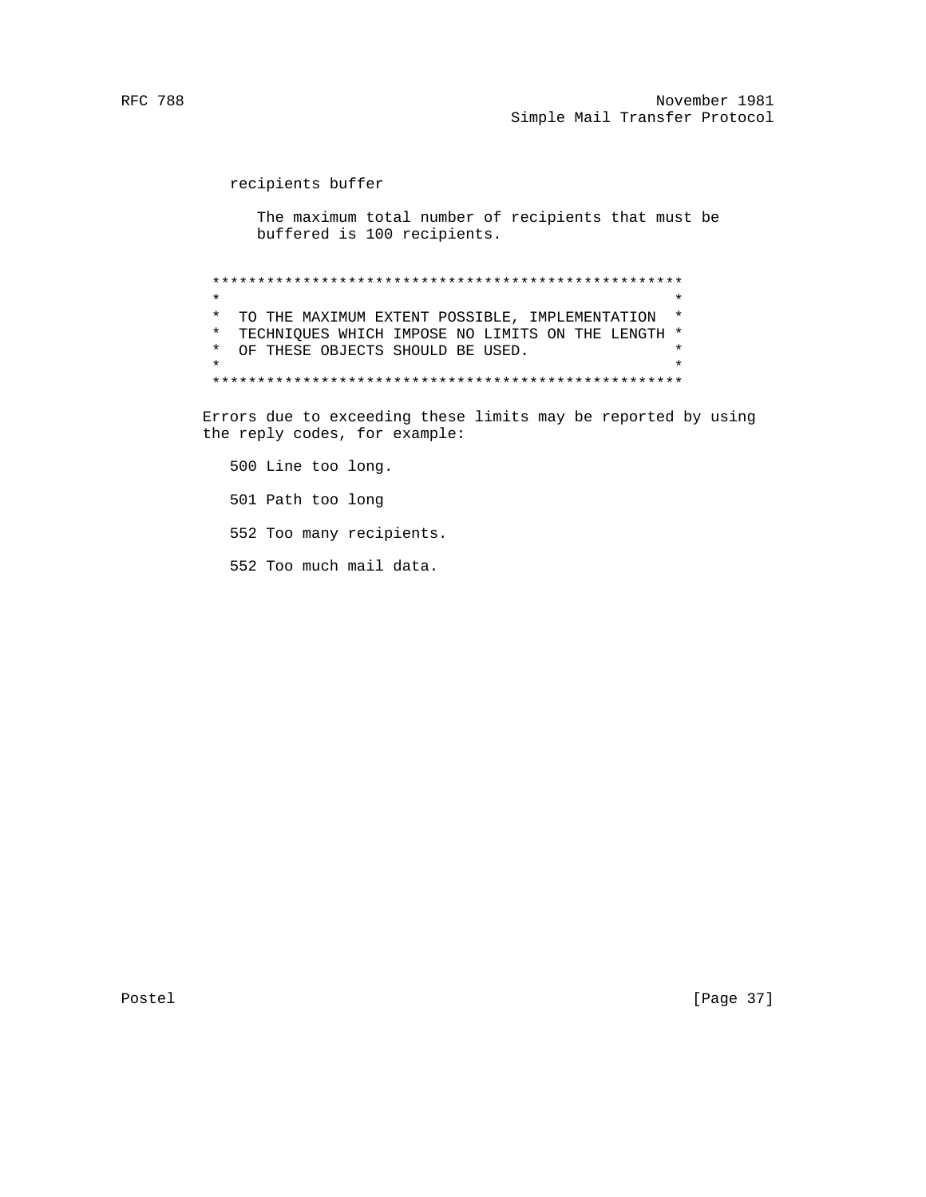recipients buffer

The maximum total number of recipients that must be buffered is 100 recipients.

```
****************************************************
*                                                  *
*  TO THE MAXIMUM EXTENT POSSIBLE, IMPLEMENTATION  *
*  TECHNIQUES WHICH IMPOSE NO LIMITS ON THE LENGTH *
*  OF THESE OBJECTS SHOULD BE USED.                *
*                                                  *
****************************************************
```

Errors due to exceeding these limits may be reported by using the reply codes, for example:

500 Line too long.

501 Path too long

552 Too many recipients.

552 Too much mail data.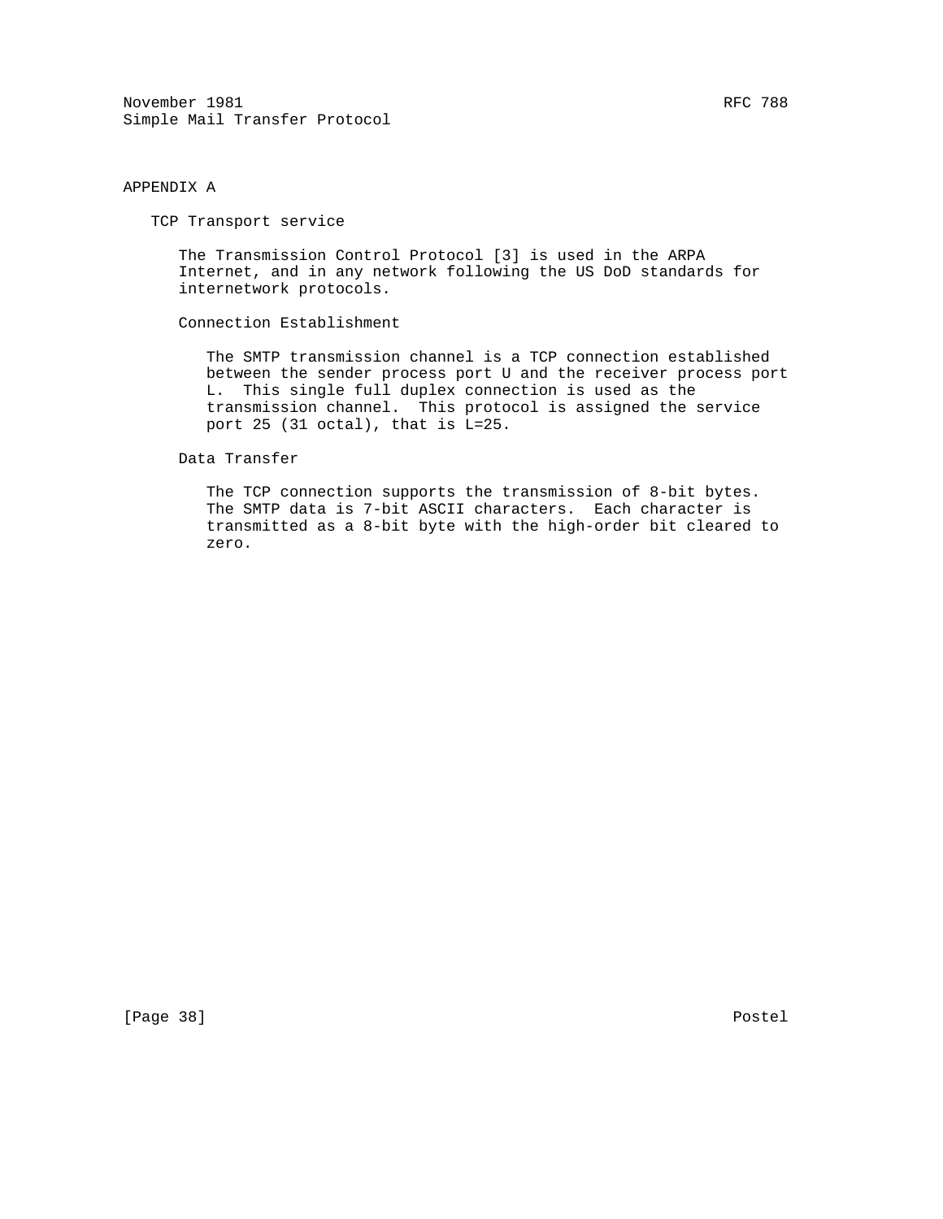# APPENDIX A

## TCP Transport service

The Transmission Control Protocol [3] is used in the ARPA Internet, and in any network following the US DoD standards for internetwork protocols.

### Connection Establishment

The SMTP transmission channel is a TCP connection established between the sender process port U and the receiver process port L. This single full duplex connection is used as the transmission channel. This protocol is assigned the service port 25 (31 octal), that is L=25.

### Data Transfer

The TCP connection supports the transmission of 8-bit bytes. The SMTP data is 7-bit ASCII characters. Each character is transmitted as a 8-bit byte with the high-order bit cleared to zero.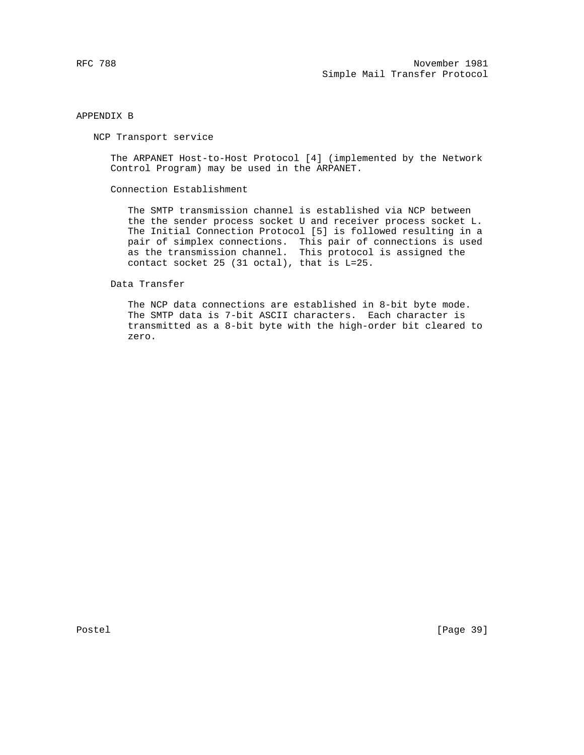# APPENDIX B

## NCP Transport service

The ARPANET Host-to-Host Protocol [4] (implemented by the Network Control Program) may be used in the ARPANET.

### Connection Establishment

The SMTP transmission channel is established via NCP between the the sender process socket U and receiver process socket L. The Initial Connection Protocol [5] is followed resulting in a pair of simplex connections. This pair of connections is used as the transmission channel. This protocol is assigned the contact socket 25 (31 octal), that is L=25.

### Data Transfer

The NCP data connections are established in 8-bit byte mode. The SMTP data is 7-bit ASCII characters. Each character is transmitted as a 8-bit byte with the high-order bit cleared to zero.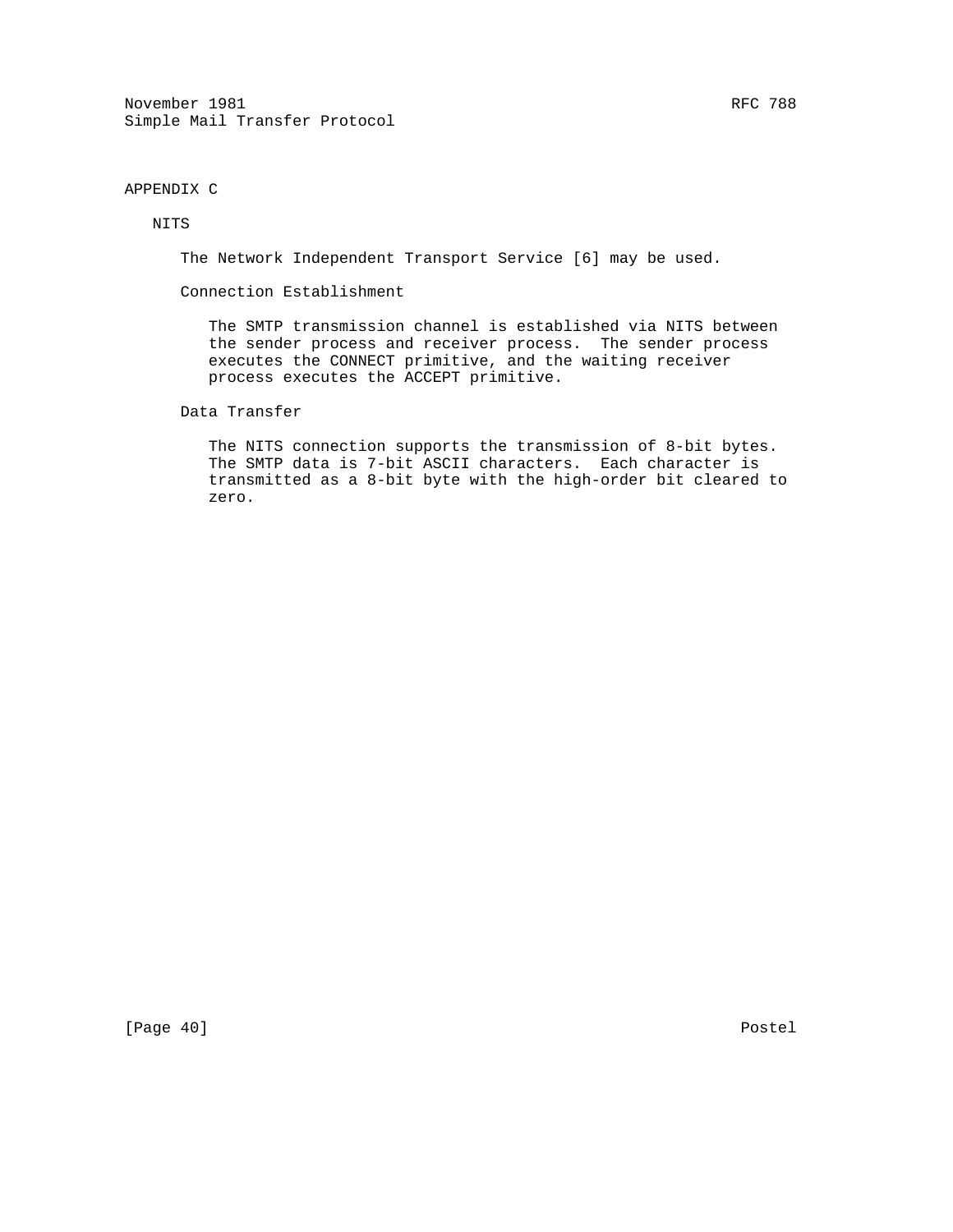# APPENDIX C

## NITS

The Network Independent Transport Service [6] may be used.

### Connection Establishment

The SMTP transmission channel is established via NITS between the sender process and receiver process. The sender process executes the CONNECT primitive, and the waiting receiver process executes the ACCEPT primitive.

### Data Transfer

The NITS connection supports the transmission of 8-bit bytes. The SMTP data is 7-bit ASCII characters. Each character is transmitted as a 8-bit byte with the high-order bit cleared to zero.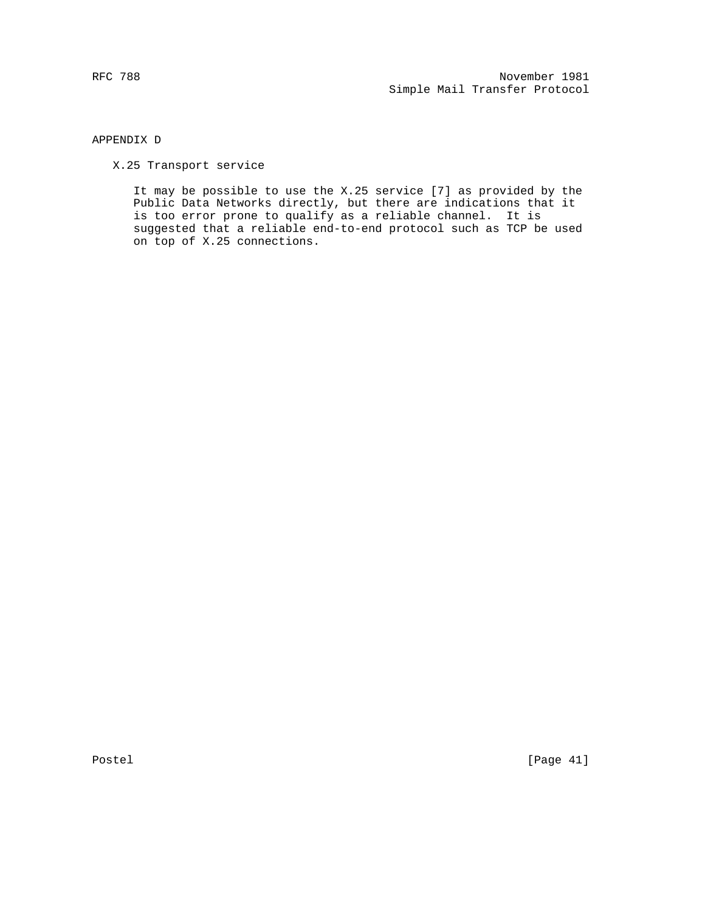# APPENDIX D

## X.25 Transport service

It may be possible to use the X.25 service [7] as provided by the Public Data Networks directly, but there are indications that it is too error prone to qualify as a reliable channel. It is suggested that a reliable end-to-end protocol such as TCP be used on top of X.25 connections.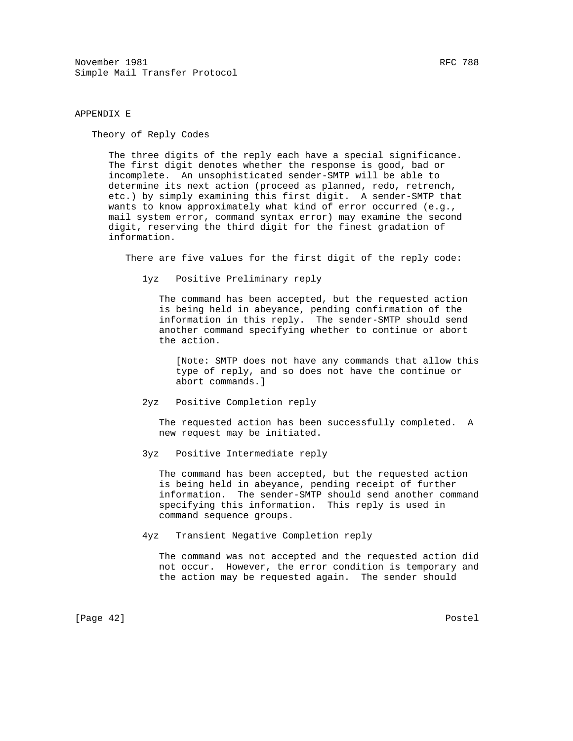## APPENDIX E

### Theory of Reply Codes

The three digits of the reply each have a special significance. The first digit denotes whether the response is good, bad or incomplete. An unsophisticated sender-SMTP will be able to determine its next action (proceed as planned, redo, retrench, etc.) by simply examining this first digit. A sender-SMTP that wants to know approximately what kind of error occurred (e.g., mail system error, command syntax error) may examine the second digit, reserving the third digit for the finest gradation of information.

There are five values for the first digit of the reply code:

1yz   Positive Preliminary reply

The command has been accepted, but the requested action is being held in abeyance, pending confirmation of the information in this reply. The sender-SMTP should send another command specifying whether to continue or abort the action.

[Note: SMTP does not have any commands that allow this type of reply, and so does not have the continue or abort commands.]

2yz   Positive Completion reply

The requested action has been successfully completed. A new request may be initiated.

3yz   Positive Intermediate reply

The command has been accepted, but the requested action is being held in abeyance, pending receipt of further information. The sender-SMTP should send another command specifying this information. This reply is used in command sequence groups.

4yz   Transient Negative Completion reply

The command was not accepted and the requested action did not occur. However, the error condition is temporary and the action may be requested again. The sender should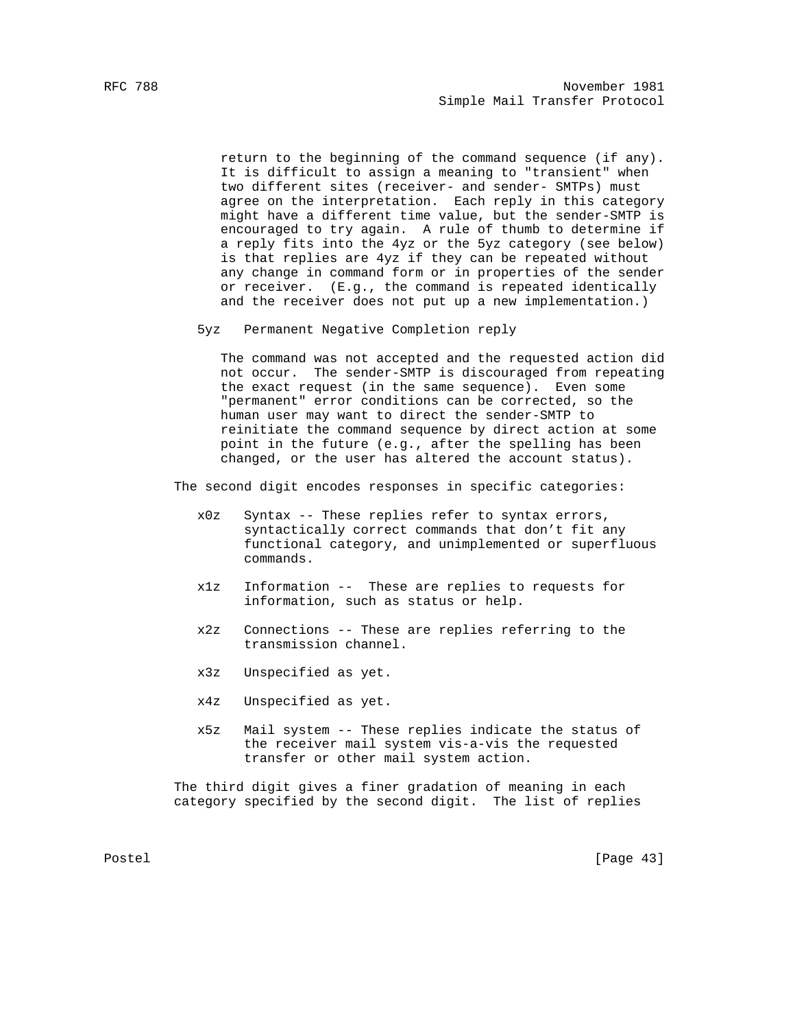return to the beginning of the command sequence (if any). It is difficult to assign a meaning to "transient" when two different sites (receiver- and sender- SMTPs) must agree on the interpretation. Each reply in this category might have a different time value, but the sender-SMTP is encouraged to try again. A rule of thumb to determine if a reply fits into the 4yz or the 5yz category (see below) is that replies are 4yz if they can be repeated without any change in command form or in properties of the sender or receiver. (E.g., the command is repeated identically and the receiver does not put up a new implementation.)

5yz   Permanent Negative Completion reply

The command was not accepted and the requested action did not occur. The sender-SMTP is discouraged from repeating the exact request (in the same sequence). Even some "permanent" error conditions can be corrected, so the human user may want to direct the sender-SMTP to reinitiate the command sequence by direct action at some point in the future (e.g., after the spelling has been changed, or the user has altered the account status).

The second digit encodes responses in specific categories:

- x0z   Syntax -- These replies refer to syntax errors, syntactically correct commands that don't fit any functional category, and unimplemented or superfluous commands.

- x1z   Information -- These are replies to requests for information, such as status or help.

- x2z   Connections -- These are replies referring to the transmission channel.

- x3z   Unspecified as yet.

- x4z   Unspecified as yet.

- x5z   Mail system -- These replies indicate the status of the receiver mail system vis-a-vis the requested transfer or other mail system action.

The third digit gives a finer gradation of meaning in each category specified by the second digit. The list of replies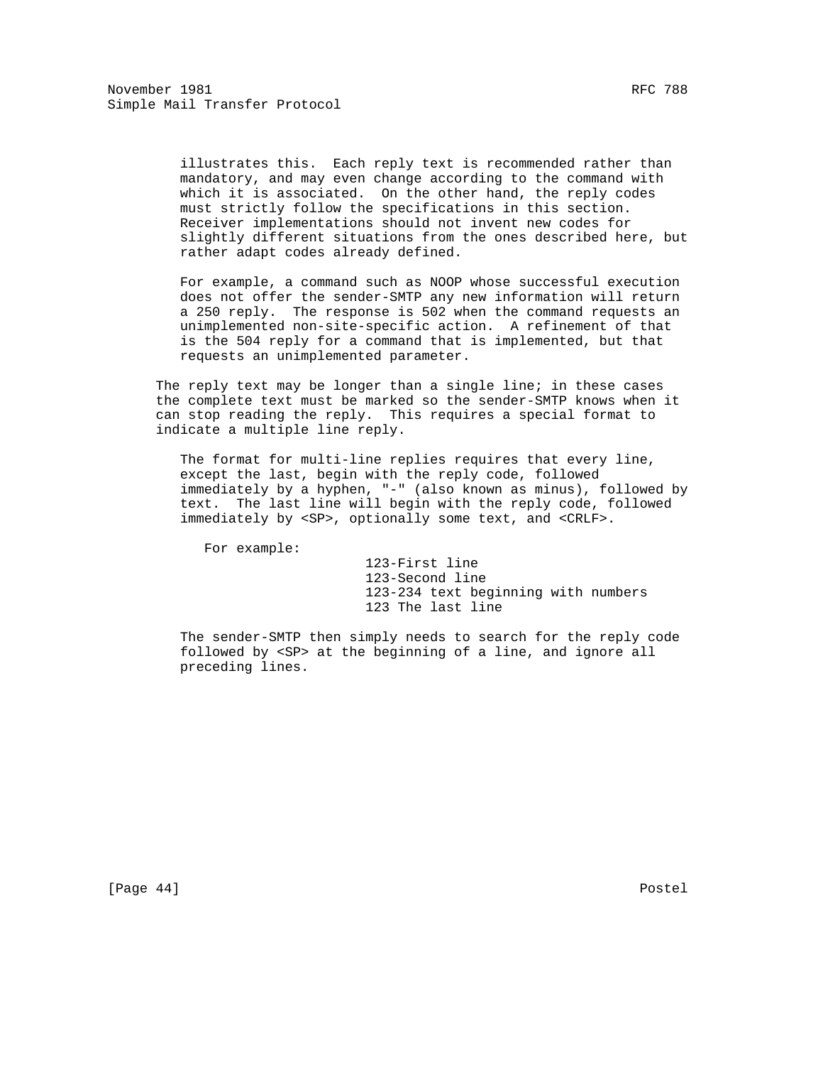illustrates this. Each reply text is recommended rather than mandatory, and may even change according to the command with which it is associated. On the other hand, the reply codes must strictly follow the specifications in this section. Receiver implementations should not invent new codes for slightly different situations from the ones described here, but rather adapt codes already defined.

For example, a command such as NOOP whose successful execution does not offer the sender-SMTP any new information will return a 250 reply. The response is 502 when the command requests an unimplemented non-site-specific action. A refinement of that is the 504 reply for a command that is implemented, but that requests an unimplemented parameter.

The reply text may be longer than a single line; in these cases the complete text must be marked so the sender-SMTP knows when it can stop reading the reply. This requires a special format to indicate a multiple line reply.

The format for multi-line replies requires that every line, except the last, begin with the reply code, followed immediately by a hyphen, "-" (also known as minus), followed by text. The last line will begin with the reply code, followed immediately by <SP>, optionally some text, and <CRLF>.

For example:

```
123-First line
123-Second line
123-234 text beginning with numbers
123 The last line
```

The sender-SMTP then simply needs to search for the reply code followed by <SP> at the beginning of a line, and ignore all preceding lines.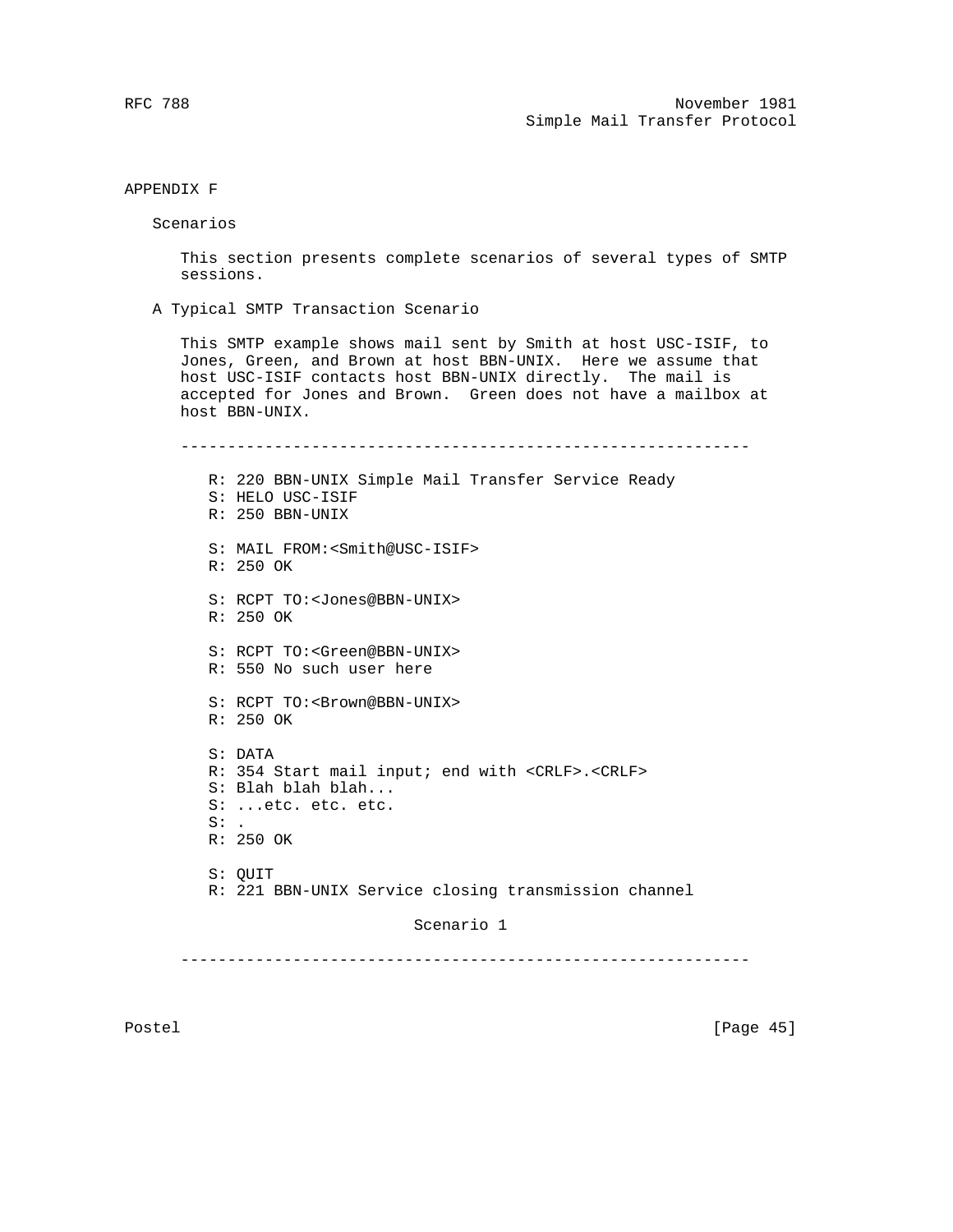# APPENDIX F

## Scenarios

This section presents complete scenarios of several types of SMTP sessions.

## A Typical SMTP Transaction Scenario

This SMTP example shows mail sent by Smith at host USC-ISIF, to Jones, Green, and Brown at host BBN-UNIX. Here we assume that host USC-ISIF contacts host BBN-UNIX directly. The mail is accepted for Jones and Brown. Green does not have a mailbox at host BBN-UNIX.

```
-------------------------------------------------------------

   R: 220 BBN-UNIX Simple Mail Transfer Service Ready
   S: HELO USC-ISIF
   R: 250 BBN-UNIX

   S: MAIL FROM:<Smith@USC-ISIF>
   R: 250 OK

   S: RCPT TO:<Jones@BBN-UNIX>
   R: 250 OK

   S: RCPT TO:<Green@BBN-UNIX>
   R: 550 No such user here

   S: RCPT TO:<Brown@BBN-UNIX>
   R: 250 OK

   S: DATA
   R: 354 Start mail input; end with <CRLF>.<CRLF>
   S: Blah blah blah...
   S: ...etc. etc. etc.
   S: .
   R: 250 OK

   S: QUIT
   R: 221 BBN-UNIX Service closing transmission channel

                          Scenario 1

-------------------------------------------------------------
```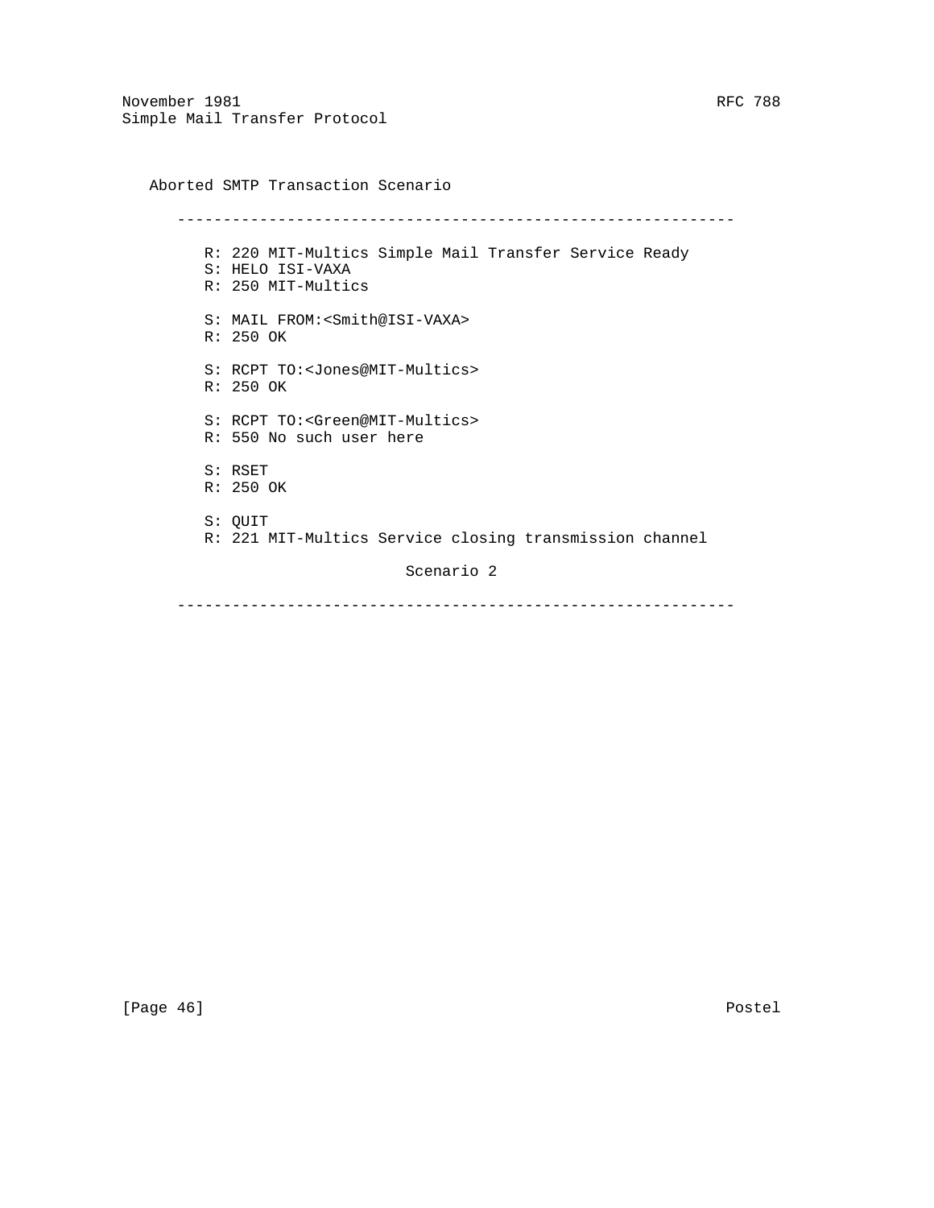Aborted SMTP Transaction Scenario

```
-------------------------------------------------------------

   R: 220 MIT-Multics Simple Mail Transfer Service Ready
   S: HELO ISI-VAXA
   R: 250 MIT-Multics

   S: MAIL FROM:<Smith@ISI-VAXA>
   R: 250 OK

   S: RCPT TO:<Jones@MIT-Multics>
   R: 250 OK

   S: RCPT TO:<Green@MIT-Multics>
   R: 550 No such user here

   S: RSET
   R: 250 OK

   S: QUIT
   R: 221 MIT-Multics Service closing transmission channel

                         Scenario 2

-------------------------------------------------------------
```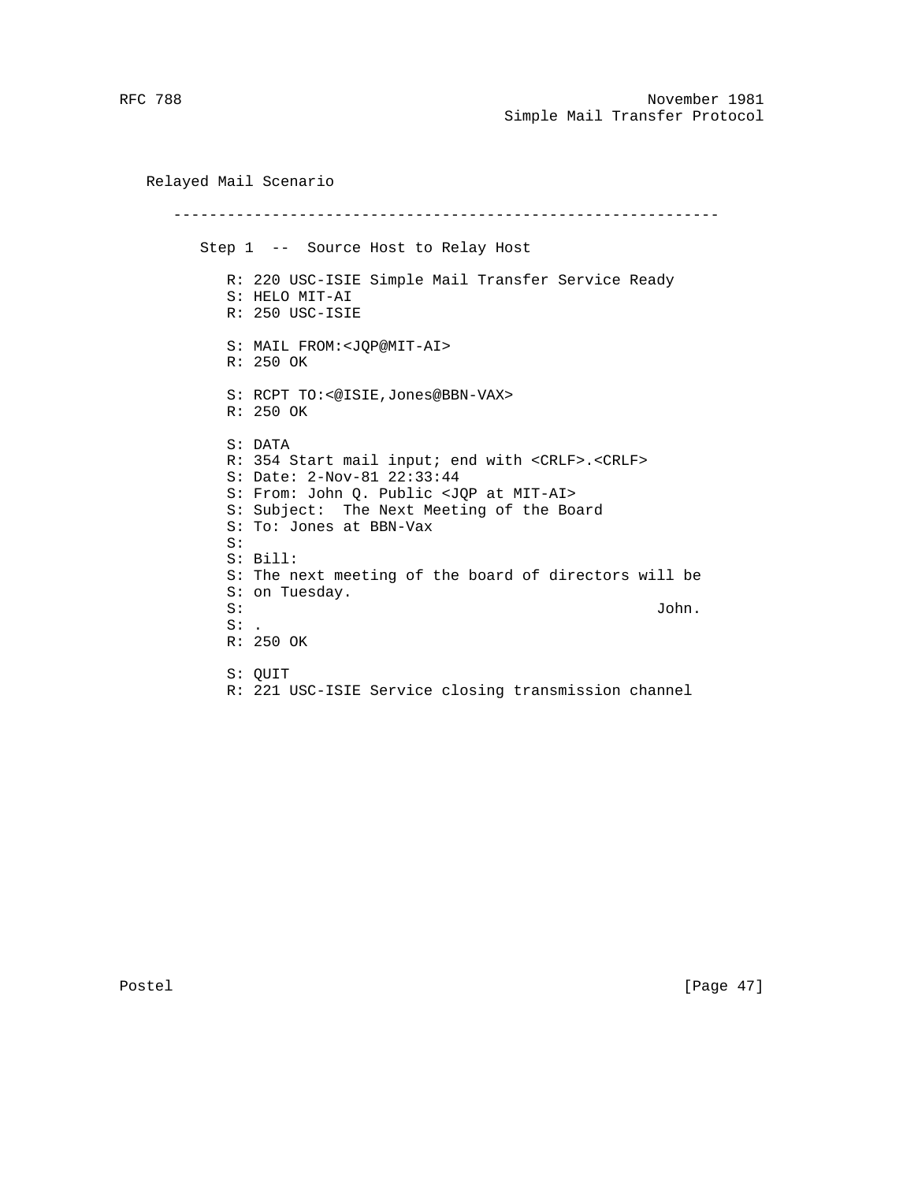Relayed Mail Scenario

```
   -------------------------------------------------------------

      Step 1  --  Source Host to Relay Host

         R: 220 USC-ISIE Simple Mail Transfer Service Ready
         S: HELO MIT-AI
         R: 250 USC-ISIE

         S: MAIL FROM:<JQP@MIT-AI>
         R: 250 OK

         S: RCPT TO:<@ISIE,Jones@BBN-VAX>
         R: 250 OK

         S: DATA
         R: 354 Start mail input; end with <CRLF>.<CRLF>
         S: Date: 2-Nov-81 22:33:44
         S: From: John Q. Public <JQP at MIT-AI>
         S: Subject:  The Next Meeting of the Board
         S: To: Jones at BBN-Vax
         S:
         S: Bill:
         S: The next meeting of the board of directors will be
         S: on Tuesday.
         S:                                              John.
         S: .
         R: 250 OK

         S: QUIT
         R: 221 USC-ISIE Service closing transmission channel
```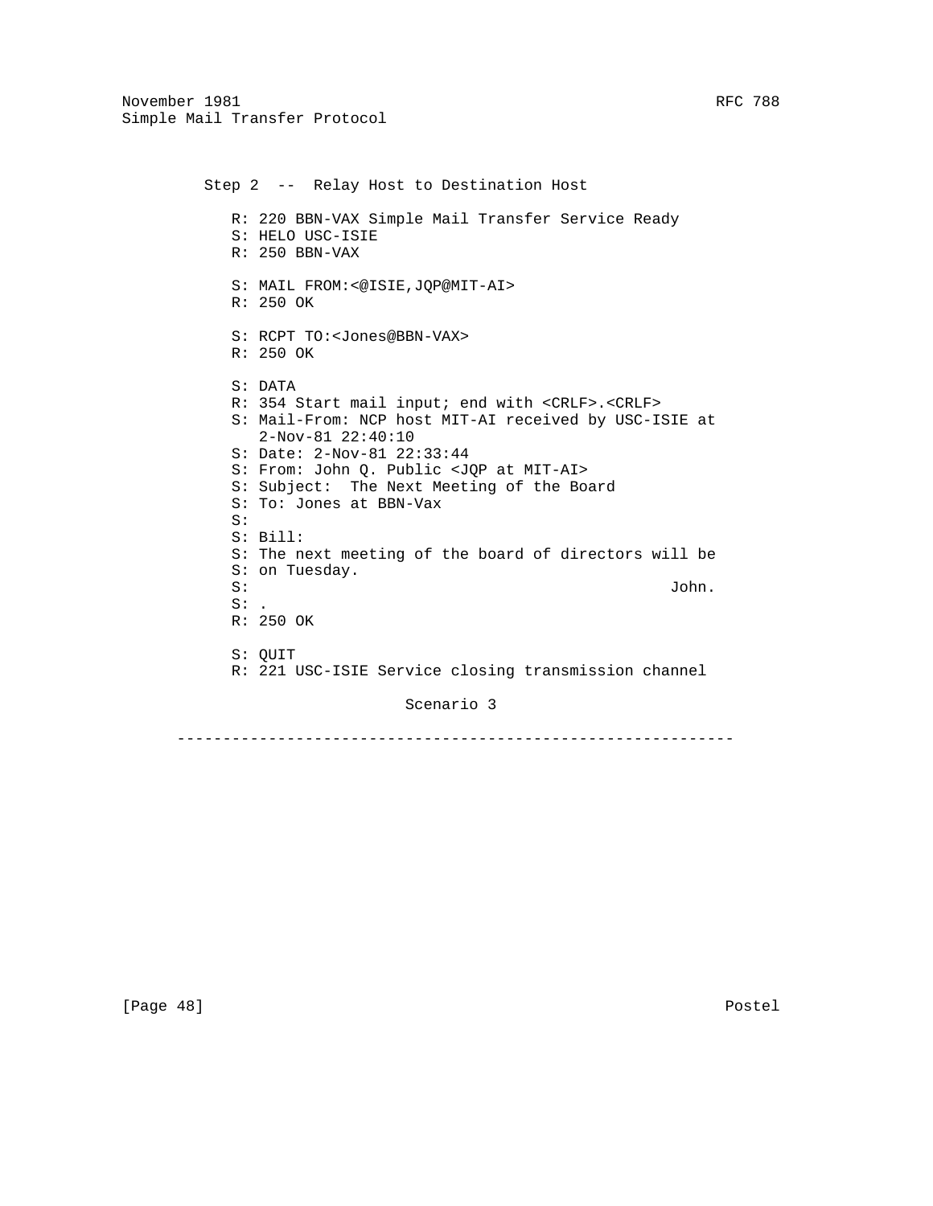Step 2 -- Relay Host to Destination Host

```
R: 220 BBN-VAX Simple Mail Transfer Service Ready
S: HELO USC-ISIE
R: 250 BBN-VAX

S: MAIL FROM:<@ISIE,JQP@MIT-AI>
R: 250 OK

S: RCPT TO:<Jones@BBN-VAX>
R: 250 OK

S: DATA
R: 354 Start mail input; end with <CRLF>.<CRLF>
S: Mail-From: NCP host MIT-AI received by USC-ISIE at
   2-Nov-81 22:40:10
S: Date: 2-Nov-81 22:33:44
S: From: John Q. Public <JQP at MIT-AI>
S: Subject:  The Next Meeting of the Board
S: To: Jones at BBN-Vax
S:
S: Bill:
S: The next meeting of the board of directors will be
S: on Tuesday.
S:                                              John.
S: .
R: 250 OK

S: QUIT
R: 221 USC-ISIE Service closing transmission channel
```

Scenario 3

-------------------------------------------------------------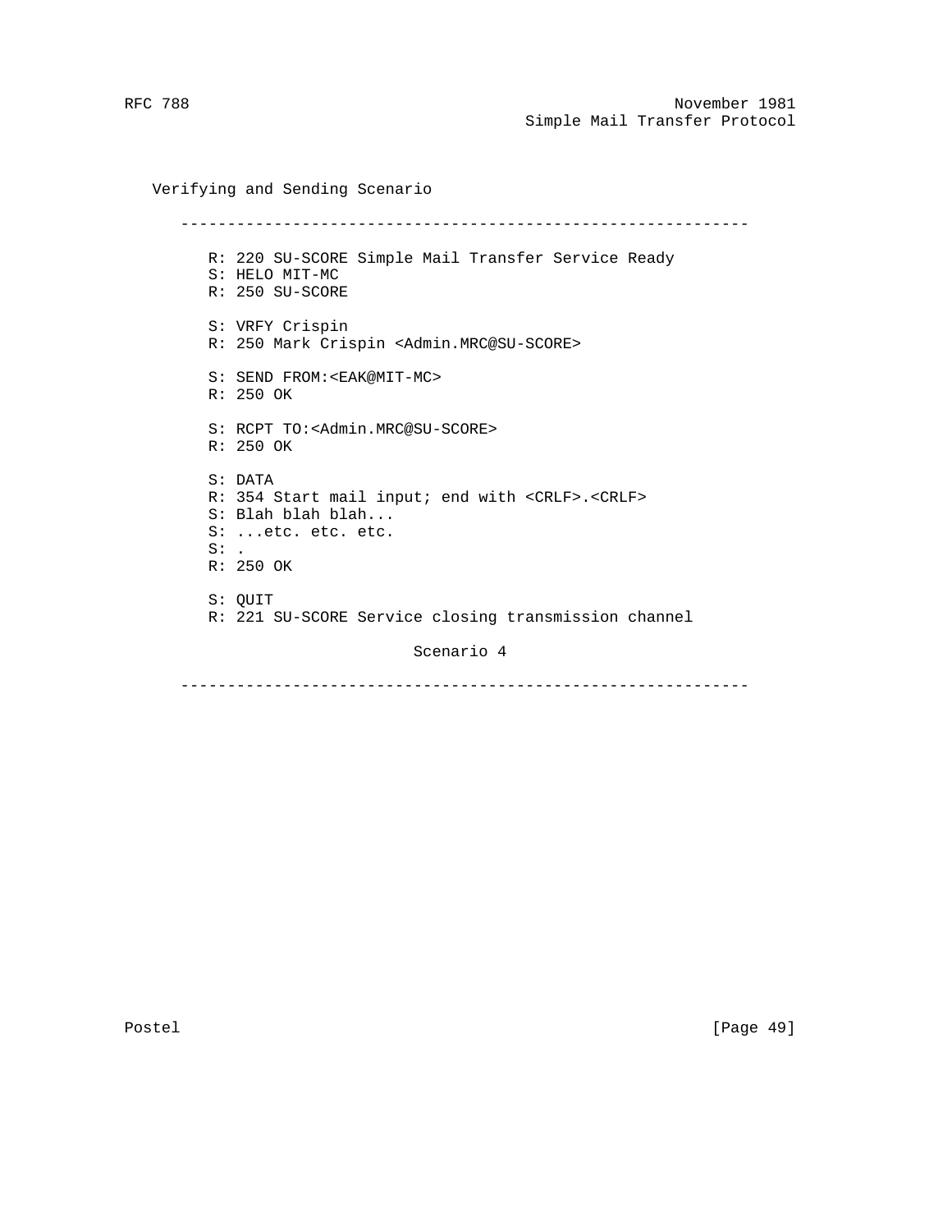Verifying and Sending Scenario

```
-------------------------------------------------------------

   R: 220 SU-SCORE Simple Mail Transfer Service Ready
   S: HELO MIT-MC
   R: 250 SU-SCORE

   S: VRFY Crispin
   R: 250 Mark Crispin <Admin.MRC@SU-SCORE>

   S: SEND FROM:<EAK@MIT-MC>
   R: 250 OK

   S: RCPT TO:<Admin.MRC@SU-SCORE>
   R: 250 OK

   S: DATA
   R: 354 Start mail input; end with <CRLF>.<CRLF>
   S: Blah blah blah...
   S: ...etc. etc. etc.
   S: .
   R: 250 OK

   S: QUIT
   R: 221 SU-SCORE Service closing transmission channel

                        Scenario 4

-------------------------------------------------------------
```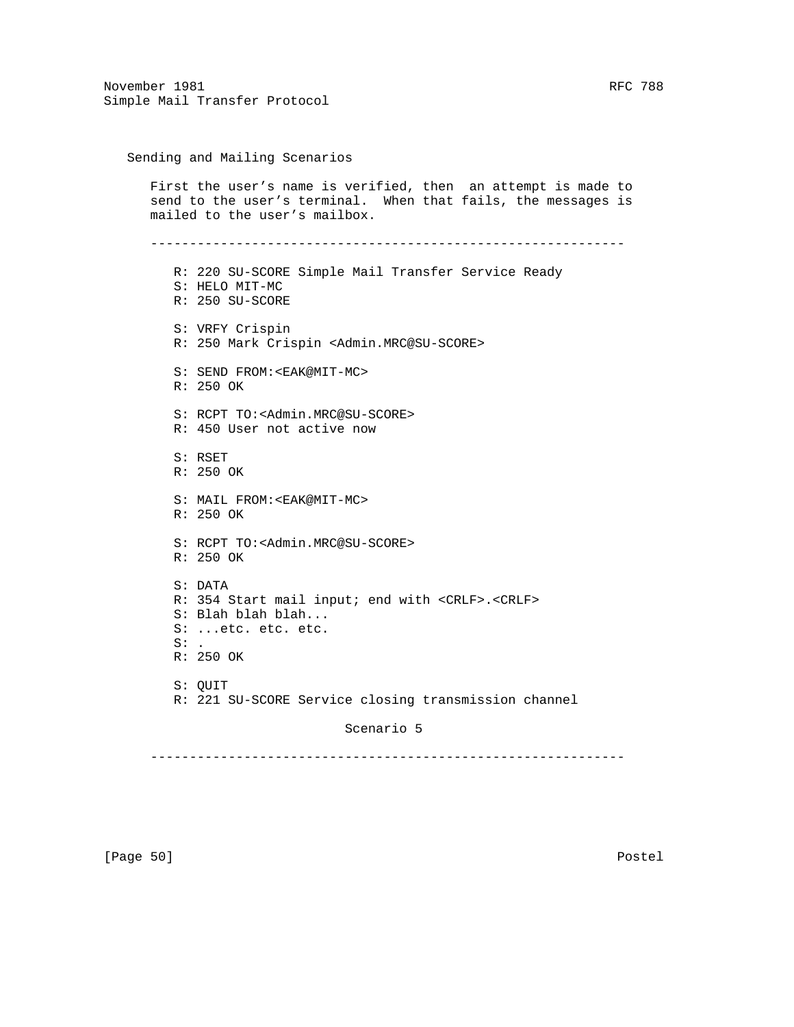## Sending and Mailing Scenarios

First the user's name is verified, then  an attempt is made to send to the user's terminal.  When that fails, the messages is mailed to the user's mailbox.

```
-------------------------------------------------------------

   R: 220 SU-SCORE Simple Mail Transfer Service Ready
   S: HELO MIT-MC
   R: 250 SU-SCORE

   S: VRFY Crispin
   R: 250 Mark Crispin <Admin.MRC@SU-SCORE>

   S: SEND FROM:<EAK@MIT-MC>
   R: 250 OK

   S: RCPT TO:<Admin.MRC@SU-SCORE>
   R: 450 User not active now

   S: RSET
   R: 250 OK

   S: MAIL FROM:<EAK@MIT-MC>
   R: 250 OK

   S: RCPT TO:<Admin.MRC@SU-SCORE>
   R: 250 OK

   S: DATA
   R: 354 Start mail input; end with <CRLF>.<CRLF>
   S: Blah blah blah...
   S: ...etc. etc. etc.
   S: .
   R: 250 OK

   S: QUIT
   R: 221 SU-SCORE Service closing transmission channel

                        Scenario 5

-------------------------------------------------------------
```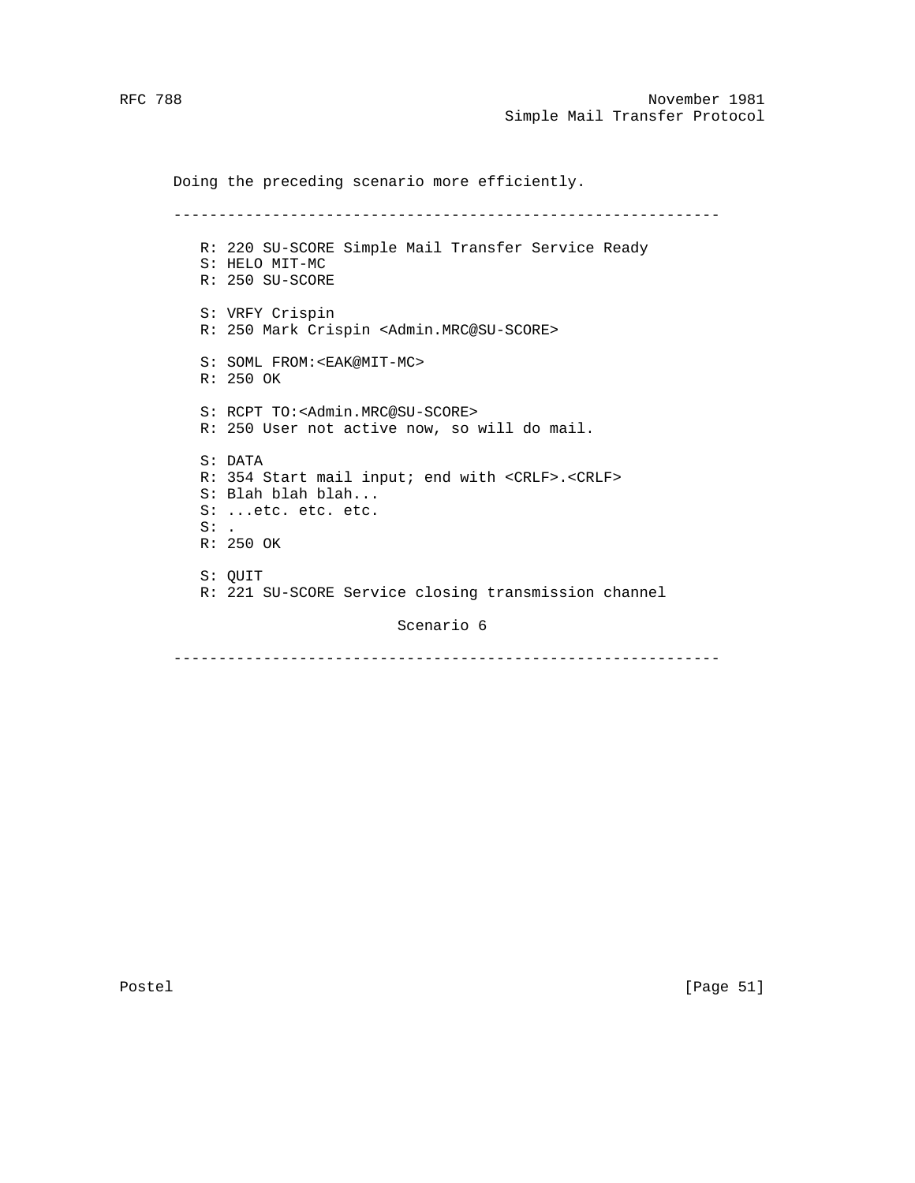Doing the preceding scenario more efficiently.

```
-------------------------------------------------------------

   R: 220 SU-SCORE Simple Mail Transfer Service Ready
   S: HELO MIT-MC
   R: 250 SU-SCORE

   S: VRFY Crispin
   R: 250 Mark Crispin <Admin.MRC@SU-SCORE>

   S: SOML FROM:<EAK@MIT-MC>
   R: 250 OK

   S: RCPT TO:<Admin.MRC@SU-SCORE>
   R: 250 User not active now, so will do mail.

   S: DATA
   R: 354 Start mail input; end with <CRLF>.<CRLF>
   S: Blah blah blah...
   S: ...etc. etc. etc.
   S: .
   R: 250 OK

   S: QUIT
   R: 221 SU-SCORE Service closing transmission channel

                        Scenario 6

-------------------------------------------------------------
```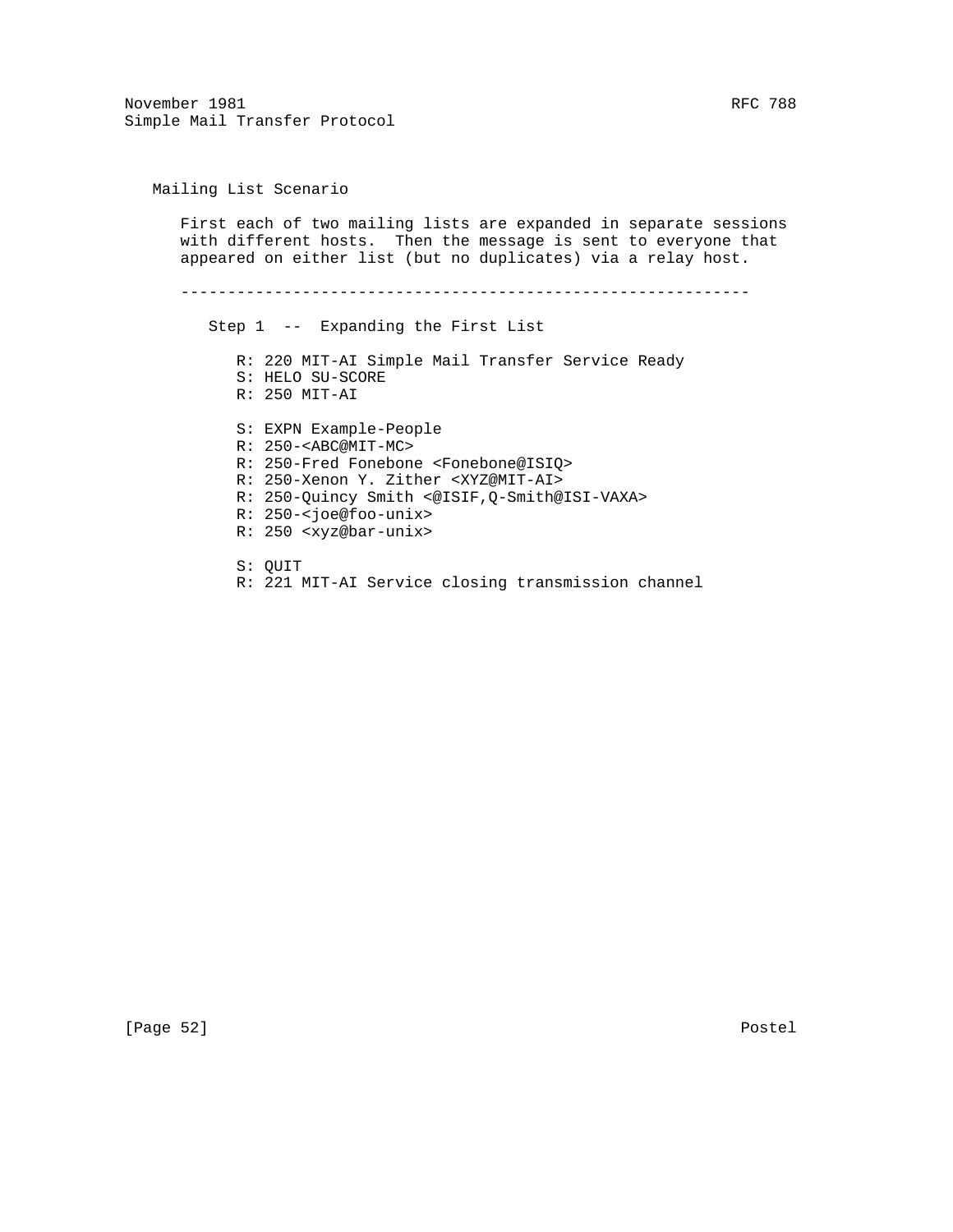### Mailing List Scenario

First each of two mailing lists are expanded in separate sessions with different hosts. Then the message is sent to everyone that appeared on either list (but no duplicates) via a relay host.

-------------------------------------------------------------

#### Step 1 -- Expanding the First List

```
R: 220 MIT-AI Simple Mail Transfer Service Ready
S: HELO SU-SCORE
R: 250 MIT-AI

S: EXPN Example-People
R: 250-<ABC@MIT-MC>
R: 250-Fred Fonebone <Fonebone@ISIQ>
R: 250-Xenon Y. Zither <XYZ@MIT-AI>
R: 250-Quincy Smith <@ISIF,Q-Smith@ISI-VAXA>
R: 250-<joe@foo-unix>
R: 250 <xyz@bar-unix>

S: QUIT
R: 221 MIT-AI Service closing transmission channel
```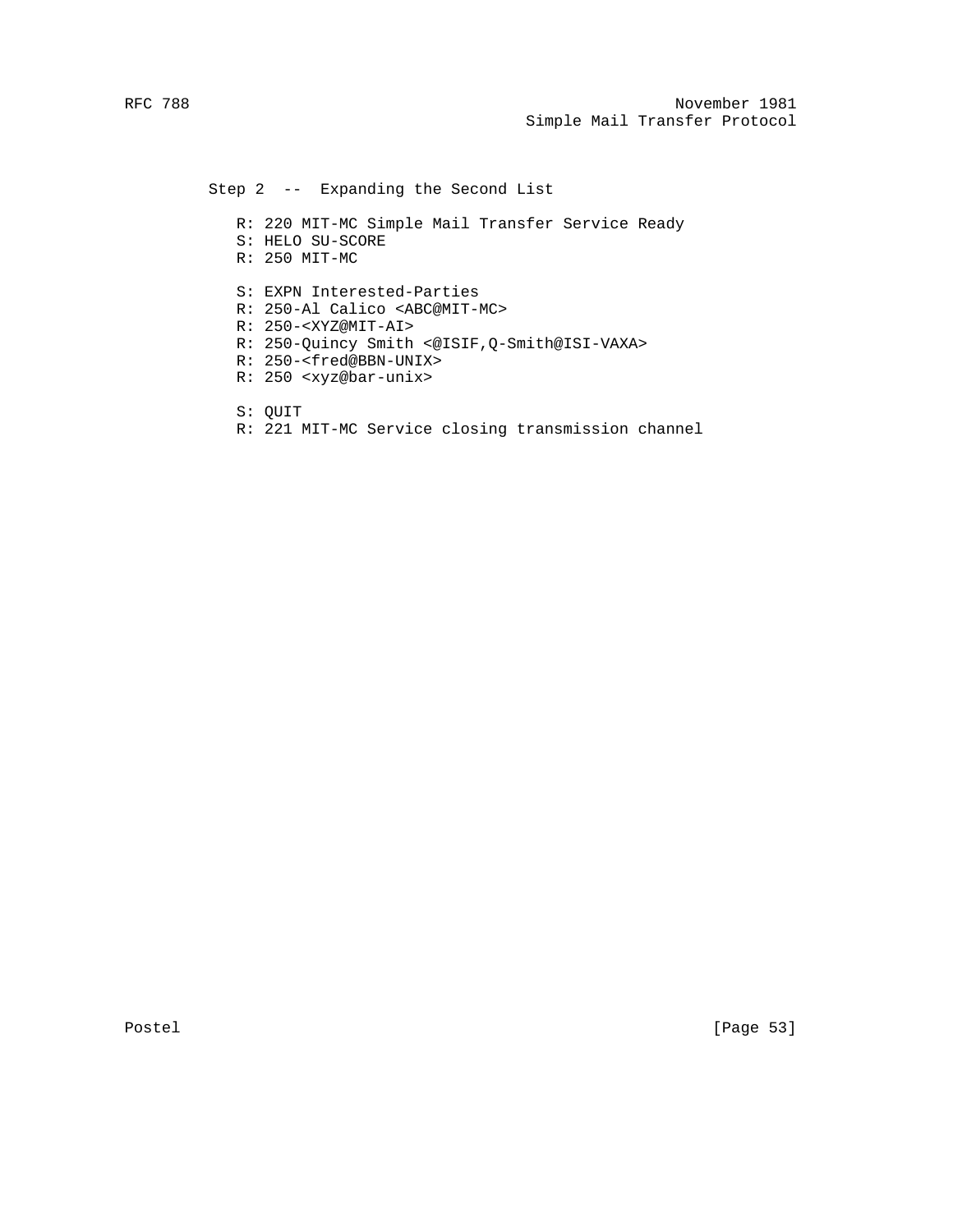Step 2 -- Expanding the Second List

```
R: 220 MIT-MC Simple Mail Transfer Service Ready
S: HELO SU-SCORE
R: 250 MIT-MC

S: EXPN Interested-Parties
R: 250-Al Calico <ABC@MIT-MC>
R: 250-<XYZ@MIT-AI>
R: 250-Quincy Smith <@ISIF,Q-Smith@ISI-VAXA>
R: 250-<fred@BBN-UNIX>
R: 250 <xyz@bar-unix>

S: QUIT
R: 221 MIT-MC Service closing transmission channel
```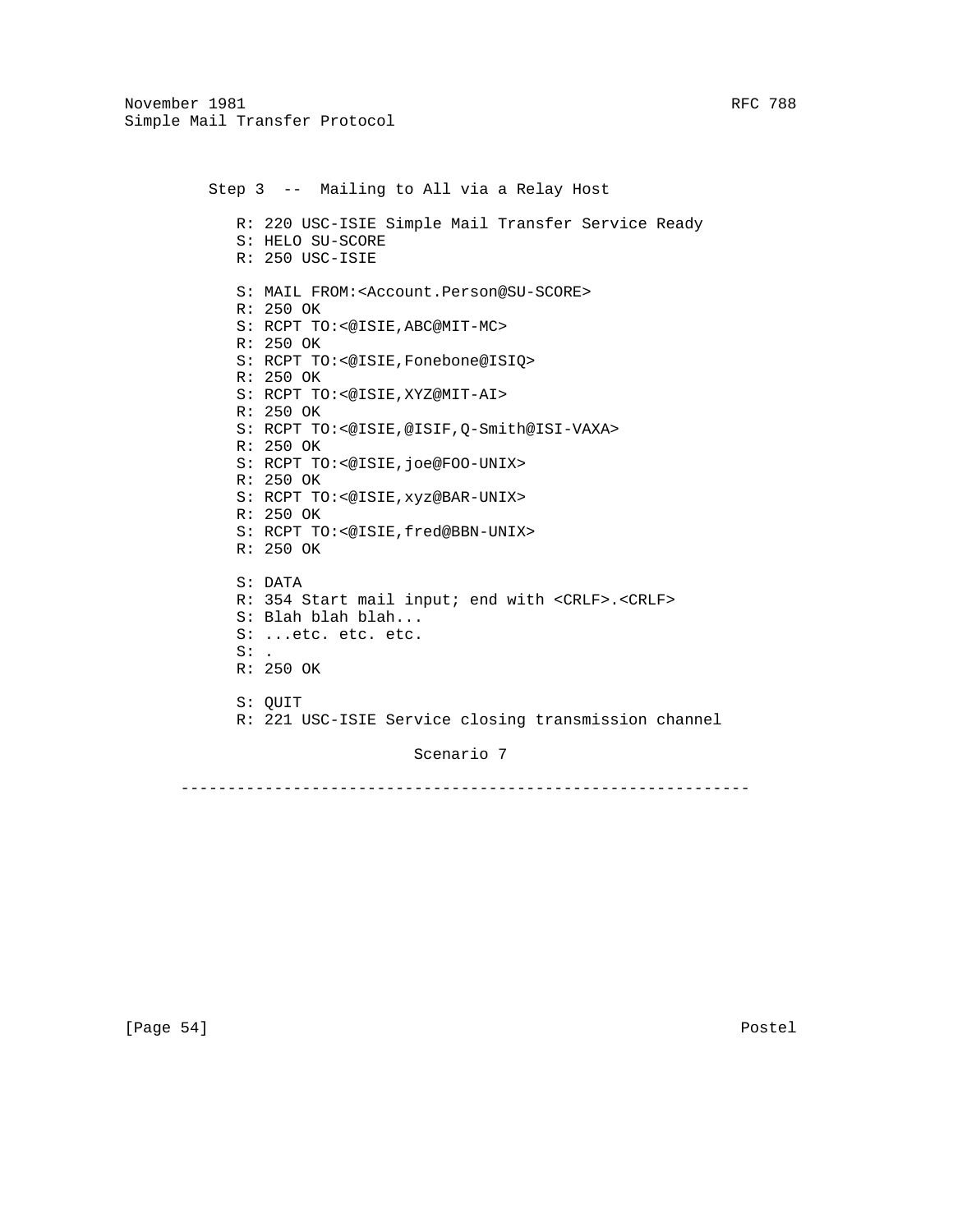Step 3 -- Mailing to All via a Relay Host

```
R: 220 USC-ISIE Simple Mail Transfer Service Ready
S: HELO SU-SCORE
R: 250 USC-ISIE

S: MAIL FROM:<Account.Person@SU-SCORE>
R: 250 OK
S: RCPT TO:<@ISIE,ABC@MIT-MC>
R: 250 OK
S: RCPT TO:<@ISIE,Fonebone@ISIQ>
R: 250 OK
S: RCPT TO:<@ISIE,XYZ@MIT-AI>
R: 250 OK
S: RCPT TO:<@ISIE,@ISIF,Q-Smith@ISI-VAXA>
R: 250 OK
S: RCPT TO:<@ISIE,joe@FOO-UNIX>
R: 250 OK
S: RCPT TO:<@ISIE,xyz@BAR-UNIX>
R: 250 OK
S: RCPT TO:<@ISIE,fred@BBN-UNIX>
R: 250 OK

S: DATA
R: 354 Start mail input; end with <CRLF>.<CRLF>
S: Blah blah blah...
S: ...etc. etc. etc.
S: .
R: 250 OK

S: QUIT
R: 221 USC-ISIE Service closing transmission channel
```

Scenario 7

-------------------------------------------------------------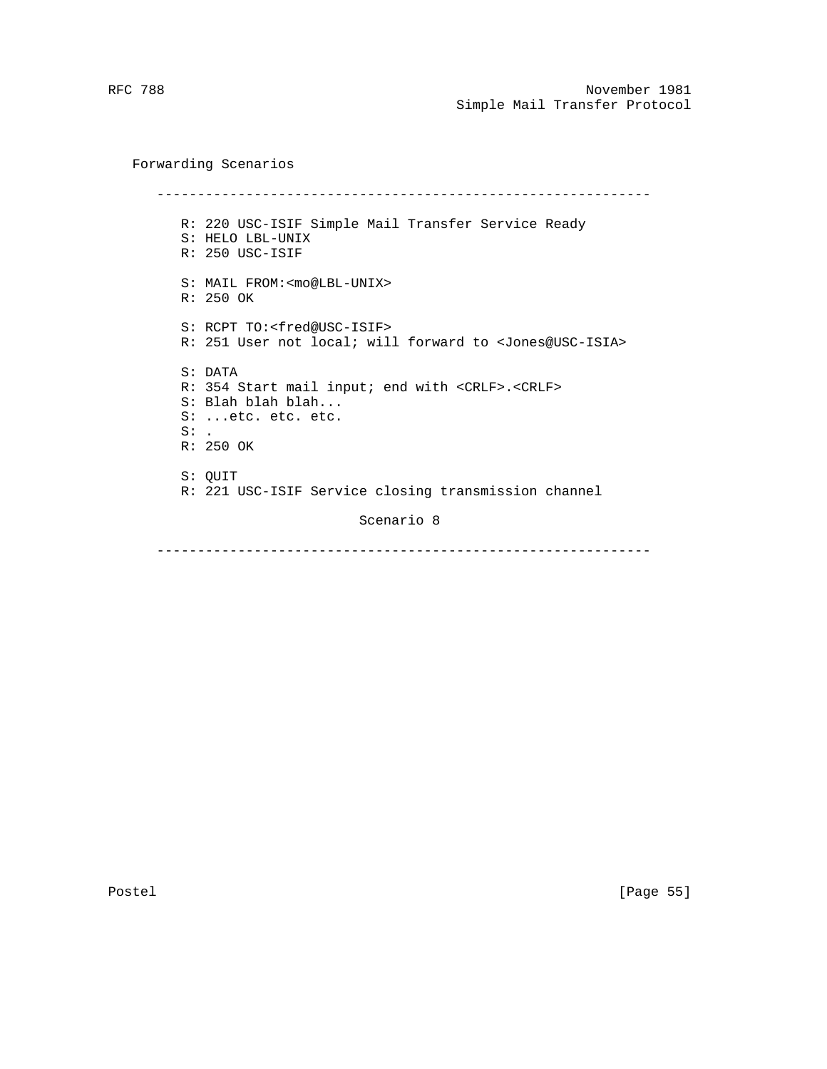Forwarding Scenarios

```
-------------------------------------------------------------

   R: 220 USC-ISIF Simple Mail Transfer Service Ready
   S: HELO LBL-UNIX
   R: 250 USC-ISIF

   S: MAIL FROM:<mo@LBL-UNIX>
   R: 250 OK

   S: RCPT TO:<fred@USC-ISIF>
   R: 251 User not local; will forward to <Jones@USC-ISIA>

   S: DATA
   R: 354 Start mail input; end with <CRLF>.<CRLF>
   S: Blah blah blah...
   S: ...etc. etc. etc.
   S: .
   R: 250 OK

   S: QUIT
   R: 221 USC-ISIF Service closing transmission channel

                        Scenario 8

-------------------------------------------------------------
```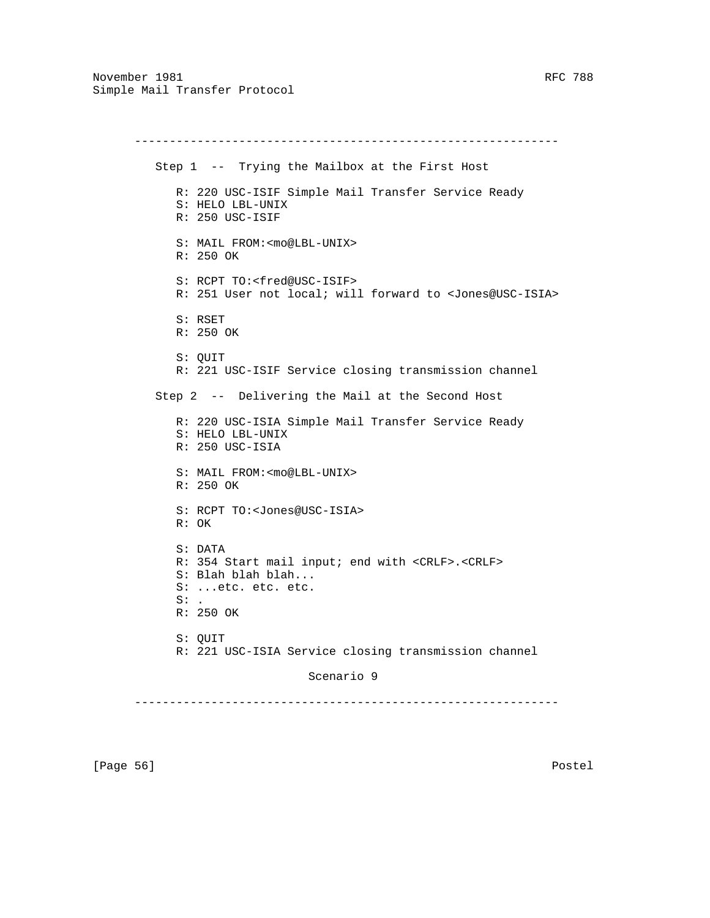```
    -------------------------------------------------------------

       Step 1  --  Trying the Mailbox at the First Host

          R: 220 USC-ISIF Simple Mail Transfer Service Ready
          S: HELO LBL-UNIX
          R: 250 USC-ISIF

          S: MAIL FROM:<mo@LBL-UNIX>
          R: 250 OK

          S: RCPT TO:<fred@USC-ISIF>
          R: 251 User not local; will forward to <Jones@USC-ISIA>

          S: RSET
          R: 250 OK

          S: QUIT
          R: 221 USC-ISIF Service closing transmission channel

       Step 2  --  Delivering the Mail at the Second Host

          R: 220 USC-ISIA Simple Mail Transfer Service Ready
          S: HELO LBL-UNIX
          R: 250 USC-ISIA

          S: MAIL FROM:<mo@LBL-UNIX>
          R: 250 OK

          S: RCPT TO:<Jones@USC-ISIA>
          R: OK

          S: DATA
          R: 354 Start mail input; end with <CRLF>.<CRLF>
          S: Blah blah blah...
          S: ...etc. etc. etc.
          S: .
          R: 250 OK

          S: QUIT
          R: 221 USC-ISIA Service closing transmission channel

                            Scenario 9

    -------------------------------------------------------------
```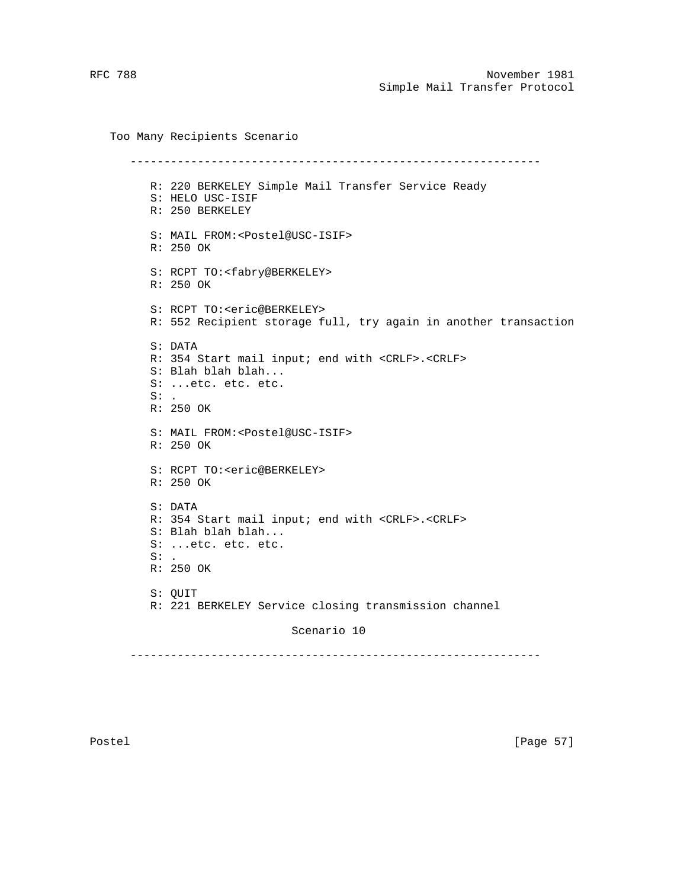Too Many Recipients Scenario

```
-------------------------------------------------------------

   R: 220 BERKELEY Simple Mail Transfer Service Ready
   S: HELO USC-ISIF
   R: 250 BERKELEY

   S: MAIL FROM:<Postel@USC-ISIF>
   R: 250 OK

   S: RCPT TO:<fabry@BERKELEY>
   R: 250 OK

   S: RCPT TO:<eric@BERKELEY>
   R: 552 Recipient storage full, try again in another transaction

   S: DATA
   R: 354 Start mail input; end with <CRLF>.<CRLF>
   S: Blah blah blah...
   S: ...etc. etc. etc.
   S: .
   R: 250 OK

   S: MAIL FROM:<Postel@USC-ISIF>
   R: 250 OK

   S: RCPT TO:<eric@BERKELEY>
   R: 250 OK

   S: DATA
   R: 354 Start mail input; end with <CRLF>.<CRLF>
   S: Blah blah blah...
   S: ...etc. etc. etc.
   S: .
   R: 250 OK

   S: QUIT
   R: 221 BERKELEY Service closing transmission channel

                        Scenario 10

-------------------------------------------------------------
```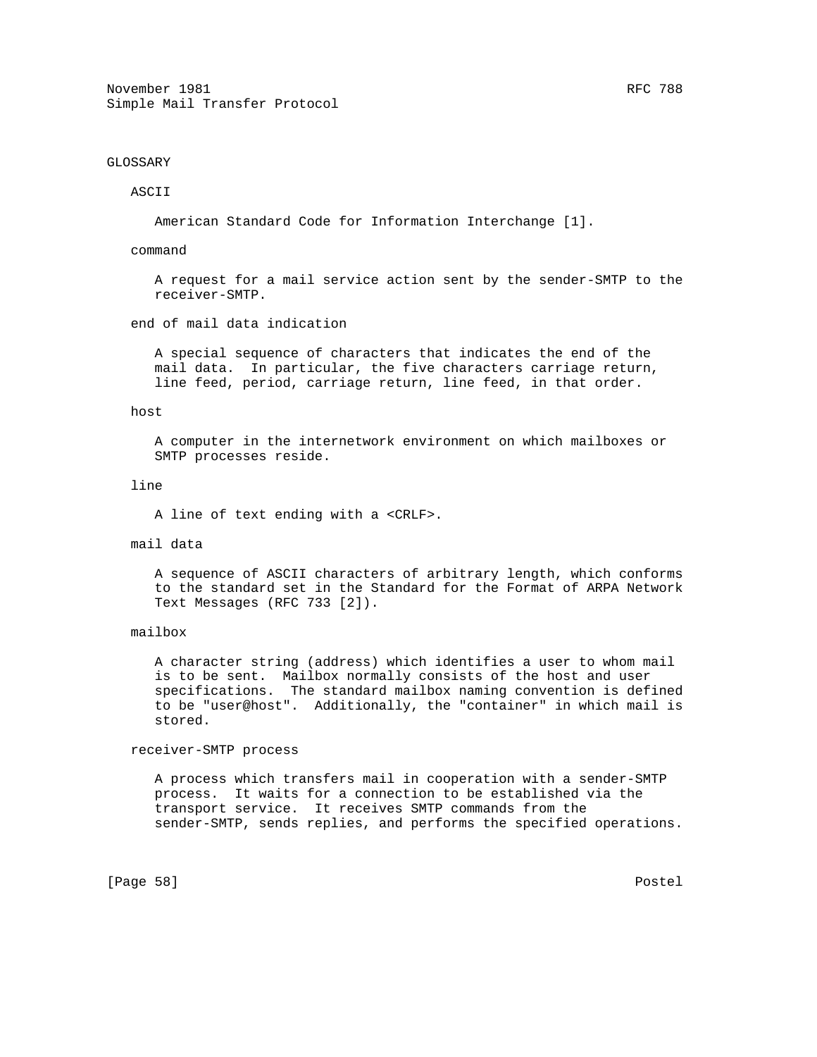## GLOSSARY

### ASCII

American Standard Code for Information Interchange [1].

### command

A request for a mail service action sent by the sender-SMTP to the receiver-SMTP.

### end of mail data indication

A special sequence of characters that indicates the end of the mail data. In particular, the five characters carriage return, line feed, period, carriage return, line feed, in that order.

### host

A computer in the internetwork environment on which mailboxes or SMTP processes reside.

### line

A line of text ending with a <CRLF>.

### mail data

A sequence of ASCII characters of arbitrary length, which conforms to the standard set in the Standard for the Format of ARPA Network Text Messages (RFC 733 [2]).

### mailbox

A character string (address) which identifies a user to whom mail is to be sent. Mailbox normally consists of the host and user specifications. The standard mailbox naming convention is defined to be "user@host". Additionally, the "container" in which mail is stored.

### receiver-SMTP process

A process which transfers mail in cooperation with a sender-SMTP process. It waits for a connection to be established via the transport service. It receives SMTP commands from the sender-SMTP, sends replies, and performs the specified operations.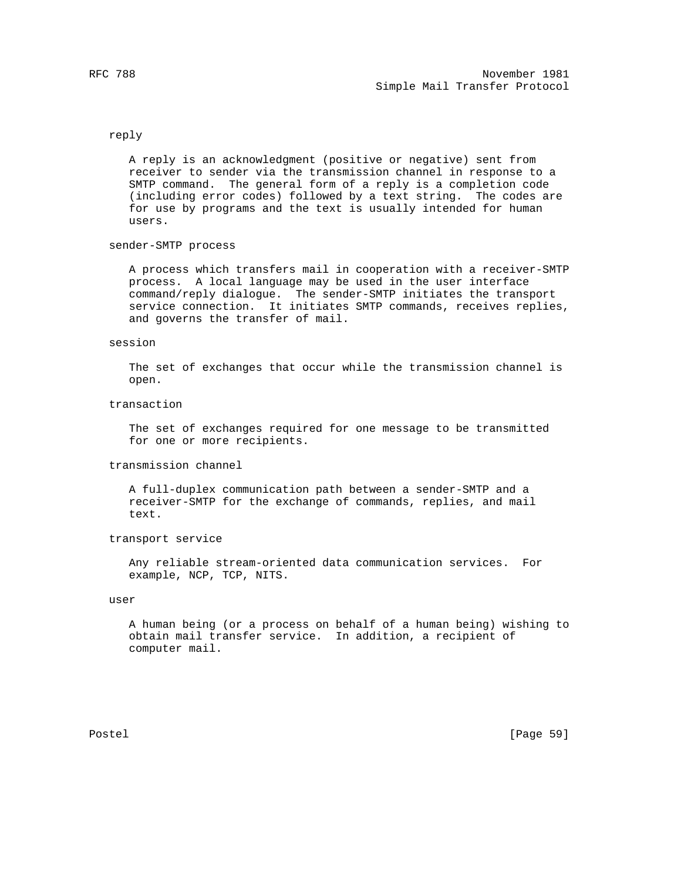reply

A reply is an acknowledgment (positive or negative) sent from receiver to sender via the transmission channel in response to a SMTP command. The general form of a reply is a completion code (including error codes) followed by a text string. The codes are for use by programs and the text is usually intended for human users.

sender-SMTP process

A process which transfers mail in cooperation with a receiver-SMTP process. A local language may be used in the user interface command/reply dialogue. The sender-SMTP initiates the transport service connection. It initiates SMTP commands, receives replies, and governs the transfer of mail.

session

The set of exchanges that occur while the transmission channel is open.

transaction

The set of exchanges required for one message to be transmitted for one or more recipients.

transmission channel

A full-duplex communication path between a sender-SMTP and a receiver-SMTP for the exchange of commands, replies, and mail text.

transport service

Any reliable stream-oriented data communication services. For example, NCP, TCP, NITS.

user

A human being (or a process on behalf of a human being) wishing to obtain mail transfer service. In addition, a recipient of computer mail.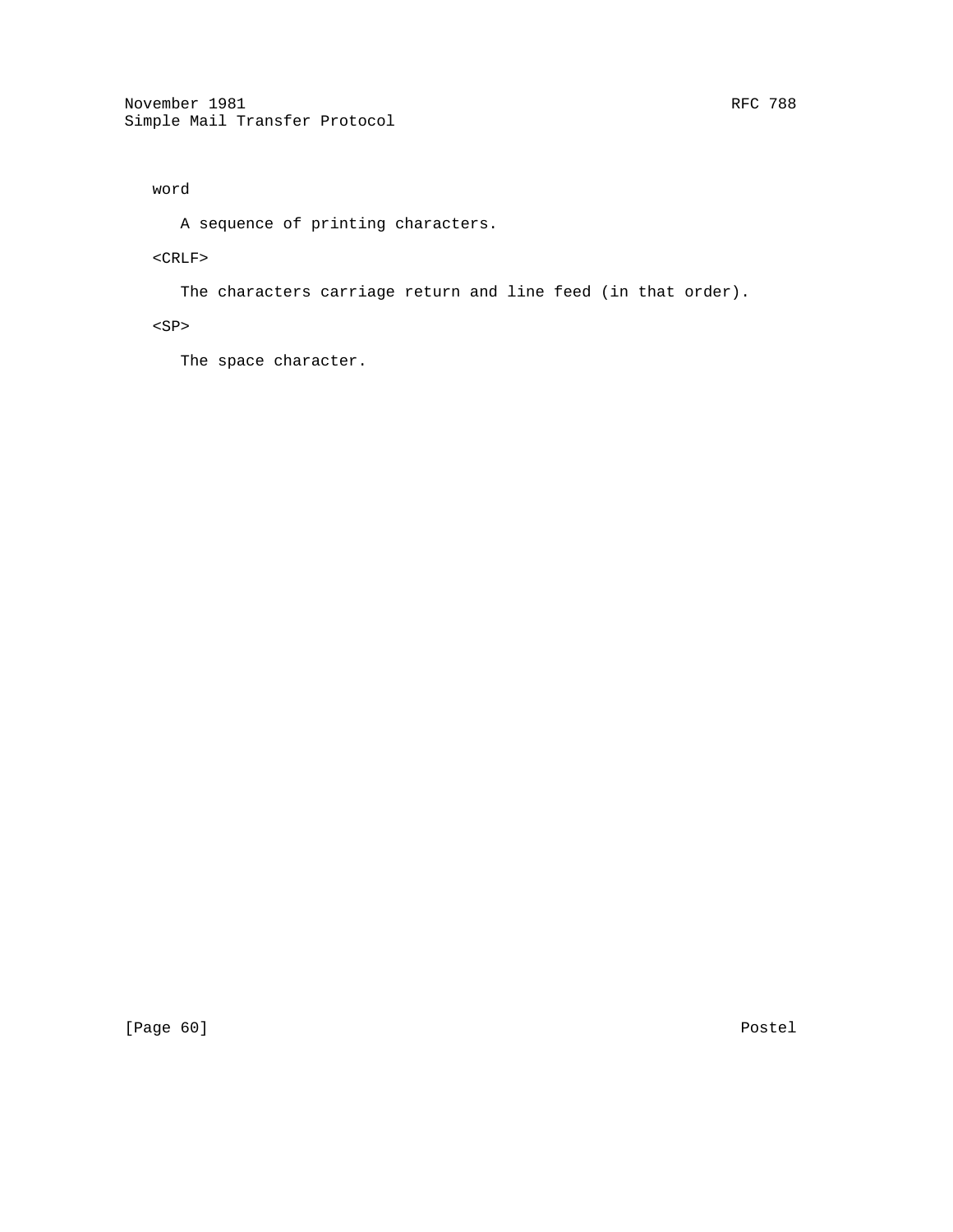word

A sequence of printing characters.

<CRLF>

The characters carriage return and line feed (in that order).

<SP>

The space character.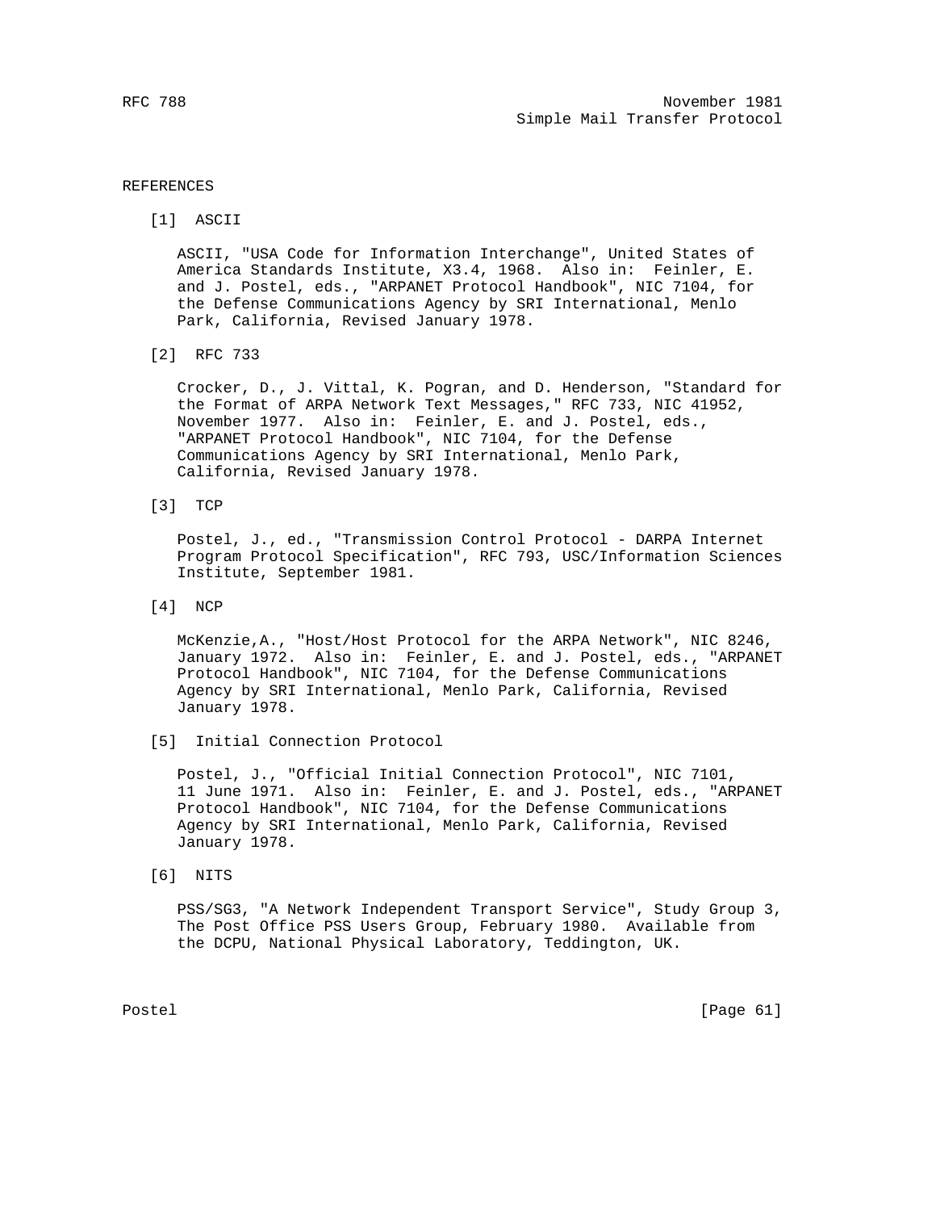## REFERENCES

[1] ASCII

ASCII, "USA Code for Information Interchange", United States of America Standards Institute, X3.4, 1968. Also in: Feinler, E. and J. Postel, eds., "ARPANET Protocol Handbook", NIC 7104, for the Defense Communications Agency by SRI International, Menlo Park, California, Revised January 1978.

[2] RFC 733

Crocker, D., J. Vittal, K. Pogran, and D. Henderson, "Standard for the Format of ARPA Network Text Messages," RFC 733, NIC 41952, November 1977. Also in: Feinler, E. and J. Postel, eds., "ARPANET Protocol Handbook", NIC 7104, for the Defense Communications Agency by SRI International, Menlo Park, California, Revised January 1978.

[3] TCP

Postel, J., ed., "Transmission Control Protocol - DARPA Internet Program Protocol Specification", RFC 793, USC/Information Sciences Institute, September 1981.

[4] NCP

McKenzie,A., "Host/Host Protocol for the ARPA Network", NIC 8246, January 1972. Also in: Feinler, E. and J. Postel, eds., "ARPANET Protocol Handbook", NIC 7104, for the Defense Communications Agency by SRI International, Menlo Park, California, Revised January 1978.

[5] Initial Connection Protocol

Postel, J., "Official Initial Connection Protocol", NIC 7101, 11 June 1971. Also in: Feinler, E. and J. Postel, eds., "ARPANET Protocol Handbook", NIC 7104, for the Defense Communications Agency by SRI International, Menlo Park, California, Revised January 1978.

[6] NITS

PSS/SG3, "A Network Independent Transport Service", Study Group 3, The Post Office PSS Users Group, February 1980. Available from the DCPU, National Physical Laboratory, Teddington, UK.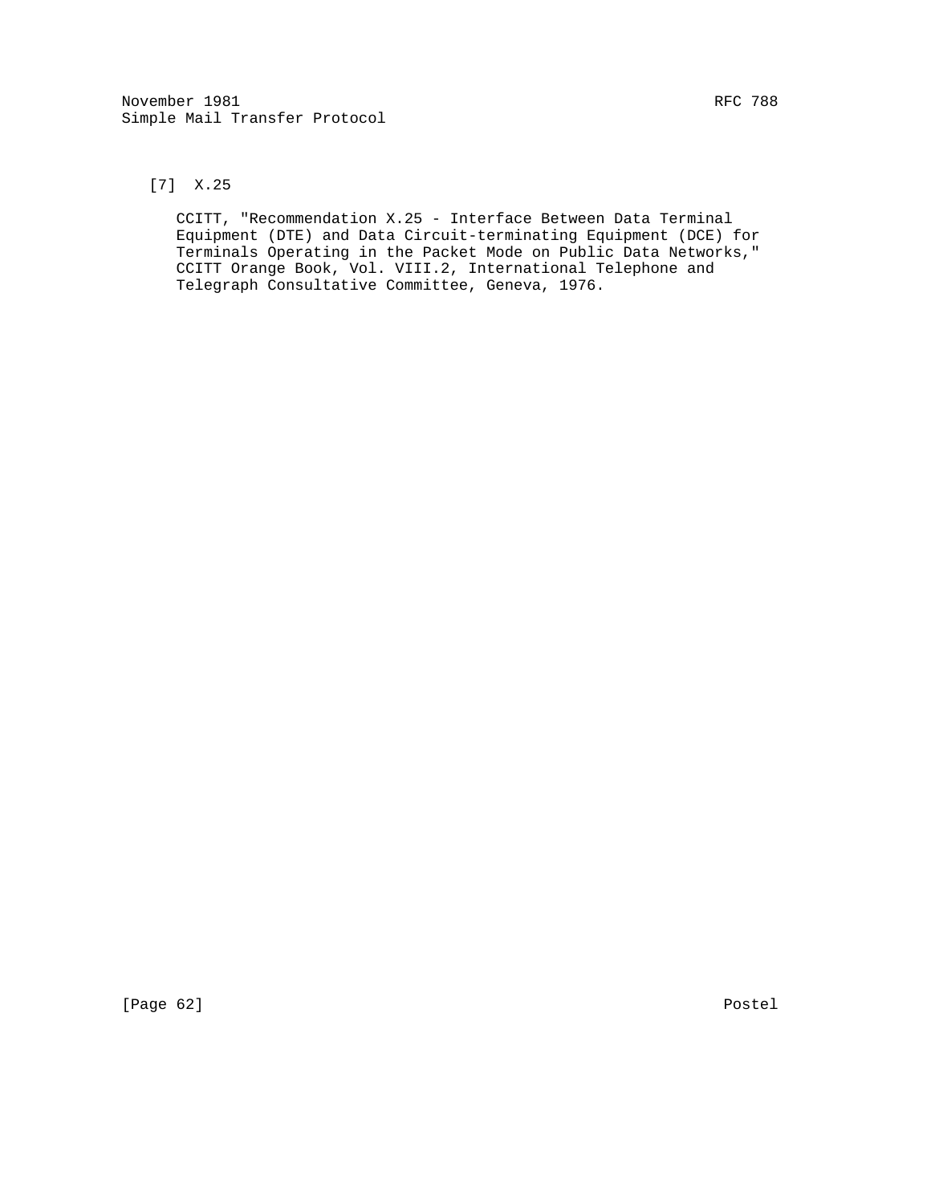[7]  X.25

CCITT, "Recommendation X.25 - Interface Between Data Terminal Equipment (DTE) and Data Circuit-terminating Equipment (DCE) for Terminals Operating in the Packet Mode on Public Data Networks," CCITT Orange Book, Vol. VIII.2, International Telephone and Telegraph Consultative Committee, Geneva, 1976.